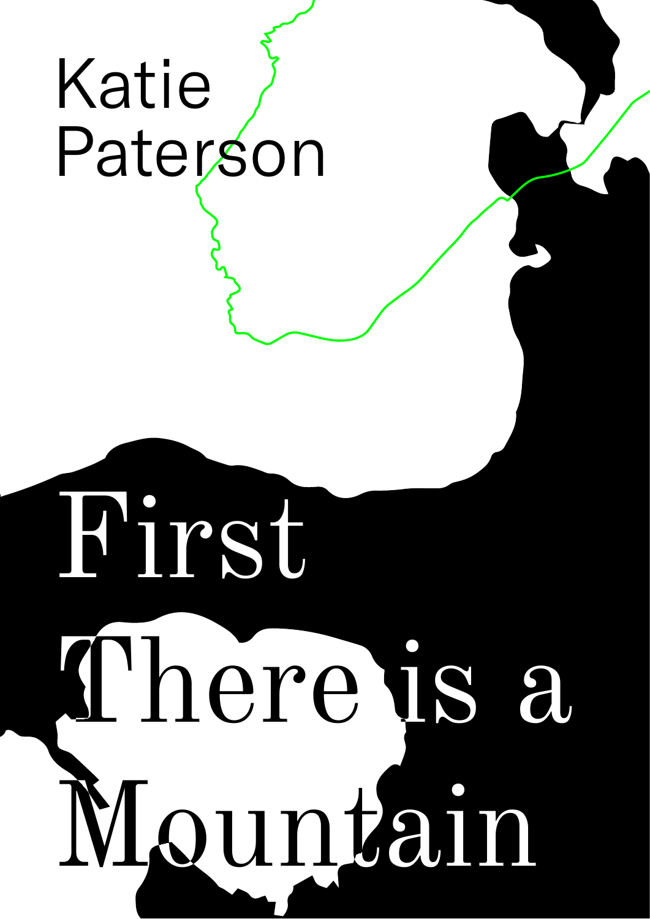Katie Paterson

# First There is a Mountain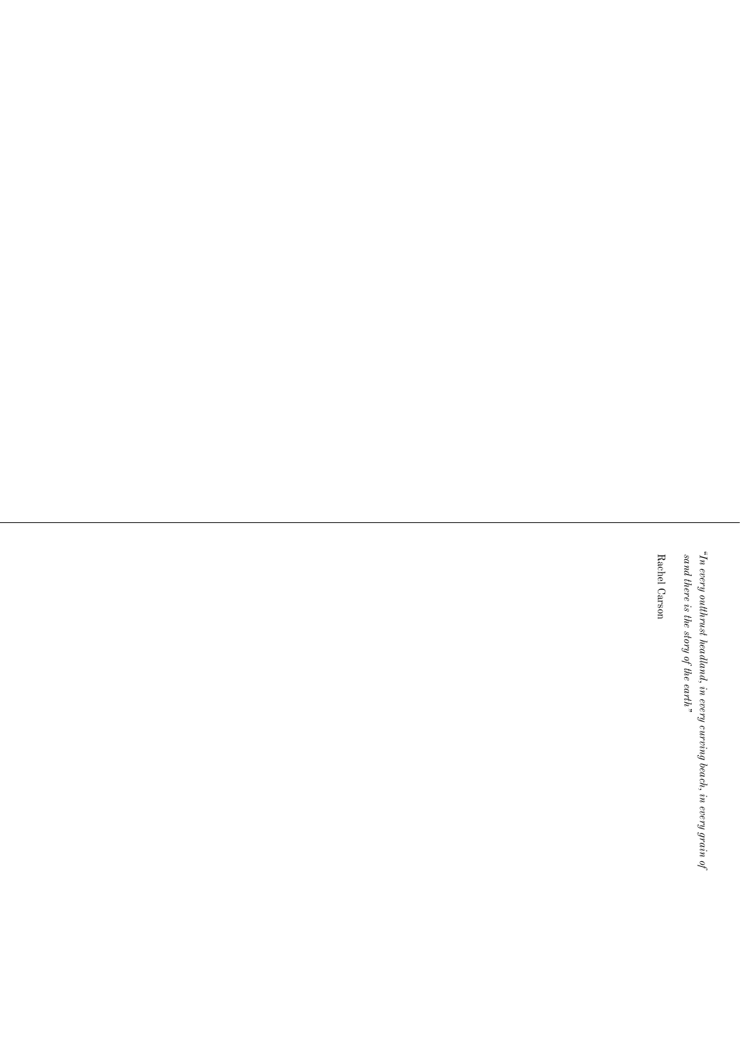*"In every outthrust headland, in every curving beach, in every grain of sand there is the story of the earth"*

Rachel Carson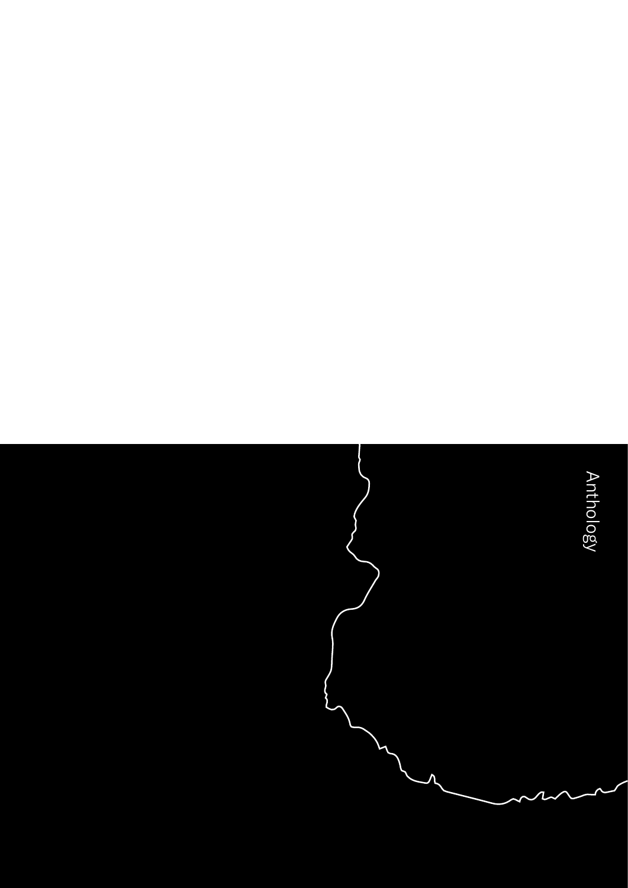Anthology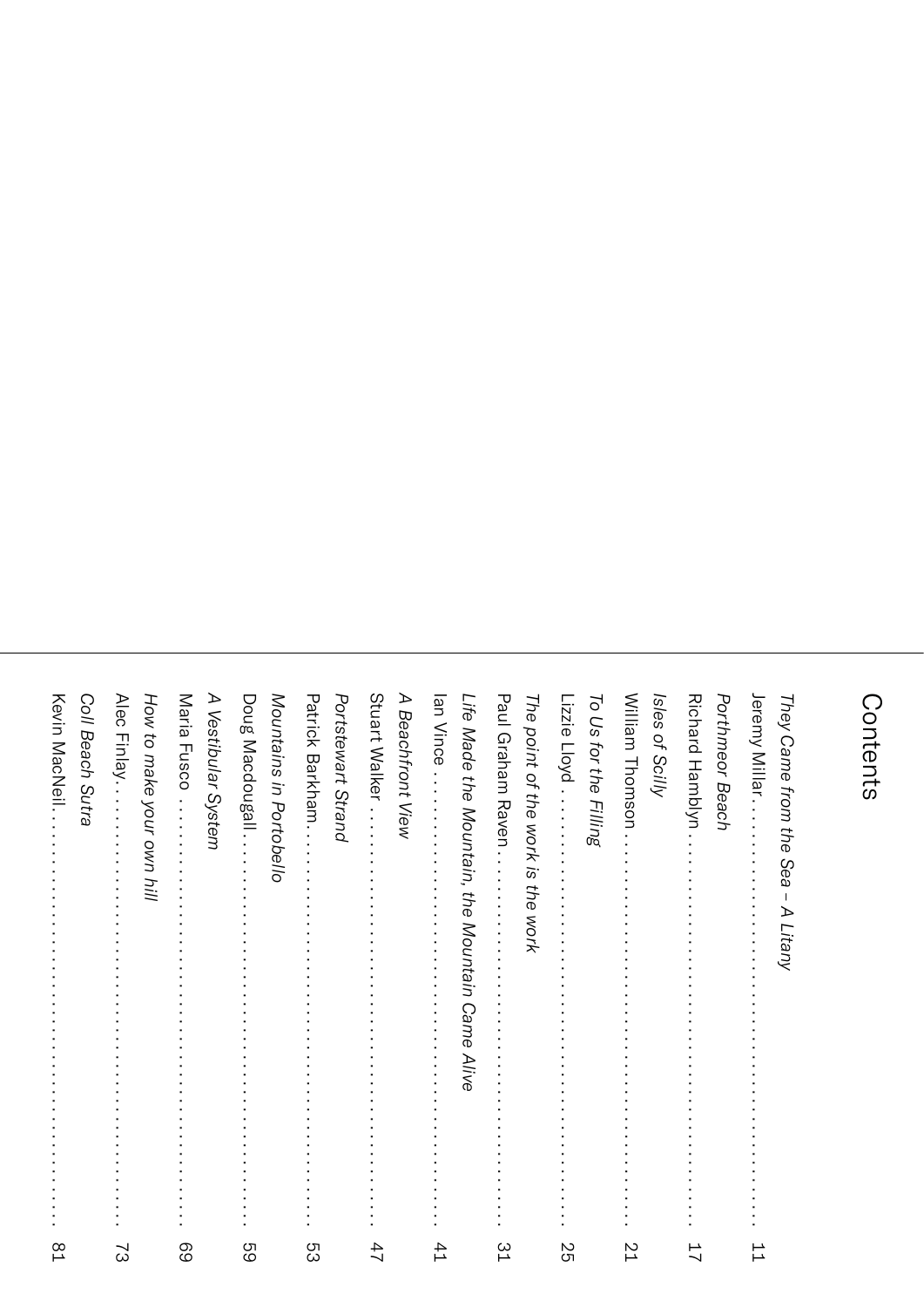# Contents

*They Came from the Sea – A Litany*
Jeremy Millar . . . . . . . . . . . . . . . . . . . . . . . . . . . . . . . . . . . . . . . . . . 11

*Porthmeor Beach*
Richard Hamblyn . . . . . . . . . . . . . . . . . . . . . . . . . . . . . . . . . . . . . . . 17

*Isles of Scilly*
William Thomson . . . . . . . . . . . . . . . . . . . . . . . . . . . . . . . . . . . . . . . 21

*To Us for the Filling*
Lizzie Lloyd . . . . . . . . . . . . . . . . . . . . . . . . . . . . . . . . . . . . . . . . . . . 25

*The point of the work is the work*
Paul Graham Raven . . . . . . . . . . . . . . . . . . . . . . . . . . . . . . . . . . . . . 31

*Life Made the Mountain, the Mountain Came Alive*
Ian Vince . . . . . . . . . . . . . . . . . . . . . . . . . . . . . . . . . . . . . . . . . . . . . . 41

*A Beachfront View*
Stuart Walker . . . . . . . . . . . . . . . . . . . . . . . . . . . . . . . . . . . . . . . . . . 47

*Portstewart Strand*
Patrick Barkham . . . . . . . . . . . . . . . . . . . . . . . . . . . . . . . . . . . . . . . . 53

*Mountains in Portobello*
Doug Macdougall . . . . . . . . . . . . . . . . . . . . . . . . . . . . . . . . . . . . . . . 59

*A Vestibular System*
Maria Fusco . . . . . . . . . . . . . . . . . . . . . . . . . . . . . . . . . . . . . . . . . . . 69

*How to make your own hill*
Alec Finlay . . . . . . . . . . . . . . . . . . . . . . . . . . . . . . . . . . . . . . . . . . . . 73

*Coll Beach Sutra*
Kevin MacNeil . . . . . . . . . . . . . . . . . . . . . . . . . . . . . . . . . . . . . . . . . . 81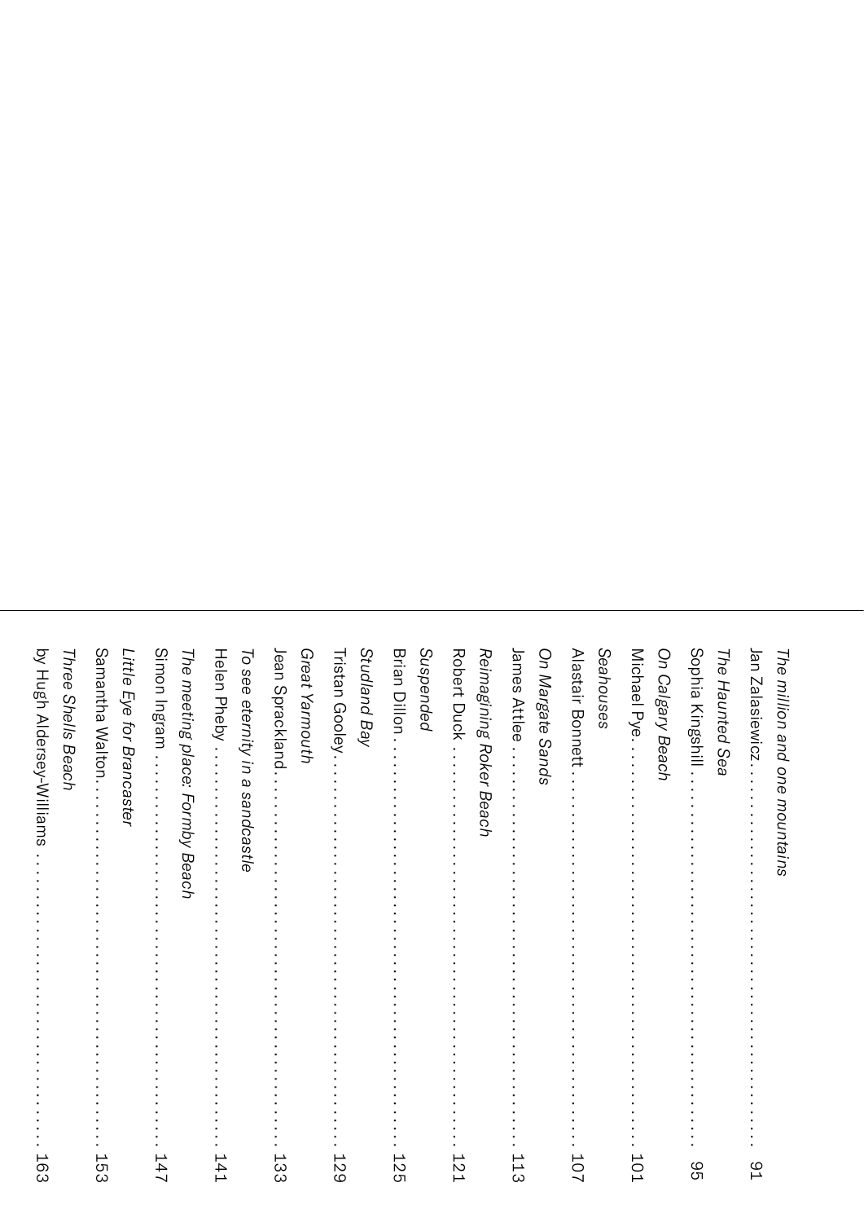*The million and one mountains*
Jan Zalasiewicz . . . . . . . . . . . . . . . . . . . . . . . . . . . . . . . . . 91

*The Haunted Sea*
Sophia Kingshill . . . . . . . . . . . . . . . . . . . . . . . . . . . . . . . . 95

*On Calgary Beach*
Michael Pye . . . . . . . . . . . . . . . . . . . . . . . . . . . . . . . . . . 101

*Seahouses*
Alastair Bonnett . . . . . . . . . . . . . . . . . . . . . . . . . . . . . . . 107

*On Margate Sands*
James Attlee . . . . . . . . . . . . . . . . . . . . . . . . . . . . . . . . . 113

*Reimagining Roker Beach*
Robert Duck . . . . . . . . . . . . . . . . . . . . . . . . . . . . . . . . . 121

*Suspended*
Brian Dillon . . . . . . . . . . . . . . . . . . . . . . . . . . . . . . . . . 125

*Studland Bay*
Tristan Gooley . . . . . . . . . . . . . . . . . . . . . . . . . . . . . . . . 129

*Great Yarmouth*
Jean Sprackland . . . . . . . . . . . . . . . . . . . . . . . . . . . . . . . 133

*To see eternity in a sandcastle*
Helen Pheby . . . . . . . . . . . . . . . . . . . . . . . . . . . . . . . . . 141

*The meeting place: Formby Beach*
Simon Ingram . . . . . . . . . . . . . . . . . . . . . . . . . . . . . . . . 147

*Little Eye for Brancaster*
Samantha Walton . . . . . . . . . . . . . . . . . . . . . . . . . . . . . . . 153

*Three Shells Beach*
by Hugh Aldersey-Williams . . . . . . . . . . . . . . . . . . . . . . . . . 163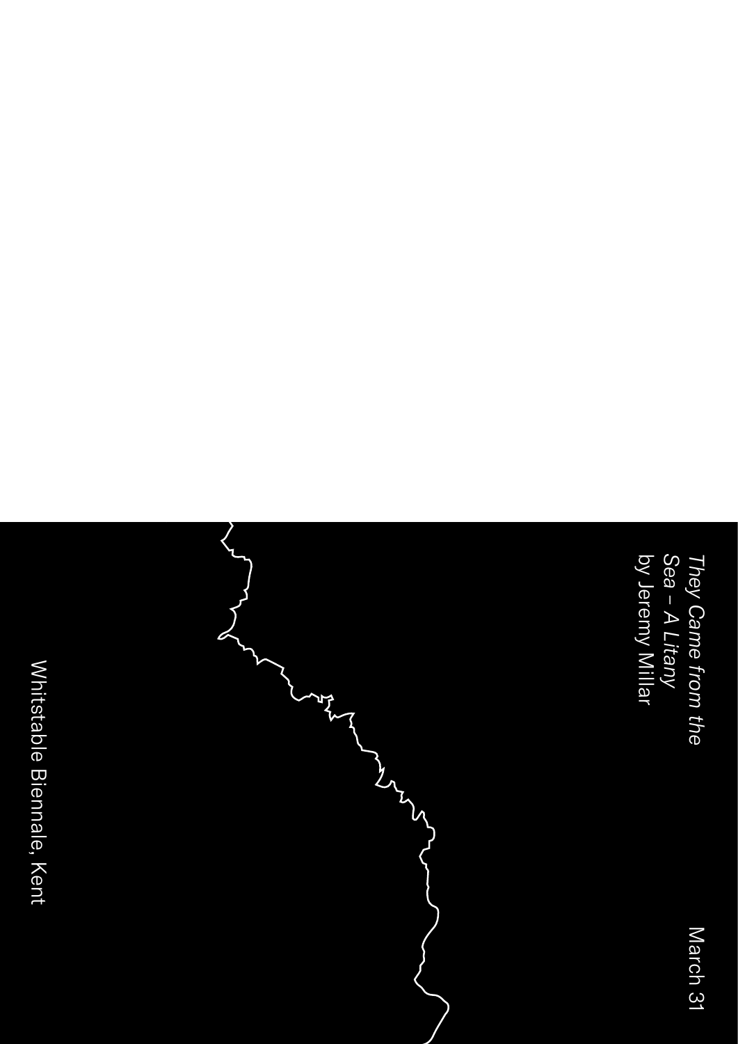*They Came from the Sea – A Litany*
by Jeremy Millar

March 31

Whitstable Biennale, Kent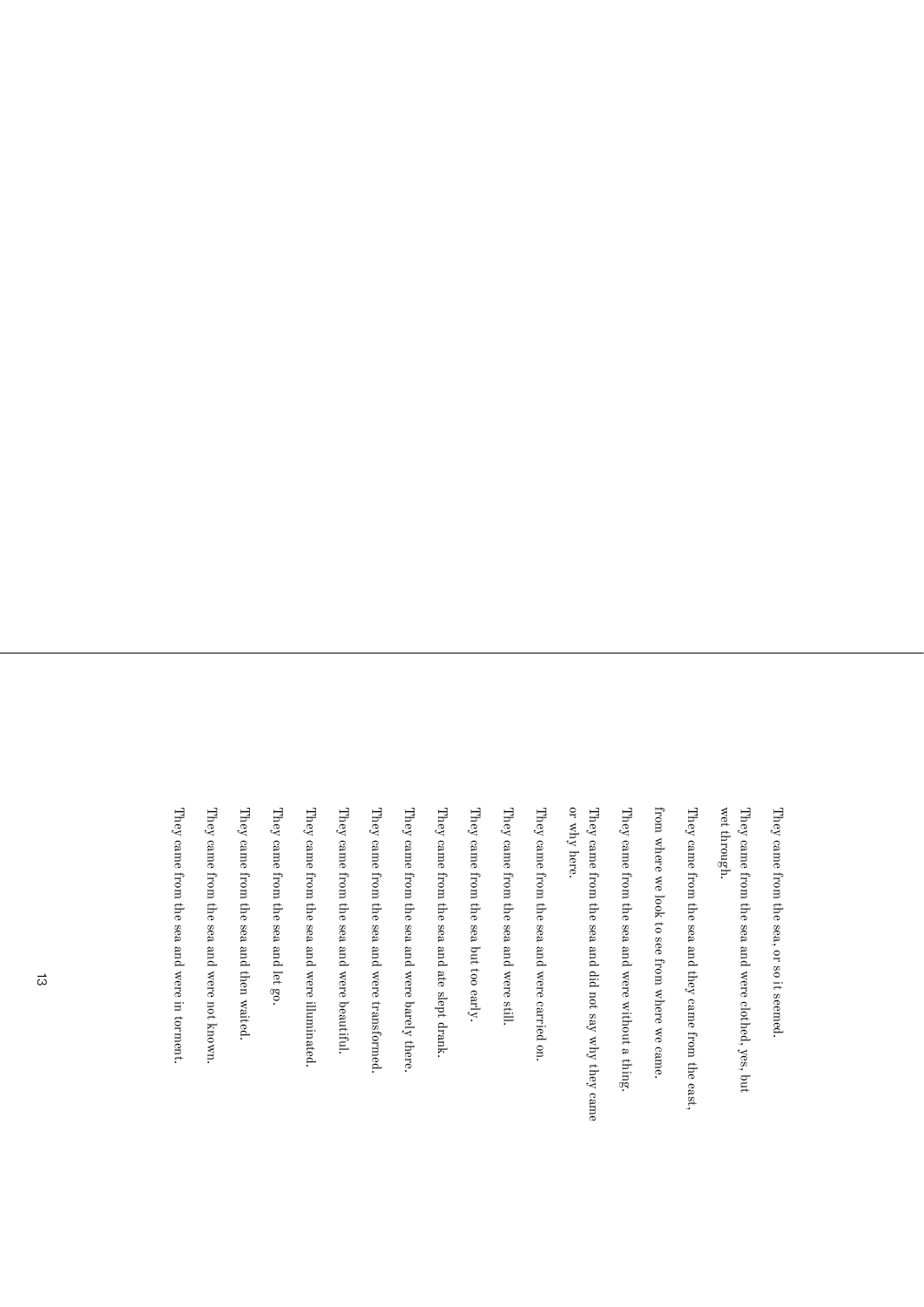They came from the sea, or so it seemed.

They came from the sea and were clothed, yes, but
wet through.

They came from the sea and they came from the east,

from where we look to see from where we came.

They came from the sea and were without a thing.

They came from the sea and did not say why they came
or why here.

They came from the sea and were carried on.

They came from the sea and were still.

They came from the sea but too early.

They came from the sea and ate slept drank.

They came from the sea and were barely there.

They came from the sea and were transformed.

They came from the sea and were beautiful.

They came from the sea and were illuminated.

They came from the sea and let go.

They came from the sea and then waited.

They came from the sea and were not known.

They came from the sea and were in torment.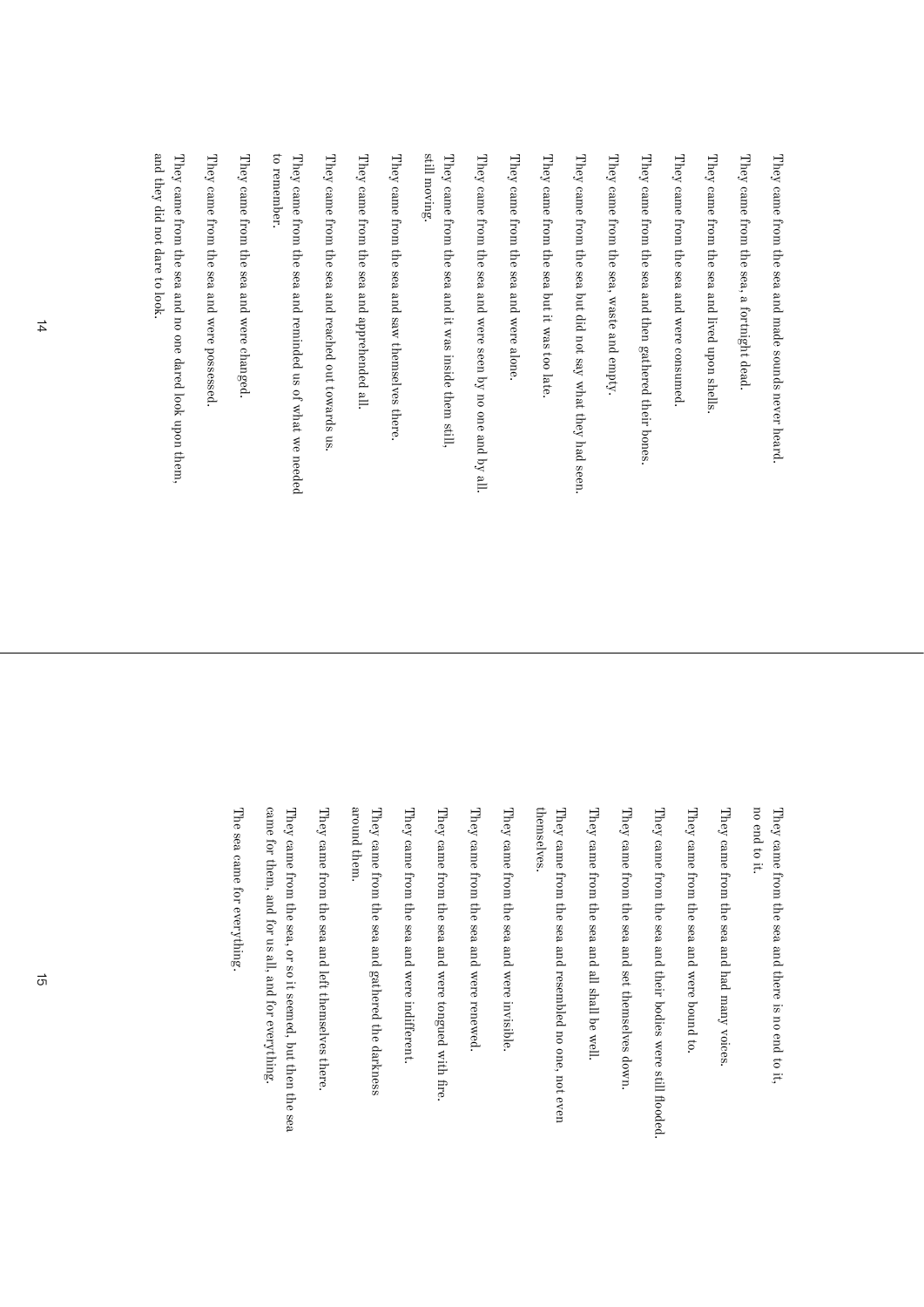They came from the sea and made sounds never heard.

They came from the sea, a fortnight dead.

They came from the sea and lived upon shells.

They came from the sea and were consumed.

They came from the sea and then gathered their bones.

They came from the sea, waste and empty.

They came from the sea but did not say what they had seen.

They came from the sea but it was too late.

They came from the sea and were alone.

They came from the sea and were seen by no one and by all.

They came from the sea and it was inside them still, still moving.

They came from the sea and saw themselves there.

They came from the sea and apprehended all.

They came from the sea and reached out towards us.

They came from the sea and reminded us of what we needed to remember.

They came from the sea and were changed.

They came from the sea and were possessed.

They came from the sea and no one dared look upon them, and they did not dare to look.

They came from the sea and there is no end to it, no end to it.

They came from the sea and had many voices.

They came from the sea and were bound to.

They came from the sea and their bodies were still flooded.

They came from the sea and set themselves down.

They came from the sea and all shall be well.

They came from the sea and resembled no one, not even themselves.

They came from the sea and were invisible.

They came from the sea and were renewed.

They came from the sea and were tongued with fire.

They came from the sea and were indifferent.

They came from the sea and gathered the darkness around them.

They came from the sea and left themselves there.

They came from the sea, or so it seemed, but then the sea came for them, and for us all, and for everything.

The sea came for everything.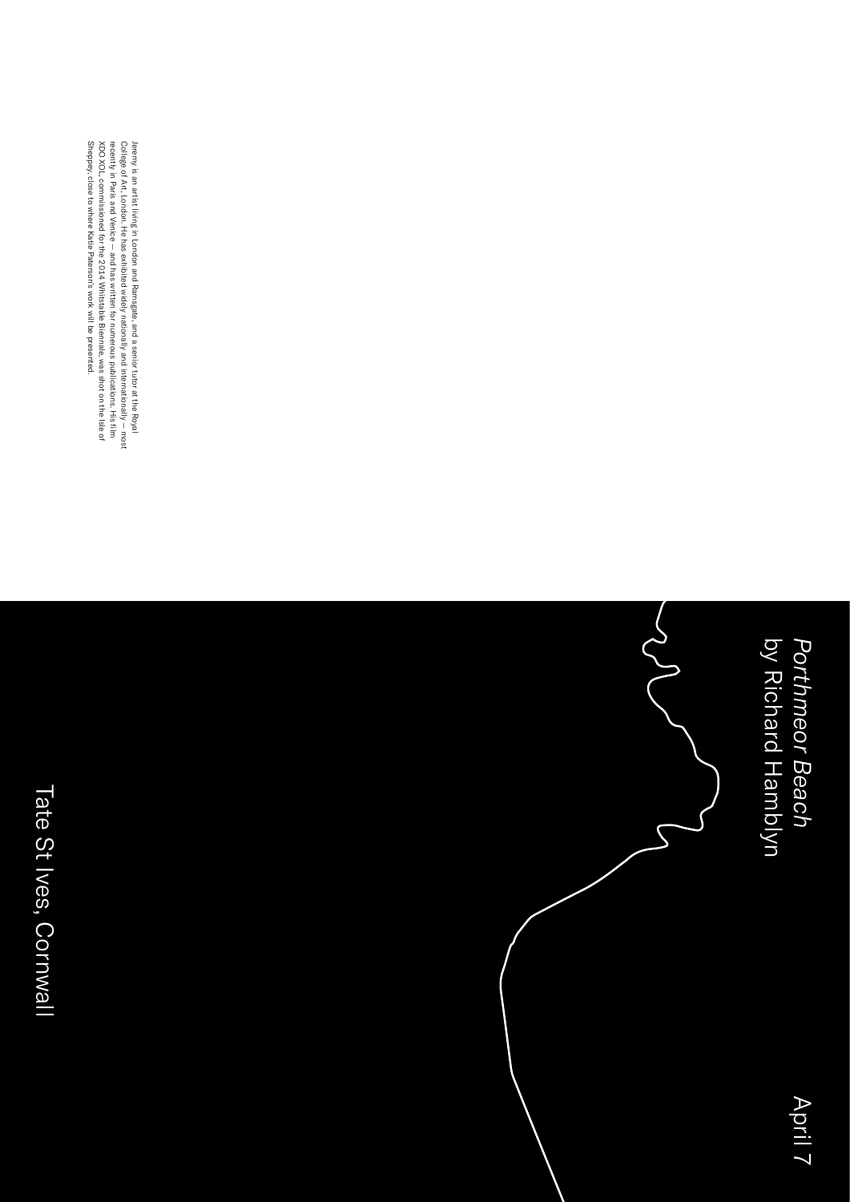Jeremy is an artist living in London and Ramsgate, and a senior tutor at the Royal College of Art, London. He has exhibited widely nationally and internationally – most recently in Paris and Venice – and has written for numerous publications. His film XOO XOL, commissioned for the 2014 Whitstable Biennale, was shot on the Isle of Sheppey, close to where Katie Paterson's work will be presented.

*Porthmeor Beach*
by Richard Hamblyn

April 7

Tate St Ives, Cornwall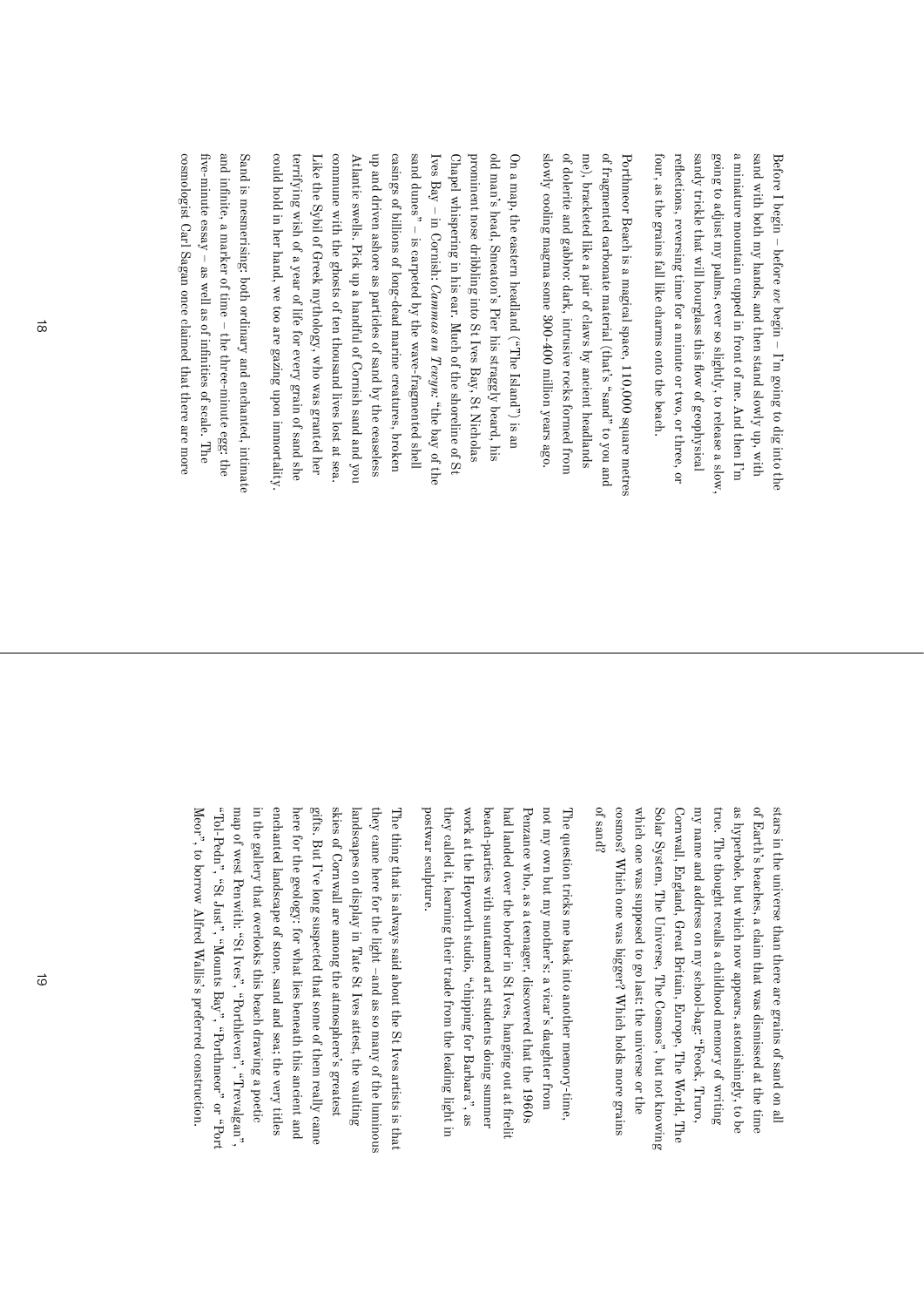Before I begin – before *we* begin – I'm going to dig into the sand with both my hands, and then stand slowly up, with a miniature mountain cupped in front of me. And then I'm going to adjust my palms, ever so slightly, to release a slow, sandy trickle that will hourglass this flow of geophysical reflections, reversing time for a minute or two, or three, or four, as the grains fall like charms onto the beach.

Porthmeor Beach is a magical space, 110,000 square metres of fragmented carbonate material (that's "sand" to you and me), bracketed like a pair of claws by ancient headlands of dolerite and gabbro: dark, intrusive rocks formed from slowly cooling magma some 300-400 million years ago.

On a map, the eastern headland ("The Island") is an old man's head, Smeaton's Pier his straggly beard, his prominent nose dribbling into St Ives Bay, St Nicholas Chapel whispering in his ear. Much of the shoreline of St Ives Bay – in Cornish: *Cammas an Tewyn*: "the bay of the sand dunes" – is carpeted by the wave-fragmented shell casings of billions of long-dead marine creatures, broken up and driven ashore as particles of sand by the ceaseless Atlantic swells. Pick up a handful of Cornish sand and you commune with the ghosts of ten thousand lives lost at sea. Like the Sybil of Greek mythology, who was granted her terrifying wish of a year of life for every grain of sand she could hold in her hand, we too are gazing upon immortality.

Sand is mesmerising: both ordinary and enchanted, intimate and infinite, a marker of time – the three-minute egg; the five-minute essay – as well as of infinities of scale. The cosmologist Carl Sagan once claimed that there are more stars in the universe than there are grains of sand on all of Earth's beaches, a claim that was dismissed at the time as hyperbole, but which now appears, astonishingly, to be true. The thought recalls a childhood memory of writing my name and address on my school-bag: "Feock, Truro, Cornwall, England, Great Britain, Europe, The World, The Solar System, The Universe, The Cosmos", but not knowing which one was supposed to go last: the universe or the cosmos? Which one was bigger? Which holds more grains of sand?

The question tricks me back into another memory-time, not my own but my mother's: a vicar's daughter from Penzance who, as a teenager, discovered that the 1960s had landed over the border in St Ives, hanging out at firelit beach-parties with suntanned art students doing summer work at the Hepworth studio, "chipping for Barbara", as they called it, learning their trade from the leading light in postwar sculpture.

The thing that is always said about the St Ives artists is that they came here for the light – and as so many of the luminous landscapes on display in Tate St Ives attest, the vaulting skies of Cornwall are among the atmosphere's greatest gifts. But I've long suspected that some of them really came here for the geology: for what lies beneath this ancient and enchanted landscape of stone, sand and sea; the very titles in the gallery that overlooks this beach drawing a poetic map of west Penwith: "St Ives", "Porthleven", "Trevalgan", "Tol-Pedn", "St Just", "Mounts Bay", "Porthmeor" or "Port Meor", to borrow Alfred Wallis's preferred construction.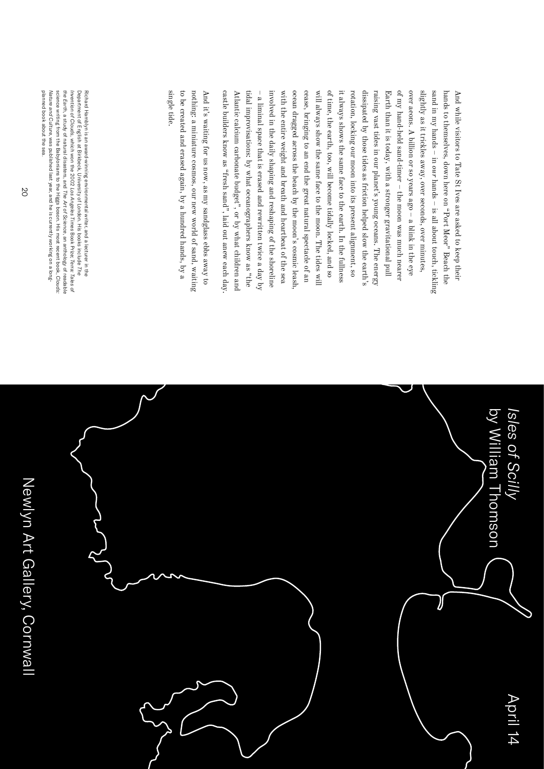And while visitors to Tate St Ives are asked to keep their hands to themselves, down here on "Port Meor" Beach the sand in my hands – in *our* hands – is all about touch, tickling slightly as it trickles away, over seconds, over minutes, over aeons. A billion or so years ago – a blink in the eye of my hand-held sand-timer – the moon was much nearer Earth than it is today, with a stronger gravitational pull raising vast tides in our planet's young oceans. The energy dissipated by those tides as friction helped slow the earth's rotation, locking our moon into its present alignment, so it always shows the same face to the earth. In the fullness of time, the earth, too, will become tidally locked, and so will always show the same face to the moon. The tides will cease, bringing to an end the great natural spectacle of an ocean dragged across the beach by the moon's cosmic leash, with the entire weight and breath and heartbeat of the sea involved in the daily shaping and reshaping of the shoreline – a liminal space that is erased and rewritten twice a day by tidal improvisations: by what oceanographers know as "the Atlantic calcium carbonate budget", or by what children and castle builders know as "fresh sand", laid out anew each day.

And it's waiting for us now, as my sandglass ebbs away to nothing: a miniature cosmos, our new world of sand, waiting to be created and erased again, by a hundred hands, by a single tide.

Richard Hamblyn is an award-winning environmental writer, and a lecturer in the Department of English at Birkbeck, University of London. His books include *The Invention of Clouds*, which won the 2002 *Los Angeles Times* Book Prize, *Terra: Tales of the Earth*, a study of natural disasters, and *The Art of Science*, an anthology of readable science writing from the Babylonians to the Higgs boson. His most recent book, *Clouds: Nature and Culture*, was published last year, and he is currently working on a long-planned book about the sea.

## April 14

*Isles of Scilly*
by William Thomson

Newlyn Art Gallery, Cornwall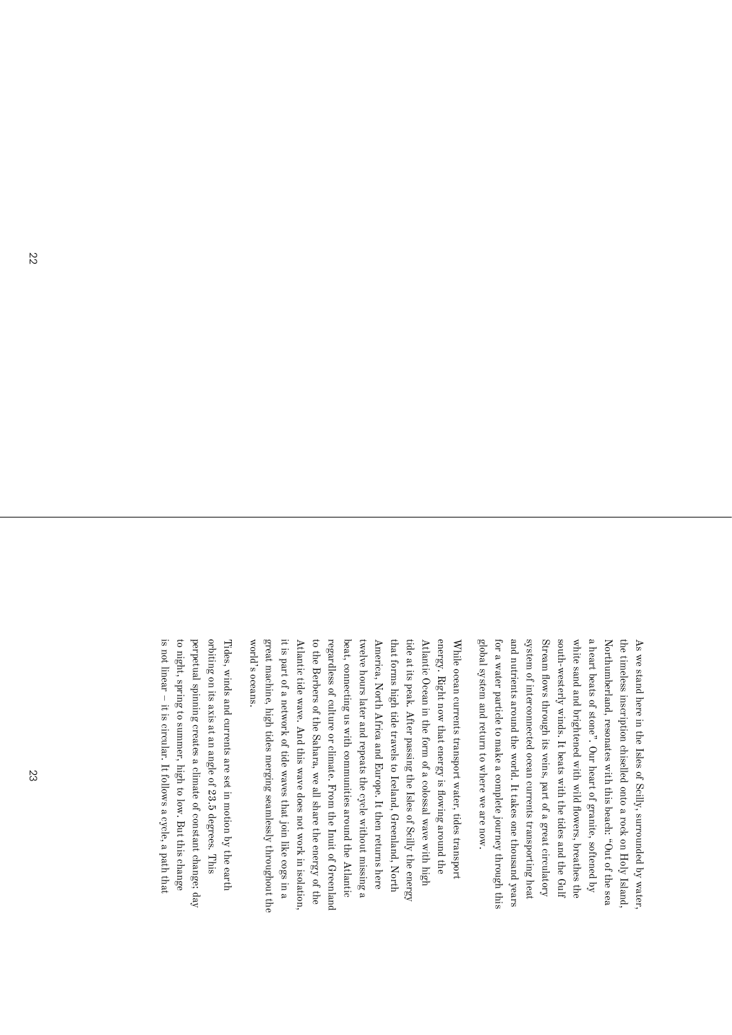As we stand here in the Isles of Scilly, surrounded by water, the timeless inscription chiselled onto a rock on Holy Island, Northumberland, resonates with this beach: "Out of the sea a heart beats of stone". Our heart of granite, softened by white sand and brightened with wild flowers, breathes the south-westerly winds. It beats with the tides and the Gulf Stream flows through its veins, part of a great circulatory system of interconnected ocean currents transporting heat and nutrients around the world. It takes one thousand years for a water particle to make a complete journey through this global system and return to where we are now.

While ocean currents transport water, tides transport energy. Right now that energy is flowing around the Atlantic Ocean in the form of a colossal wave with high tide at its peak. After passing the Isles of Scilly the energy that forms high tide travels to Iceland, Greenland, North America, North Africa and Europe. It then returns here twelve hours later and repeats the cycle without missing a beat, connecting us with communities around the Atlantic regardless of culture or climate. From the Inuit of Greenland to the Berbers of the Sahara, we all share the energy of the Atlantic tide wave. And this wave does not work in isolation, it is part of a network of tide waves that join like cogs in a great machine, high tides merging seamlessly throughout the world's oceans.

Tides, winds and currents are set in motion by the earth orbiting on its axis at an angle of 23.5 degrees. This perpetual spinning creates a climate of constant change; day to night, spring to summer, high to low. But this change is not linear – it is circular. It follows a cycle, a path that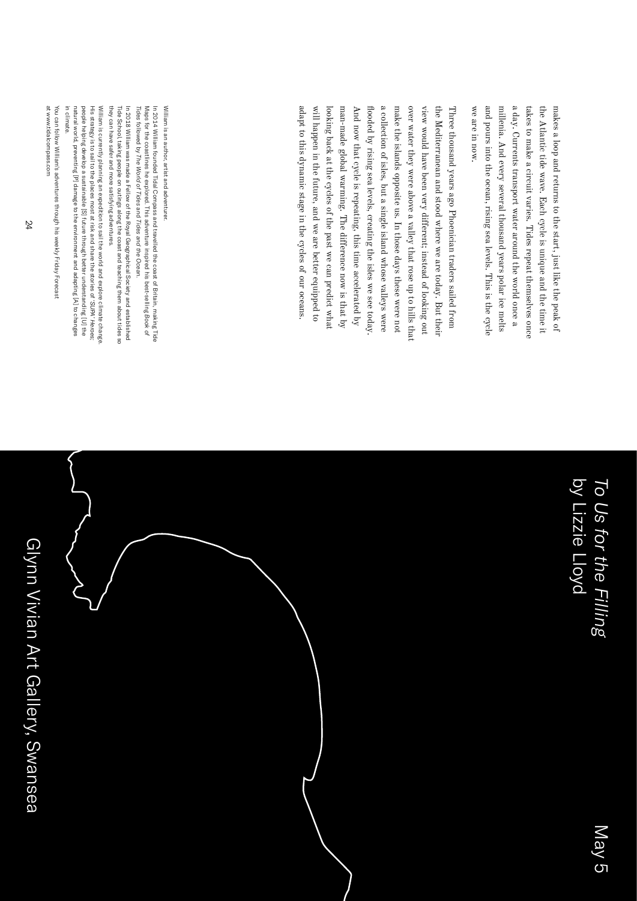makes a loop and returns to the start, just like the peak of the Atlantic tide wave. Each cycle is unique and the time it takes to make a circuit varies. Tides repeat themselves once a day. Currents transport water around the world once a millenia. And every several thousand years polar ice melts and pours into the ocean, rising sea levels. This is the cycle we are in now.

Three thousand years ago Phoenician traders sailed from the Mediterranean and stood where we are today. But their view would have been very different; instead of looking out over water they were above a valley that rose up to hills that make the islands opposite us. In those days these were not a collection of isles, but a single island whose valleys were flooded by rising sea levels, creating the isles we see today. And now that cycle is repeating, this time accelerated by man-made global warming. The difference now is that by looking back at the cycles of the past we can predict what will happen in the future, and we are better equipped to adapt to this dynamic stage in the cycles of our oceans.

William is an author, artist and adventurer.

In 2014 William founded Tidal Compass and travelled the coast of Britain, making Tide Maps for the coastlines he explored. This adventure inspired his best-selling *Book of Tides* followed by *The World of Tides* and *Tides and the Ocean*.

In 2018 William was made a Fellow of the Royal Geographical Society and established Tide School, taking people on outings along the coast and teaching them about tides so they can have safer and more satisfying adventures.

William is currently planning an expedition to sail the world and explore climate change. His strategy is to sail to the places most at risk and share the stories of *SUPA Heroes*; people helping develop a sustainable [S] future through better understanding [U] the natural world, preventing [P] damage to the environment and adapting [A] to changes in climate.

You can follow William's adventures through his weekly Friday Forecast at www.tidalcompass.com

# *To Us for the Filling*
by Lizzie Lloyd

May 5

Glynn Vivian Art Gallery, Swansea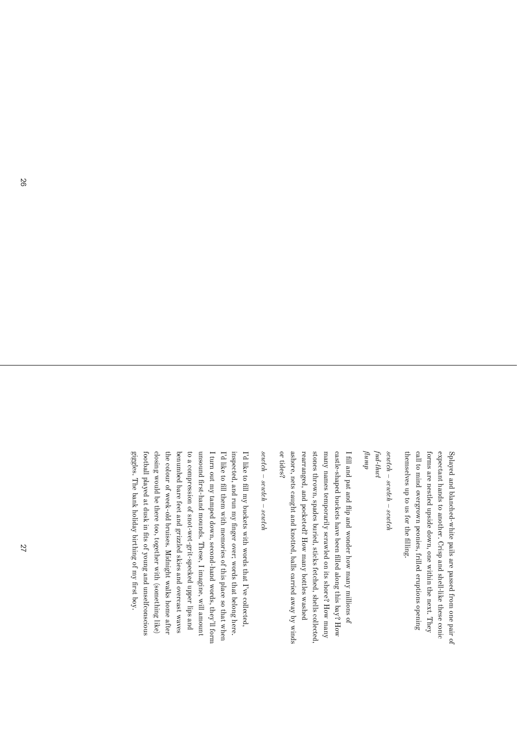Splayed and blanched-white pails are passed from one pair of expectant hands to another. Crisp and shell-like these conic forms are nestled upside down, one within the next. They call to mind overgrown peonies, frilled eruptions opening themselves up to us for the filling.

*scutch – scutch – scutch*

*fud-thud*

*flump*

I fill and pat and flip and wonder how many millions of castle-shaped buckets have been filled along this bay? How many names temporarily scrawled on its shore? How many stones thrown, spades buried, sticks fetched, shells collected, rearranged, and pocketed? How many bottles washed ashore, nets caught and knotted, balls carried away by winds or tides?

*scutch – scutch – scutch*

I'd like to fill my buckets with words that I've collected, inspected, and run my finger over; words that belong here. I'd like to fill them with memories of this place so that when I turn out my tamped down, second-hand words, they'll form unsound first-hand mounds. These, I imagine, will amount to a compression of snot-wet-grit-specked upper lips and benumbed bare feet and grizzled skies and overcast waves the colour of week-old bruises. Midnight walks home after closing would be there too, together with (something like) football played at dusk in fits of young and unselfconscious giggles. The bank holiday birthing of my first boy.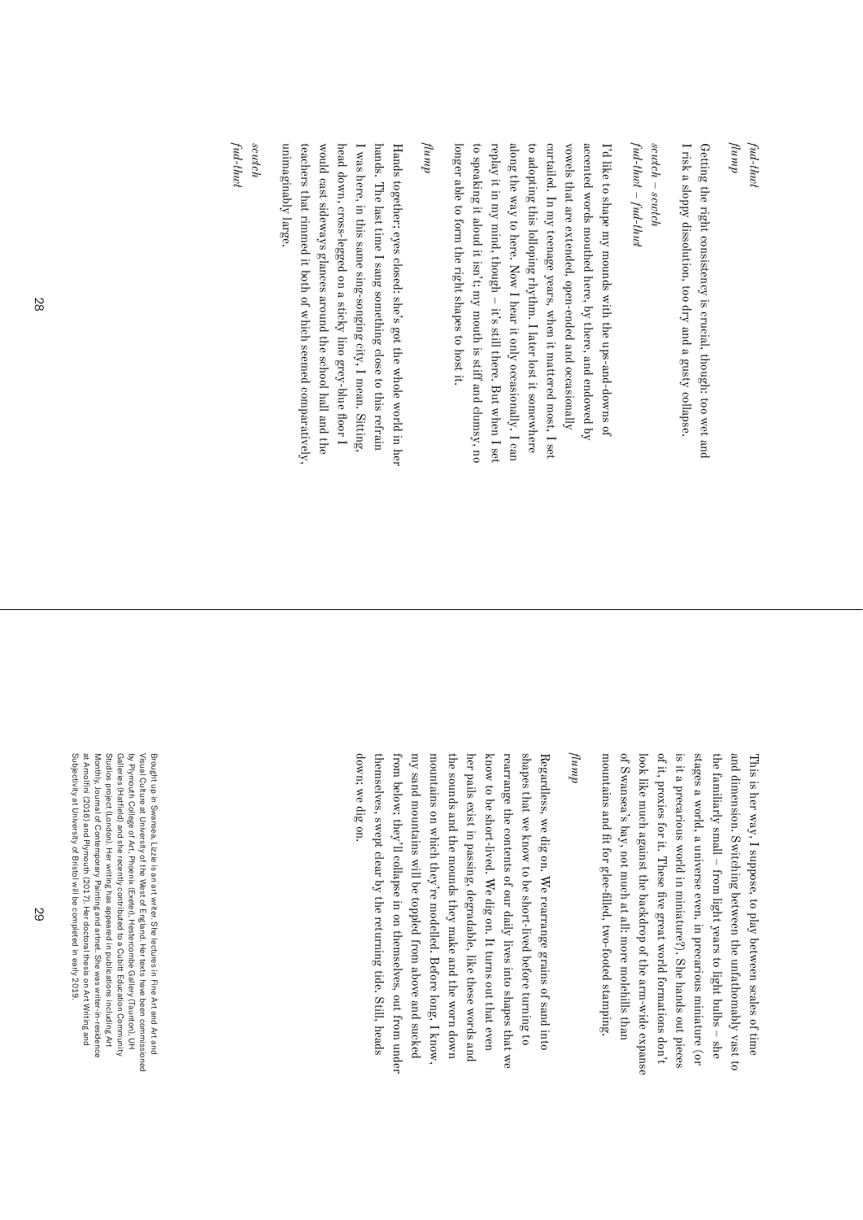*fud-thut*

*flump*

Getting the right consistency is crucial, though: too wet and I risk a sloppy dissolution, too dry and a gusty collapse.

*scutch – scutch*

*fud-thut – fud-thut*

I'd like to shape my mounds with the ups-and-downs of accented words mouthed here, by there, and endowed by vowels that are extended, open-ended and occasionally curtailed. In my teenage years, when it mattered most, I set to adopting this lolloping rhythm. I later lost it somewhere along the way to here. Now I hear it only occasionally. I can replay it in my mind, though – it's still there. But when I set to speaking it aloud it isn't; my mouth is stiff and clumsy, no longer able to form the right shapes to host it.

*flump*

Hands together; eyes closed: she's got the whole world in her hands. The last time I sang something close to this refrain I was here, in this same sing-songing city, I mean. Sitting, head down, cross-legged on a sticky lino grey-blue floor I would cast sideways glances around the school hall and the teachers that rimmed it both of which seemed comparatively, unimaginably large.

*scutch*

*fud-thut*

This is her way, I suppose, to play between scales of time and dimension. Switching between the unfathomably vast to the familiarly small – from light years to light bulbs – she stages a world, a universe even, in precarious miniature (or is it a precarious world in miniature?). She hands out pieces of it, proxies for it. These five great world formations don't look like much against the backdrop of the arm-wide expanse of Swansea's bay, not much at all: more molehills than mountains and fit for glee-filled, two-footed stamping.

*flump*

Regardless, we dig on. We rearrange grains of sand into shapes that we know to be short-lived before turning to rearrange the contents of our daily lives into shapes that we know to be short-lived. We dig on. It turns out that even her pails exist in passing, degradable, like these words and the sounds and the mounds they make and the worn down mountains on which they're modelled. Before long, I know, my sand mountains will be toppled from above and sucked from below; they'll collapse in on themselves, out from under themselves, swept clear by the returning tide. Still, heads down; we dig on.

Brought up in Swansea, Lizzie is an art writer. She lectures in Fine Art and Art and Visual Culture at University of the West of England. Her texts have been commissioned by Plymouth College of Art, Phoenix (Exeter), Hestercombe Gallery (Taunton), UH Galleries (Hatfield) and she recently contributed to a Cubitt Education Community Studios project (London). Her writing has appeared in publications including Art Monthly, Journal of Contemporary Painting and artnet. She was writer-in-residence at Arnolfini (2016) and Plymouth (2017). Her doctoral thesis on Art Writing and Subjectivity at University of Bristol will be completed in early 2019.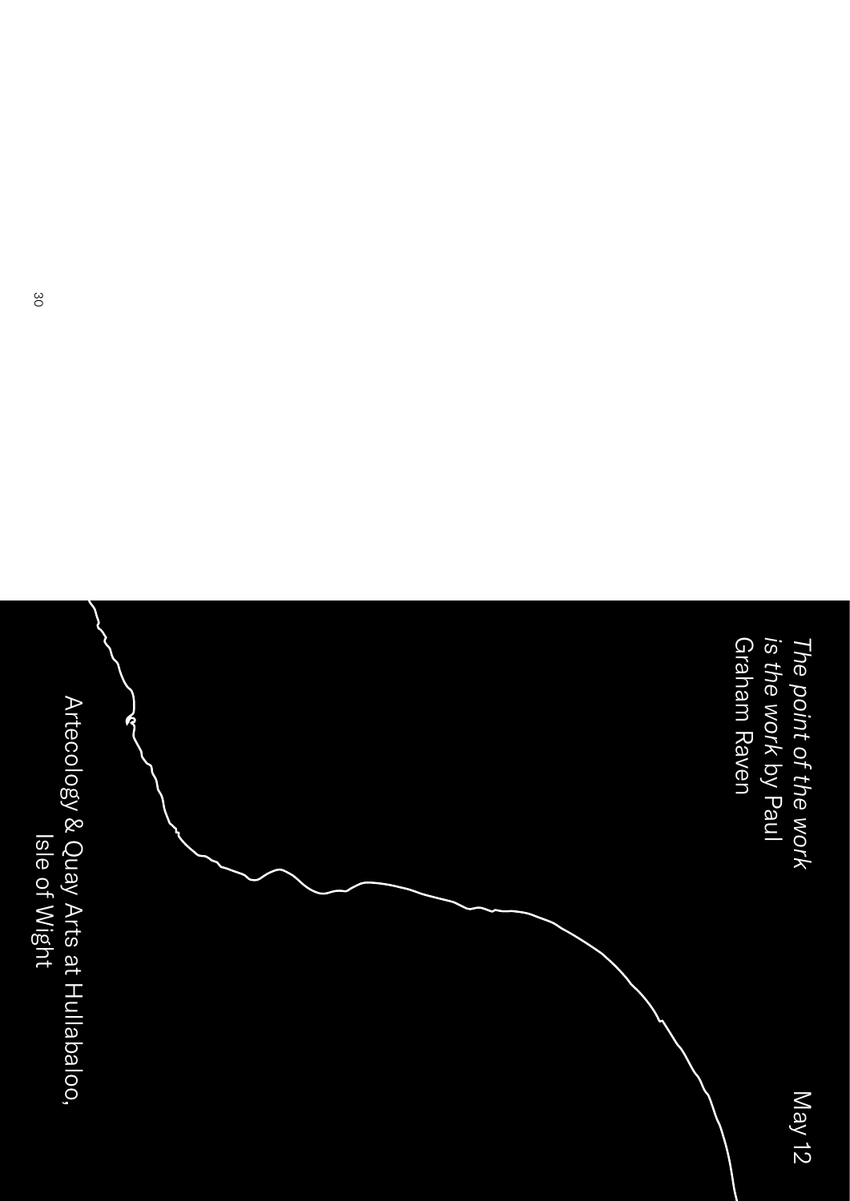May 12

*The point of the work is the work* by Paul Graham Raven

Artecology & Quay Arts at Hullabaloo, Isle of Wight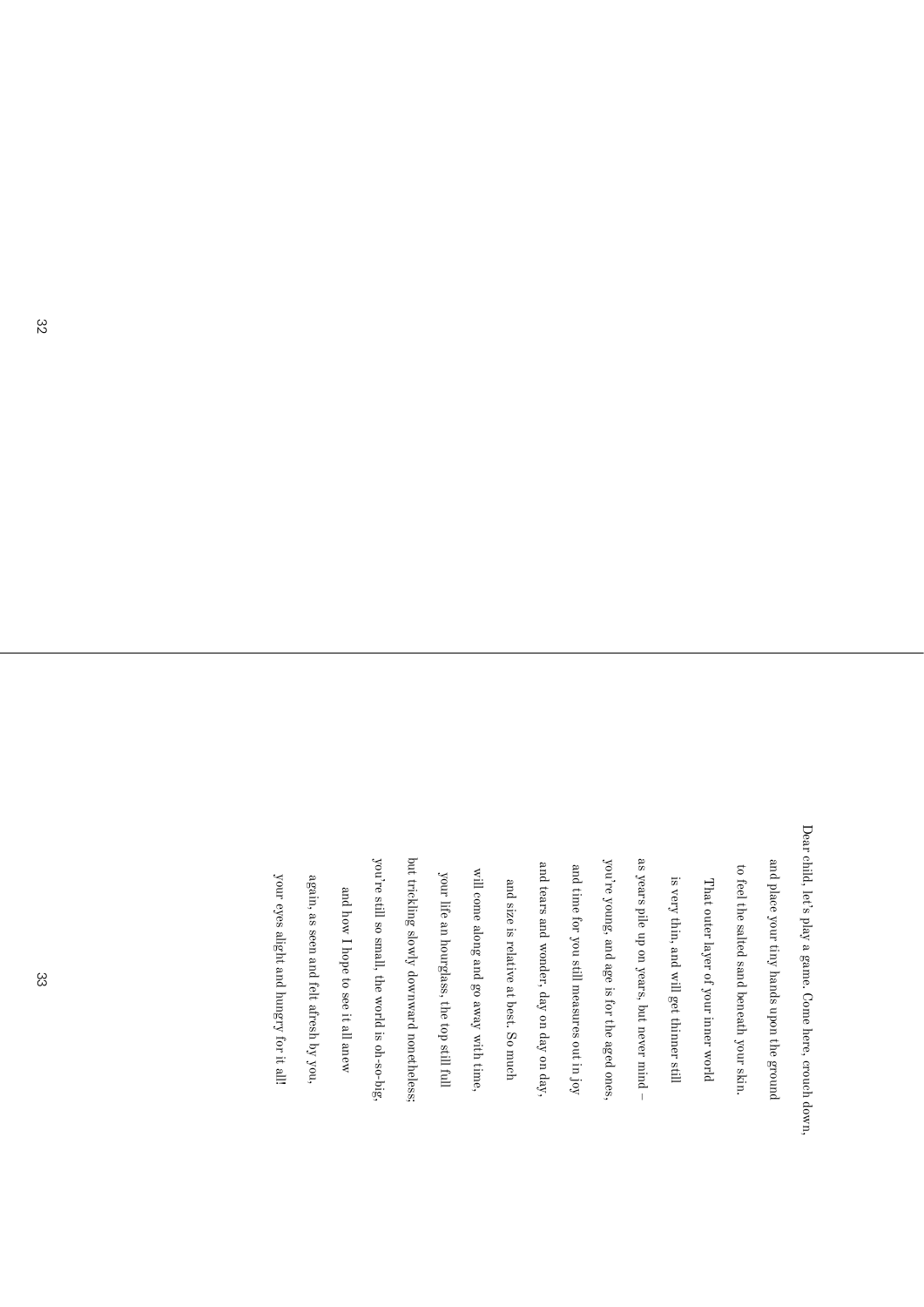Dear child, let's play a game. Come here, crouch down,
and place your tiny hands upon the ground
to feel the salted sand beneath your skin.

That outer layer of your inner world
is very thin, and will get thinner still
as years pile up on years, but never mind –
you're young, and age is for the aged ones,
and time for you still measures out in joy
and tears and wonder, day on day on day,

and size is relative at best. So much
will come along and go away with time,

your life an hourglass, the top still full
but trickling slowly downward nonetheless;
you're still so small, the world is oh-so-big,

and how I hope to see it all anew
again, as seen and felt afresh by you,
your eyes alight and hungry for it all!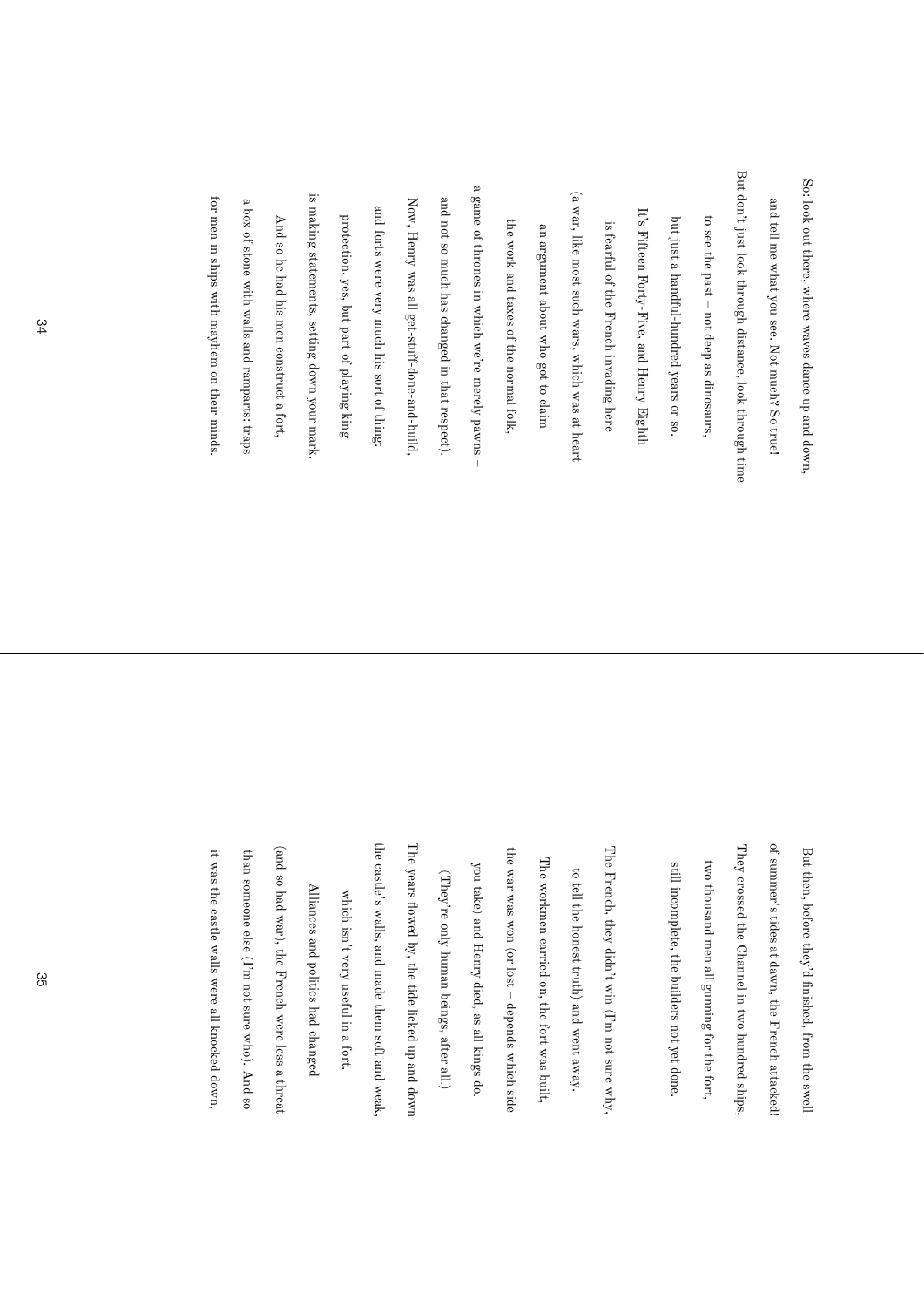So: look out there, where waves dance up and down,

and tell me what you see. Not much? So true!

But don't just look through distance, look through time

to see the past – not deep as dinosaurs,

but just a handful-hundred years or so.

It's Fifteen Forty-Five, and Henry Eighth

is fearful of the French invading here

(a war, like most such wars, which was at heart

an argument about who got to claim

the work and taxes of the normal folk,

a game of thrones in which we're merely pawns –

and not so much has changed in that respect).

Now, Henry was all get-stuff-done-and-build,

and forts were very much his sort of thing:

protection, yes, but part of playing king

is making statements, setting down your mark.

And so he had his men construct a fort,

a box of stone with walls and ramparts: traps

for men in ships with mayhem on their minds.

But then, before they'd finished, from the swell

of summer's tides at dawn, the French attacked!

They crossed the Channel in two hundred ships,

two thousand men all gunning for the fort,

still incomplete, the builders not yet done.

The French, they didn't win (I'm not sure why,

to tell the honest truth) and went away.

The workmen carried on, the fort was built,

the war was won (or lost – depends which side

you take) and Henry died, as all kings do.

(They're only human beings, after all.)

The years flowed by, the tide licked up and down

the castle's walls, and made them soft and weak,

which isn't very useful in a fort.

Alliances and politics had changed

(and so had war), the French were less a threat

than someone else (I'm not sure who). And so

it was the castle walls were all knocked down,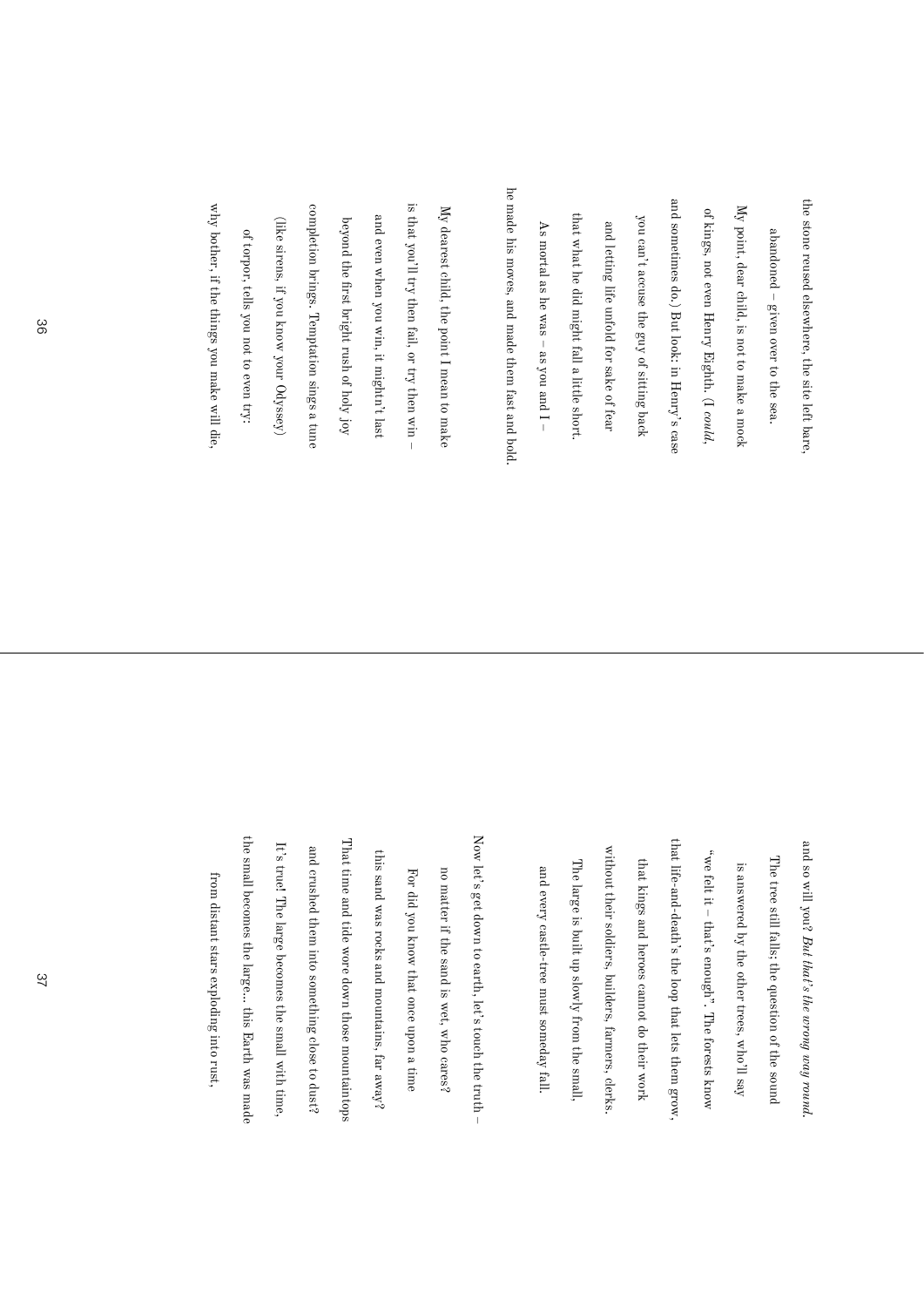the stone reused elsewhere, the site left bare,

abandoned – given over to the sea.

My point, dear child, is not to make a mock

of kings, not even Henry Eighth. (I *could*,

and sometimes do.) But look: in Henry's case

you can't accuse the guy of sitting back

and letting life unfold for sake of fear

that what he did might fall a little short.

As mortal as he was – as you and I –

he made his moves, and made them fast and bold.

My dearest child, the point I mean to make

is that you'll try then fail, or try then win –

and even when you win, it mightn't last

beyond the first bright rush of holy joy

completion brings. Temptation sings a tune

(like sirens, if you know your Odyssey)

of torpor, tells you not to even try:

why bother, if the things you make will die,

and so will you? *But that's the wrong way round.*

The tree still falls; the question of the sound

is answered by the other trees, who'll say

"we felt it – that's enough". The forests know

that life-and-death's the loop that lets them grow,

that kings and heroes cannot do their work

without their soldiers, builders, farmers, clerks.

The large is built up slowly from the small,

and every castle-tree must someday fall.

Now let's get down to earth, let's touch the truth –

no matter if the sand is wet, who cares?

For did you know that once upon a time

this sand was rocks and mountains, far away?

That time and tide wore down those mountaintops

and crushed them into something close to dust?

It's true! The large becomes the small with time,

the small becomes the large… this Earth was made

from distant stars exploding into rust,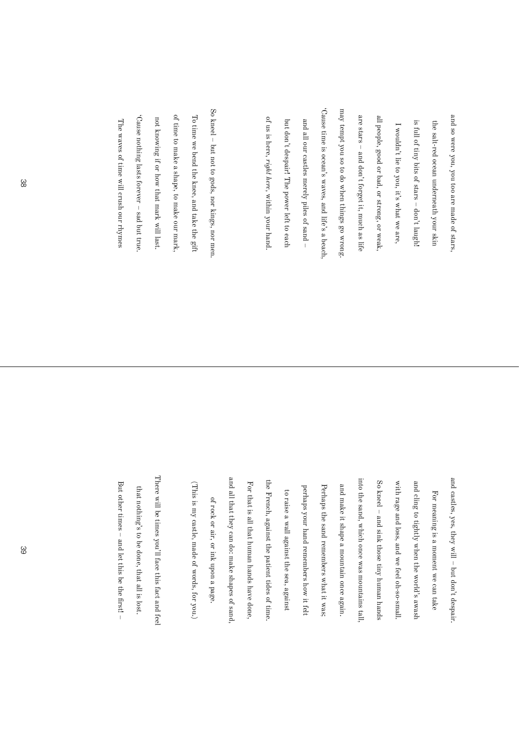and so were you, you too are made of stars,
the salt-red ocean underneath your skin
is full of tiny bits of stars – don't laugh!
I wouldn't lie to you, it's what we are,
all people, good or bad, or strong, or weak,
are stars – and don't forget it, much as life
may tempt you so to do when things go wrong.
'Cause time is ocean's waves, and life's a beach,
and all our castles merely piles of sand –
but don't despair! The power left to each
of us is here, *right here*, within your hand.

So kneel – but not to gods, nor kings, nor men.
To time we bend the knee, and take the gift
of time to make a shape, to make our mark,
not knowing if or how that mark will last.
'Cause nothing lasts forever – sad but true.
The waves of time will crush our rhymes
and castles, yes, they will – but don't despair.
For meaning is a moment we can take
and cling to tightly when the world's awash
with rage and loss, and we feel oh-so-small.
So kneel – and sink those tiny human hands
into the sand, which once was mountains tall,
and make it shape a mountain once again.
Perhaps the sand remembers what it was;
perhaps your hand remembers how it felt
to raise a wall against the sea, against
the French, against the patient tides of time.
For that is all that human hands have done,
and all that they can do: make shapes of sand,
of rock or air, or ink upon a page.
(This is my castle, made of words, for you.)

There will be times you'll face this fact and feel
that nothing's to be done, that all is lost.
But other times – and let this be the first! –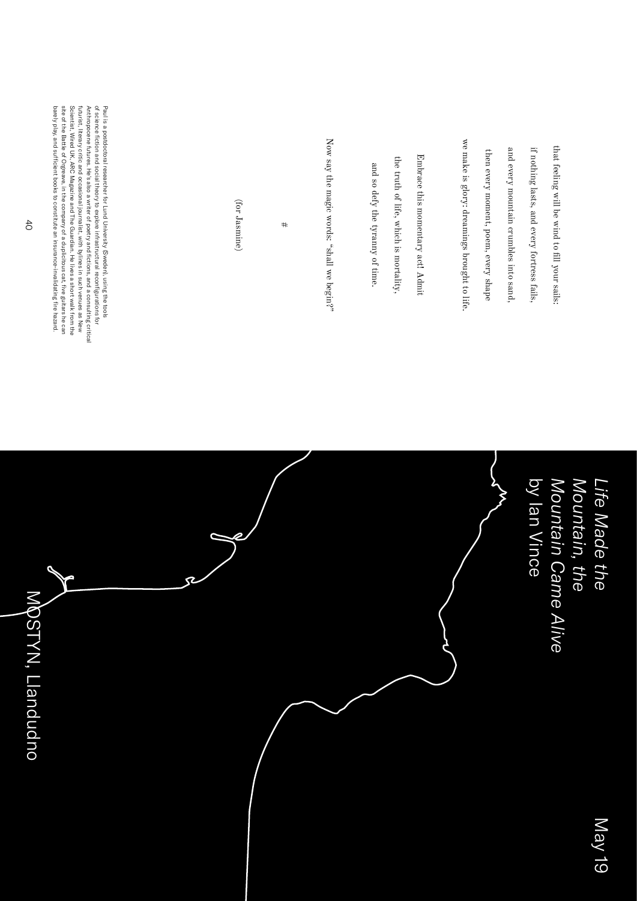that feeling will be wind to fill your sails:

if nothing lasts, and every fortress fails,

and every mountain crumbles into sand,

then every moment, poem, every shape

we make is glory: dreamings brought to life.

Embrace this momentary act! Admit

the truth of life, which is mortality,

and so defy the tyranny of time.

Now say the magic words: "shall we begin?"

#

(for Jasmine)

Paul is a postdoctoral researcher for Lund University (Sweden), using the tools of science fiction and social theory to explore infrastructural reconfigurations for Anthropocene futures. He's also a writer of poetry and fictions, and a consulting critical futurist, literary critic and occasional journalist, with bylines in such venues as New Scientist, Wired UK, ARC Magazine and The Guardian. He lives a short walk from the site of the Battle of Orgreave, in the company of a duplicitous cat, five guitars he can barely play, and sufficient books to constitute an insurance-invalidating fire hazard.

May 19

## *Life Made the Mountain, the Mountain Came Alive*
by Ian Vince

MOSTYN, Llandudno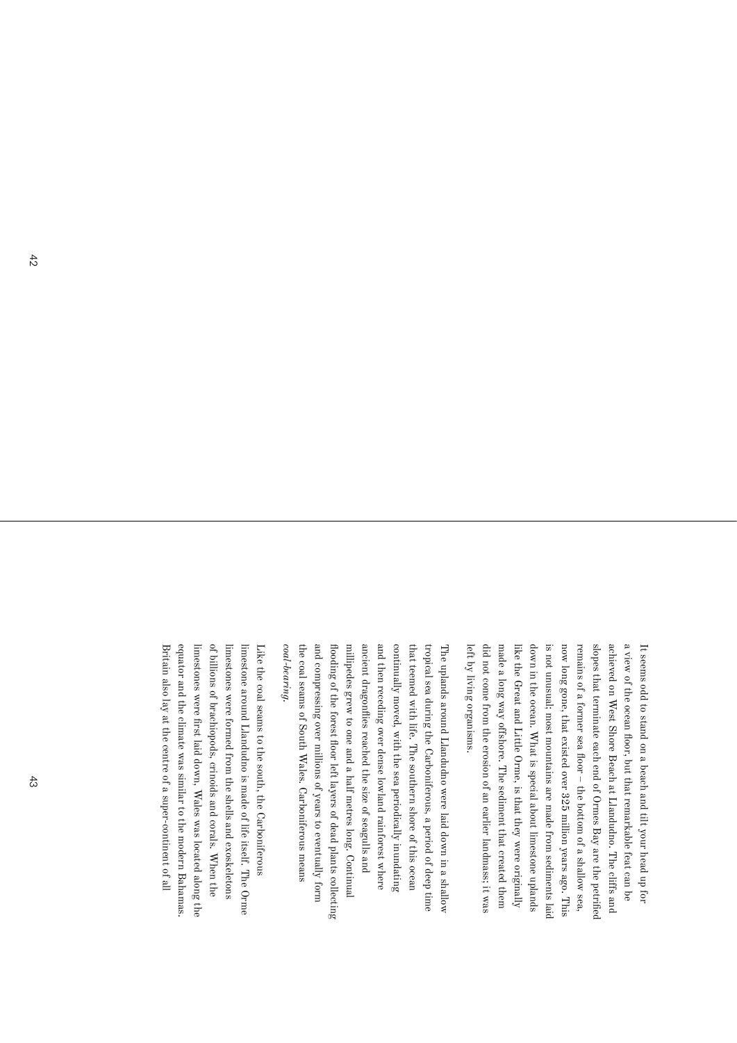It seems odd to stand on a beach and tilt your head up for a view of the ocean floor, but that remarkable feat can be achieved on West Shore Beach at Llandudno. The cliffs and slopes that terminate each end of Ormes Bay are the petrified remains of a former sea floor – the bottom of a shallow sea, now long gone, that existed over 325 million years ago. This is not unusual: most mountains are made from sediments laid down in the ocean. What is special about limestone uplands like the Great and Little Orme, is that they were originally made a long way offshore. The sediment that created them did not come from the erosion of an earlier landmass; it was left by living organisms.

The uplands around Llandudno were laid down in a shallow tropical sea during the Carboniferous, a period of deep time that teemed with life. The southern shore of this ocean continually moved, with the sea periodically inundating and then receding over dense lowland rainforest where ancient dragonflies reached the size of seagulls and millipedes grew to one and a half metres long. Continual flooding of the forest floor left layers of dead plants collecting and compressing over millions of years to eventually form the coal seams of South Wales. Carboniferous means *coal-bearing*.

Like the coal seams to the south, the Carboniferous limestone around Llandudno is made of life itself. The Orme limestones were formed from the shells and exoskeletons of billions of brachiopods, crinoids and corals. When the limestones were first laid down, Wales was located along the equator and the climate was similar to the modern Bahamas. Britain also lay at the centre of a super-continent of all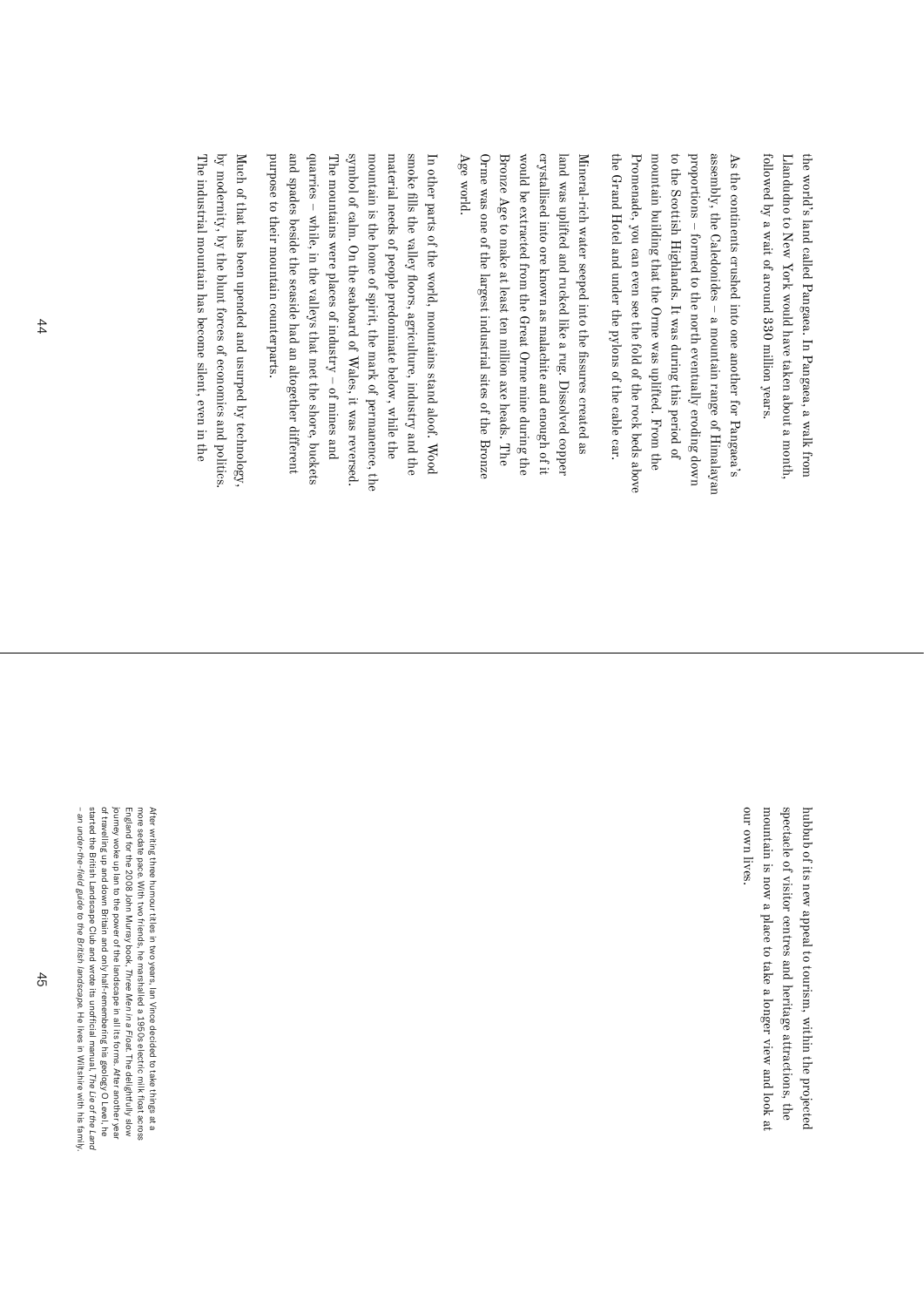the world's land called Pangaea. In Pangaea, a walk from Llandudno to New York would have taken about a month, followed by a wait of around 330 million years.

As the continents crushed into one another for Pangaea's assembly, the Caledonides – a mountain range of Himalayan proportions – formed to the north eventually eroding down to the Scottish Highlands. It was during this period of mountain building that the Orme was uplifted. From the Promenade, you can even see the fold of the rock beds above the Grand Hotel and under the pylons of the cable car.

Mineral-rich water seeped into the fissures created as land was uplifted and rucked like a rug. Dissolved copper crystallised into ore known as malachite and enough of it would be extracted from the Great Orme mine during the Bronze Age to make at least ten million axe heads. The Orme was one of the largest industrial sites of the Bronze Age world.

In other parts of the world, mountains stand aloof. Wood smoke fills the valley floors, agriculture, industry and the material needs of people predominate below, while the mountain is the home of spirit, the mark of permanence, the symbol of calm. On the seaboard of Wales, it was reversed. The mountains were places of industry – of mines and quarries – while, in the valleys that met the shore, buckets and spades beside the seaside had an altogether different purpose to their mountain counterparts.

Much of that has been upended and usurped by technology, by modernity, by the blunt forces of economics and politics. The industrial mountain has become silent, even in the hubbub of its new appeal to tourism, within the projected spectacle of visitor centres and heritage attractions, the mountain is now a place to take a longer view and look at our own lives.

After writing three humour titles in two years, Ian Vince decided to take things at a more sedate pace. With two friends, he marshalled a 1950s electric milk float across England for the 2008 John Murray book, *Three Men in a Float*. The delightfully slow journey woke up Ian to the power of the landscape in all its forms. After another year of travelling up and down Britain and only half-remembering his geology O Level, he started the British Landscape Club and wrote its unofficial manual, *The Lie of the Land – an under-the-field guide to the British landscape*. He lives in Wiltshire with his family.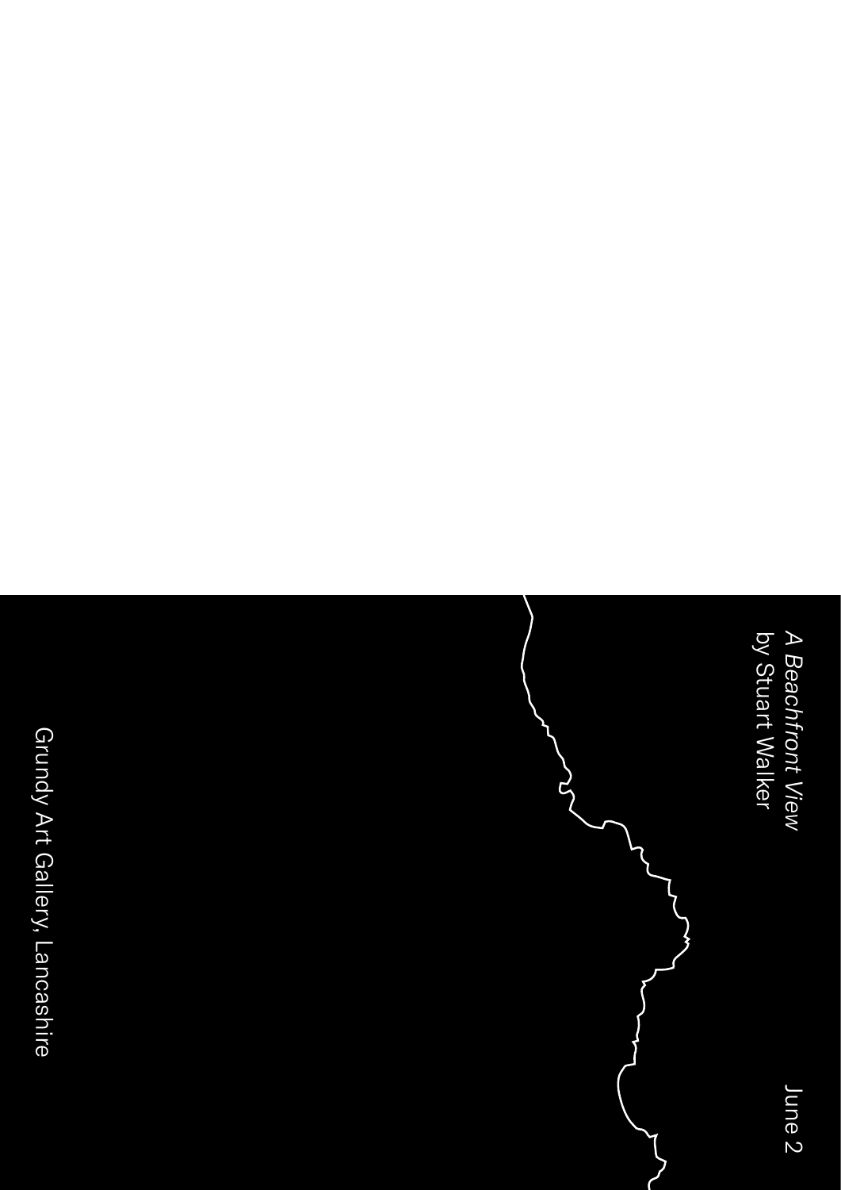A *Beachfront View*
by Stuart Walker

June 2

Grundy Art Gallery, Lancashire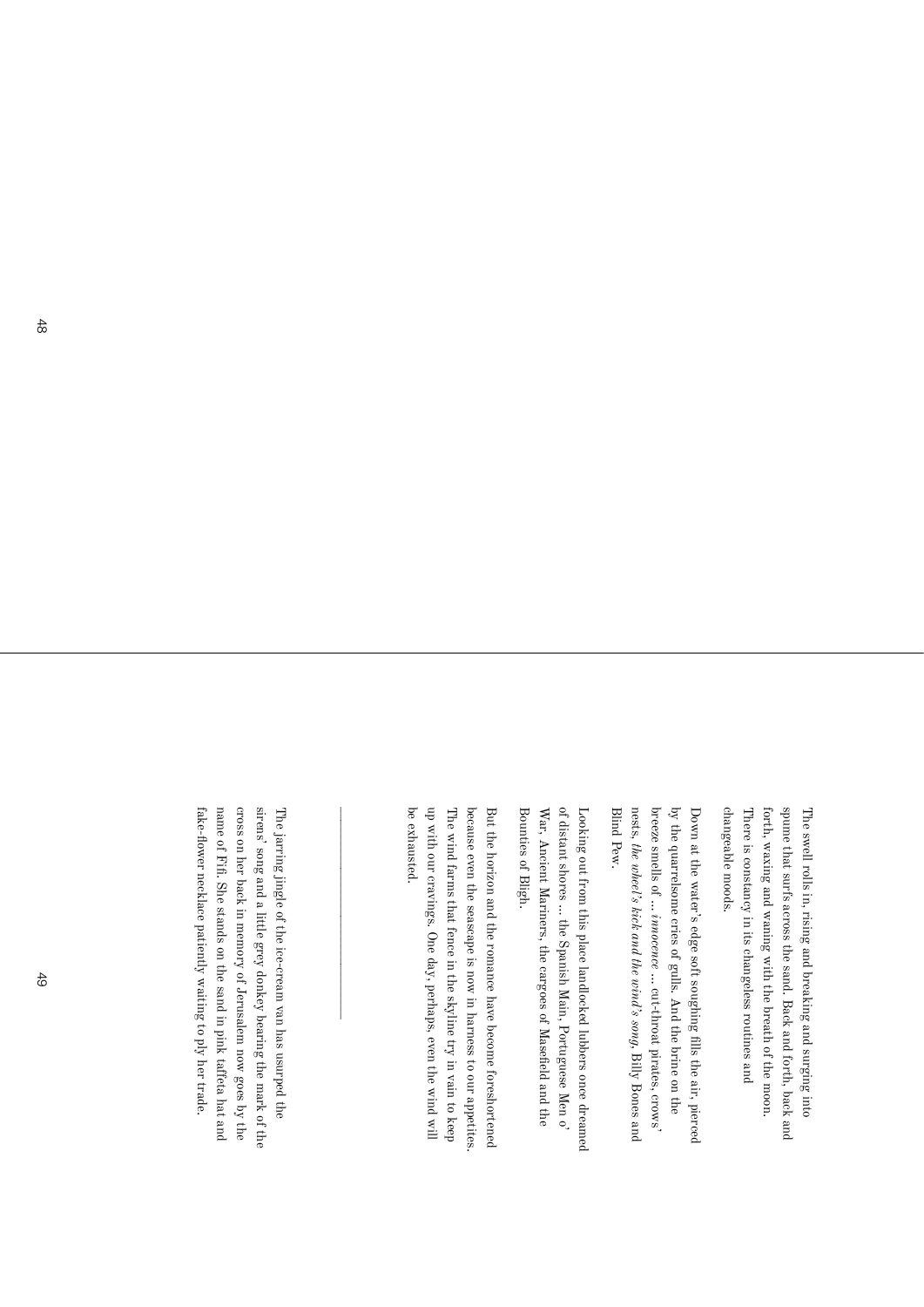The swell rolls in, rising and breaking and surging into spume that surfs across the sand. Back and forth, back and forth, waxing and waning with the breath of the moon. There is constancy in its changeless routines and changeable moods.

Down at the water's edge soft soughing fills the air, pierced by the quarrelsome cries of gulls. And the brine on the breeze smells of ... *innocence* ... cut-throat pirates, crows' nests, *the wheel's kick and the wind's song*, Billy Bones and Blind Pew.

Looking out from this place landlocked lubbers once dreamed of distant shores ... the Spanish Main, Portuguese Men o' War, Ancient Mariners, the cargoes of Masefield and the Bounties of Bligh.

But the horizon and the romance have become foreshortened because even the seascape is now in harness to our appetites. The wind farms that fence in the skyline try in vain to keep up with our cravings. One day, perhaps, even the wind will be exhausted.

---

The jarring jingle of the ice-cream van has usurped the sirens' song and a little grey donkey bearing the mark of the cross on her back in memory of Jerusalem now goes by the name of Fifi. She stands on the sand in pink taffeta hat and fake-flower necklace patiently waiting to ply her trade.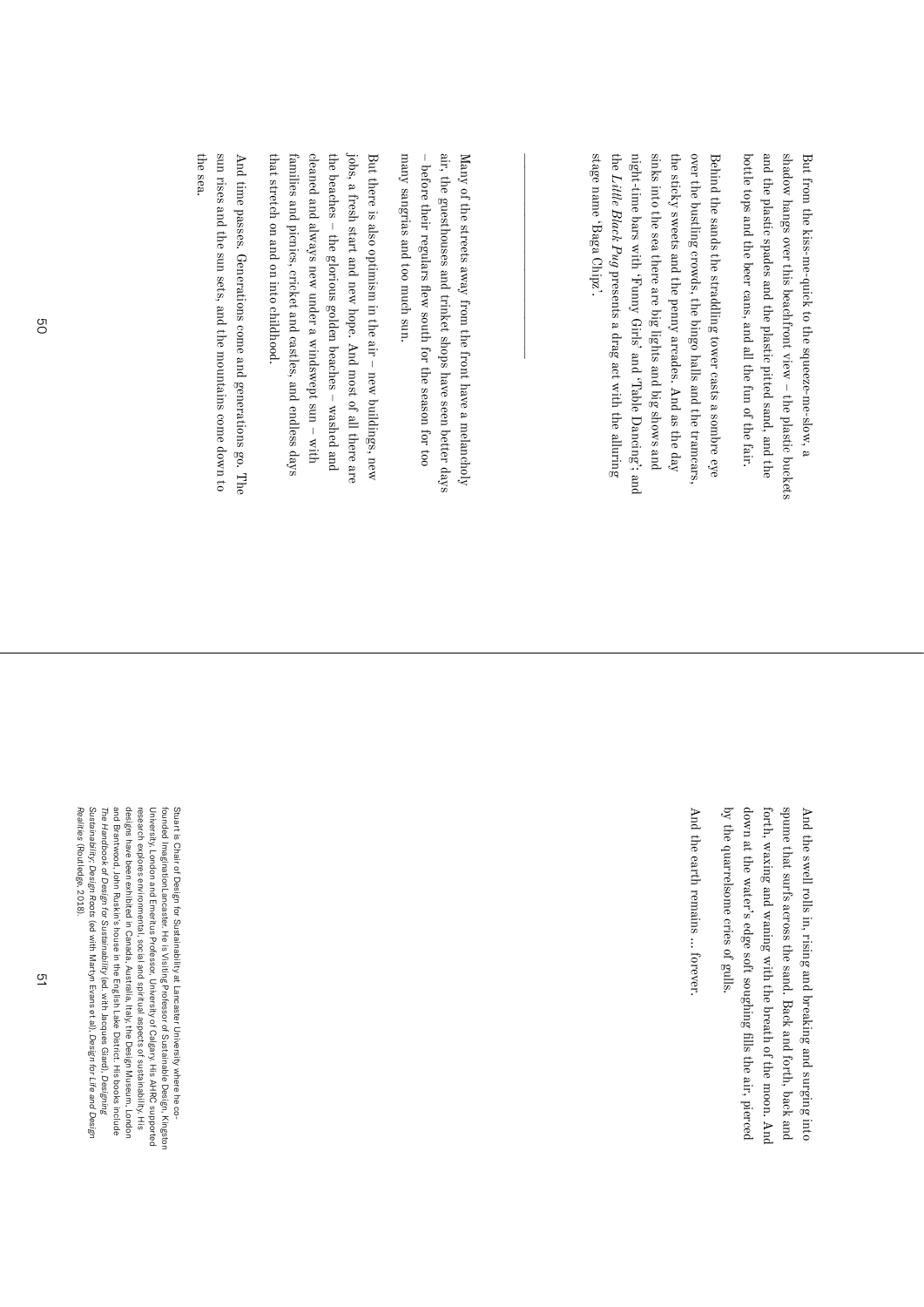But from the kiss-me-quick to the squeeze-me-slow, a shadow hangs over this beachfront view – the plastic buckets and the plastic spades and the plastic pitted sand, and the bottle tops and the beer cans, and all the fun of the fair.

Behind the sands the straddling tower casts a sombre eye over the bustling crowds, the bingo halls and the tramcars, the sticky sweets and the penny arcades. And as the day sinks into the sea there are big lights and big shows and night-time bars with 'Funny Girls' and 'Table Dancing'; and the *Little Black Pug* presents a drag act with the alluring stage name 'Baga Chipz'.

---

Many of the streets away from the front have a melancholy air, the guesthouses and trinket shops have seen better days – before their regulars flew south for the season for too many sangrias and too much sun.

But there is also optimism in the air – new buildings, new jobs, a fresh start and new hope. And most of all there are the beaches – the glorious golden beaches – washed and cleaned and always new under a windswept sun – with families and picnics, cricket and castles, and endless days that stretch on and on into childhood.

And time passes. Generations come and generations go. The sun rises and the sun sets, and the mountains come down to the sea.

And the swell rolls in, rising and breaking and surging into spume that surfs across the sand. Back and forth, back and forth, waxing and waning with the breath of the moon. And down at the water's edge soft soughing fills the air, pierced by the quarrelsome cries of gulls.

And the earth remains … forever.

Stuart is Chair of Design for Sustainability at Lancaster University where he co-founded ImaginationLancaster. He is Visiting Professor of Sustainable Design, Kingston University, London and Emeritus Professor, University of Calgary. His AHRC supported research explores environmental, social and spiritual aspects of sustainability. His designs have been exhibited in Canada, Australia, Italy, the Design Museum, London and Brantwood, John Ruskin's house in the English Lake District. His books include *The Handbook of Design for Sustainability* (ed. with Jacques Giard), *Designing Sustainability*; *Design Roots* (ed with Martyn Evans et al), *Design for Life and Design Realities* (Routledge, 2018).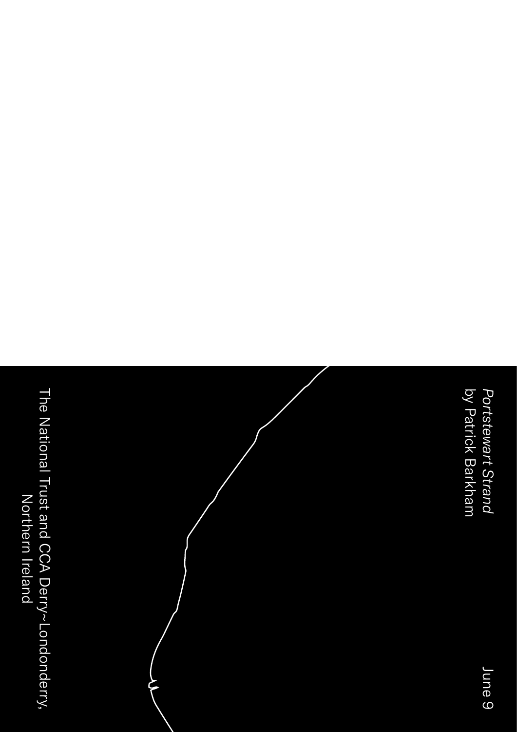*Portstewart Strand*
by Patrick Barkham

June 9

The National Trust and CCA Derry~Londonderry,
Northern Ireland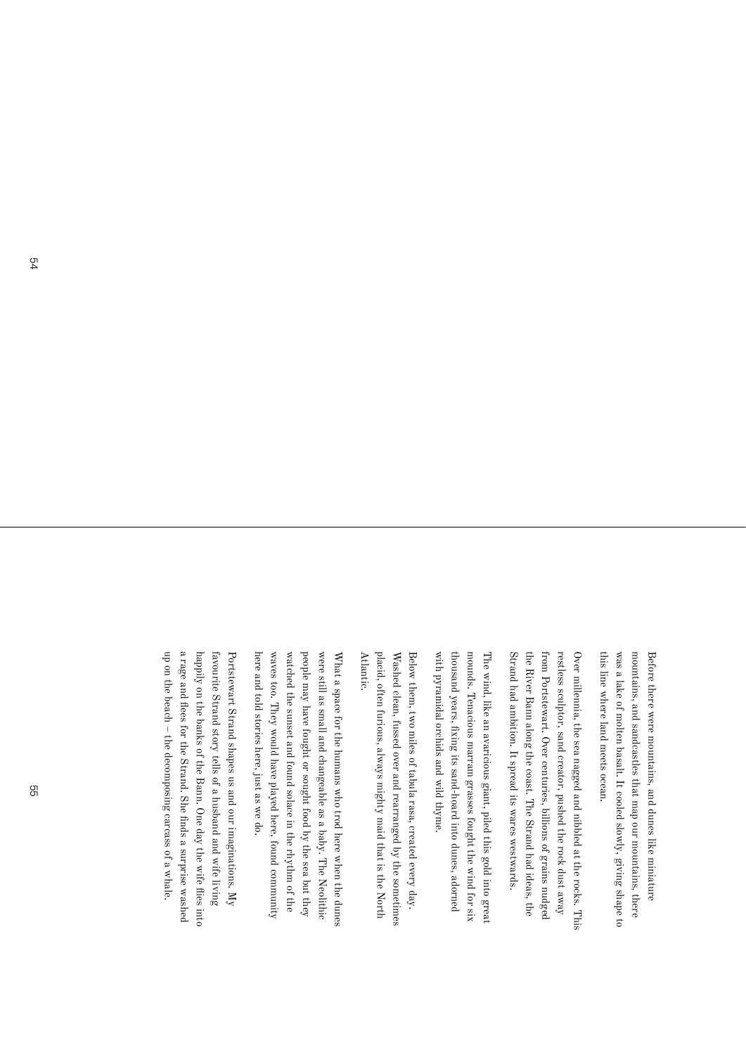Before there were mountains, and dunes like miniature mountains, and sandcastles that map our mountains, there was a lake of molten basalt. It cooled slowly, giving shape to this line where land meets ocean.

Over millennia, the sea nagged and nibbled at the rocks. This restless sculptor, sand creator, pushed the rock dust away from Portstewart. Over centuries, billions of grains nudged the River Bann along the coast. The Strand had ideas, the Strand had ambition. It spread its wares westwards.

The wind, like an avaricious giant, piled this gold into great mounds. Tenacious marram grasses fought the wind for six thousand years, fixing its sand-hoard into dunes, adorned with pyramidal orchids and wild thyme.

Below them, two miles of tabula rasa, created every day. Washed clean, fussed over and rearranged by the sometimes placid, often furious, always mighty maid that is the North Atlantic.

What a space for the humans who trod here when the dunes were still as small and changeable as a baby. The Neolithic people may have fought or sought food by the sea but they watched the sunset and found solace in the rhythm of the waves too. They would have played here, found community here and told stories here, just as we do.

Portstewart Strand shapes us and our imaginations. My favourite Strand story tells of a husband and wife living happily on the banks of the Bann. One day the wife flies into a rage and flees for the Strand. She finds a surprise washed up on the beach – the decomposing carcass of a whale.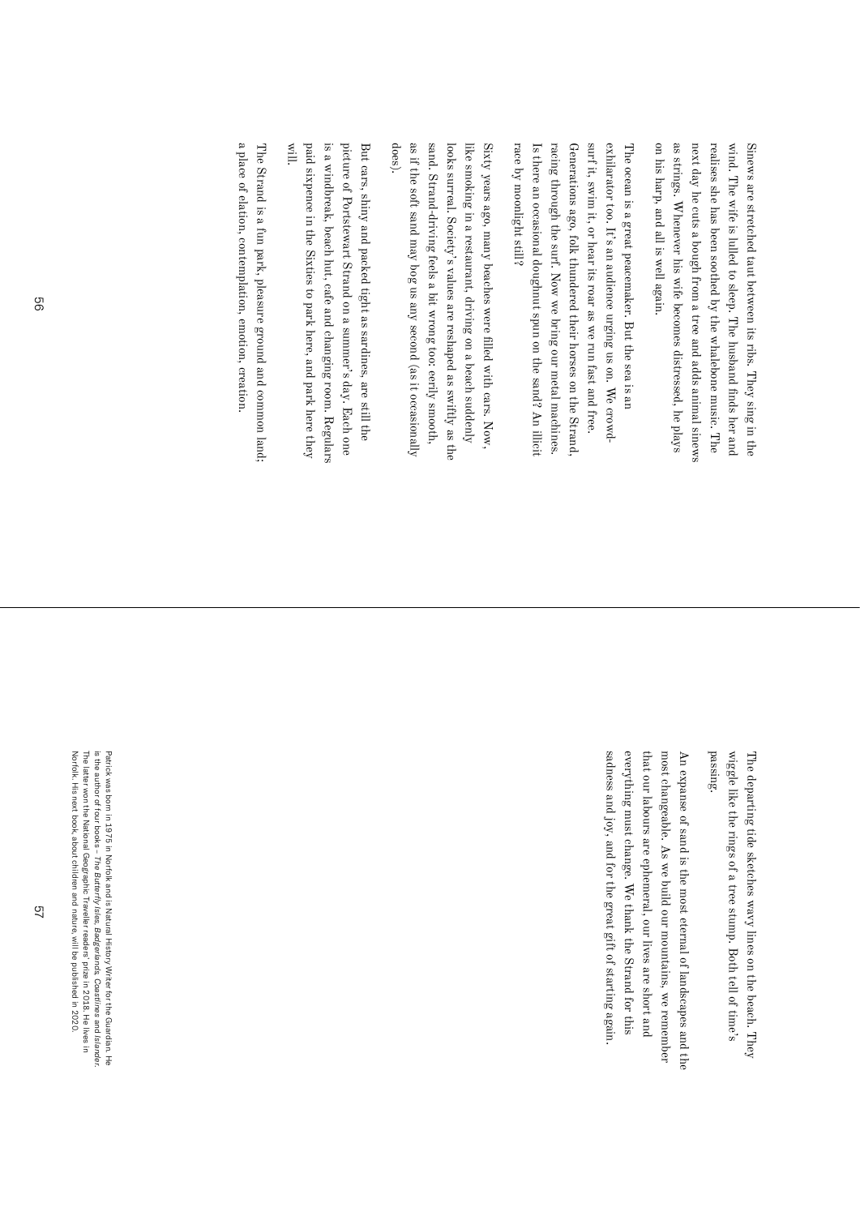Sinews are stretched taut between its ribs. They sing in the wind. The wife is lulled to sleep. The husband finds her and realises she has been soothed by the whalebone music. The next day he cuts a bough from a tree and adds animal sinews as strings. Whenever his wife becomes distressed, he plays on his harp, and all is well again.

The ocean is a great peacemaker. But the sea is an exhilarator too. It's an audience urging us on. We crowd-surf it, swim it, or hear its roar as we run fast and free. Generations ago, folk thundered their horses on the Strand, racing through the surf. Now we bring our metal machines. Is there an occasional doughnut spun on the sand? An illicit race by moonlight still?

Sixty years ago, many beaches were filled with cars. Now, like smoking in a restaurant, driving on a beach suddenly looks surreal. Society's values are reshaped as swiftly as the sand. Strand-driving feels a bit wrong too: eerily smooth, as if the soft sand may bog us any second (as it occasionally does).

But cars, shiny and packed tight as sardines, are still the picture of Portstewart Strand on a summer's day. Each one is a windbreak, beach hut, cafe and changing room. Regulars paid sixpence in the Sixties to park here, and park here they will.

The Strand is a fun park, pleasure ground and common land; a place of elation, contemplation, emotion, creation.

The departing tide sketches wavy lines on the beach. They wiggle like the rings of a tree stump. Both tell of time's passing.

An expanse of sand is the most eternal of landscapes and the most changeable. As we build our mountains, we remember that our labours are ephemeral, our lives are short and everything must change. We thank the Strand for this sadness and joy, and for the great gift of starting again.

Patrick was born in 1975 in Norfolk and is Natural History Writer for the Guardian. He is the author of four books – *The Butterfly Isles*, *Badgerlands*, *Coastlines* and *Islander*. The latter won the National Geographic Traveller readers' prize in 2018. He lives in Norfolk. His next book, about children and nature, will be published in 2020.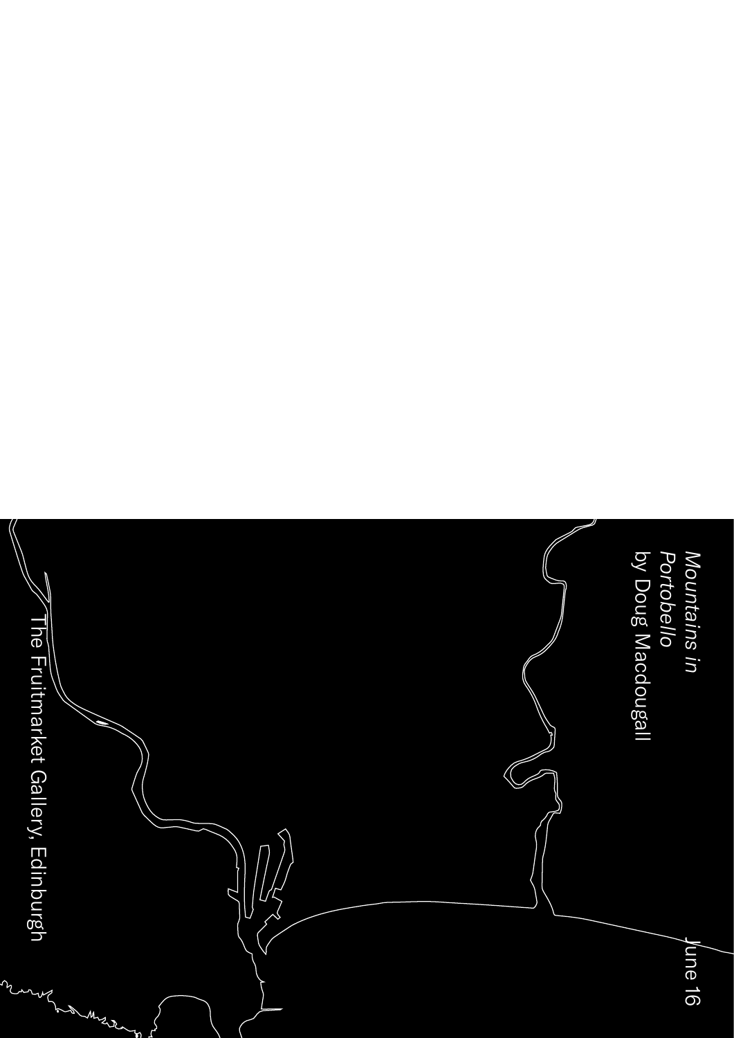*Mountains in Portobello*
by Doug Macdougall

The Fruitmarket Gallery, Edinburgh

June 16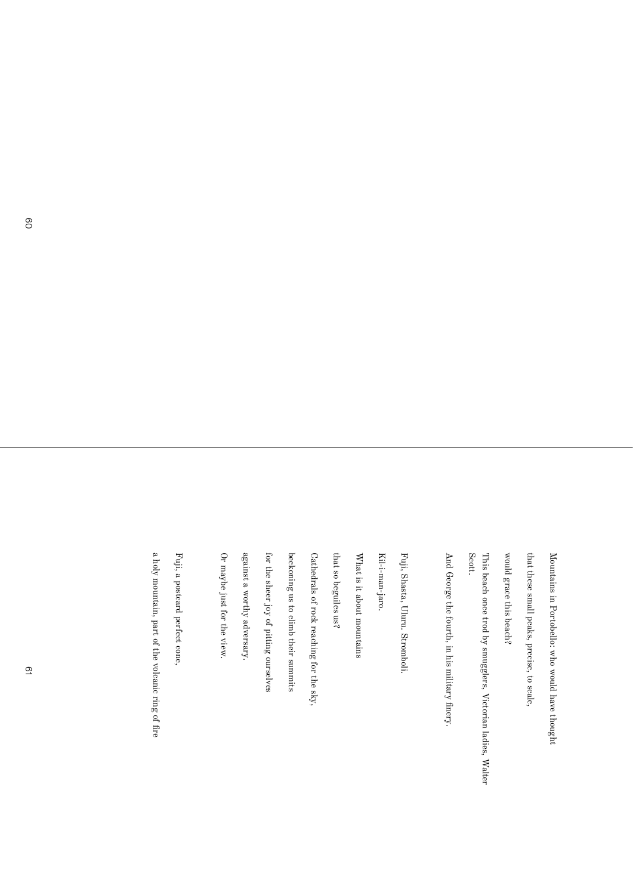Mountains in Portobello: who would have thought

that these small peaks, precise, to scale,

would grace this beach?

This beach once trod by smugglers, Victorian ladies, Walter Scott.

And George the fourth, in his military finery.

Fuji, Shasta, Uluru. Stromboli.

Kil-i-man-jaro.

What is it about mountains

that so beguiles us?

Cathedrals of rock reaching for the sky,

beckoning us to climb their summits

for the sheer joy of pitting ourselves

against a worthy adversary.

Or maybe just for the view.

Fuji, a postcard perfect cone,

a holy mountain, part of the volcanic ring of fire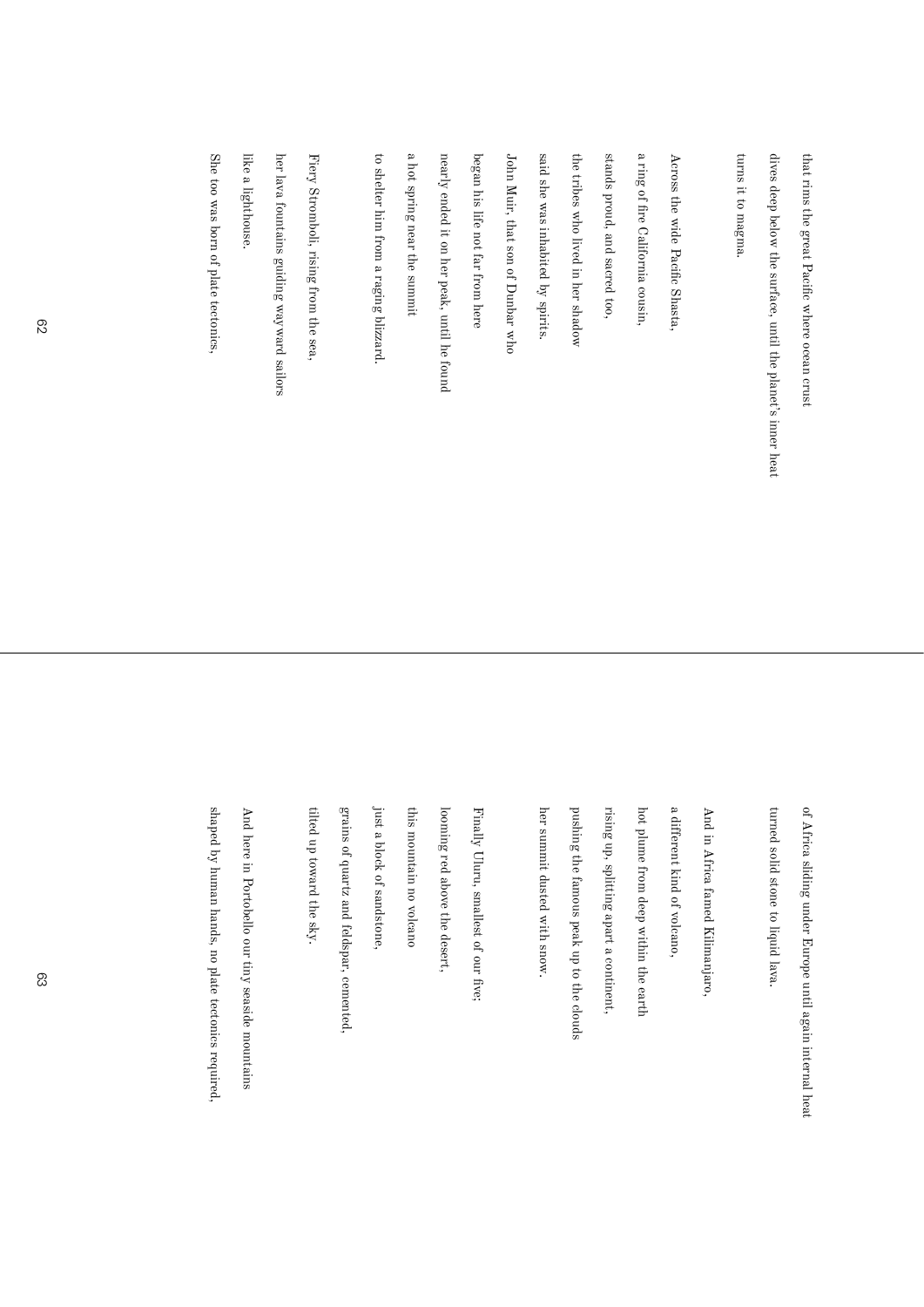that rims the great Pacific where ocean crust

dives deep below the surface, until the planet's inner heat

turns it to magma.

Across the wide Pacific Shasta,

a ring of fire California cousin,

stands proud, and sacred too,

the tribes who lived in her shadow

said she was inhabited by spirits.

John Muir, that son of Dunbar who

began his life not far from here

nearly ended it on her peak, until he found

a hot spring near the summit

to shelter him from a raging blizzard.

Fiery Stromboli, rising from the sea,

her lava fountains guiding wayward sailors

like a lighthouse.

She too was born of plate tectonics,

of Africa sliding under Europe until again internal heat

turned solid stone to liquid lava.

And in Africa famed Kilimanjaro,

a different kind of volcano,

hot plume from deep within the earth

rising up, splitting apart a continent,

pushing the famous peak up to the clouds

her summit dusted with snow.

Finally Uluru, smallest of our five;

looming red above the desert,

this mountain no volcano

just a block of sandstone,

grains of quartz and feldspar, cemented,

tilted up toward the sky.

And here in Portobello our tiny seaside mountains

shaped by human hands, no plate tectonics required,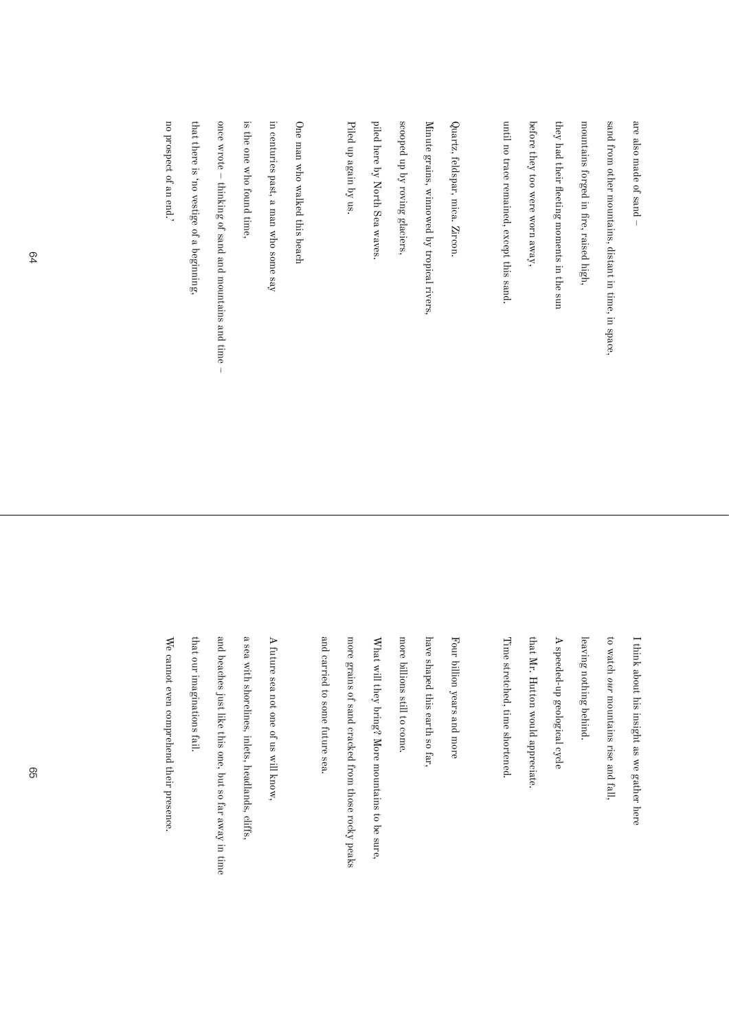are also made of sand –

sand from other mountains, distant in time, in space,

mountains forged in fire, raised high,

they had their fleeting moments in the sun

before they too were worn away,

until no trace remained, except this sand.

Quartz, feldspar, mica. Zircon.

Minute grains, winnowed by tropical rivers,

scooped up by roving glaciers,

piled here by North Sea waves.

Piled up again by us.

One man who walked this beach

in centuries past, a man who some say

is the one who found time,

once wrote – thinking of sand and mountains and time –

that there is 'no vestige of a beginning,

no prospect of an end.'

I think about his insight as we gather here

to watch *our* mountains rise and fall,

leaving nothing behind.

A speeded-up geological cycle

that Mr. Hutton would appreciate.

Time stretched, time shortened.

Four billion years and more

have shaped this earth so far,

more billions still to come.

What will they bring? More mountains to be sure,

more grains of sand cracked from those rocky peaks

and carried to some future sea.

A future sea not one of us will know,

a sea with shorelines, inlets, headlands, cliffs,

and beaches just like this one, but so far away in time

that our imaginations fail.

We cannot even comprehend their presence.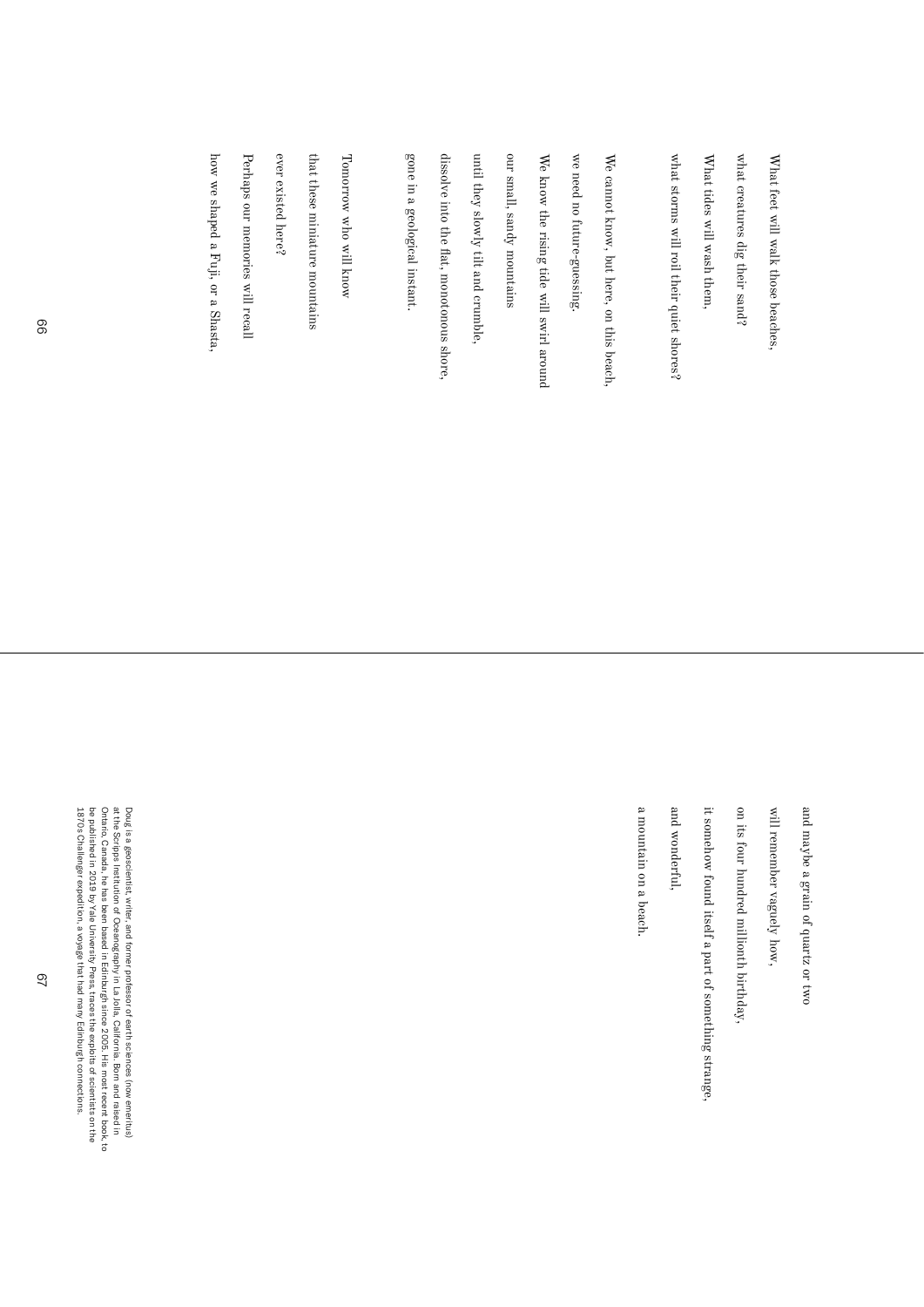What feet will walk those beaches,

what creatures dig their sand?

What tides will wash them,

what storms will roil their quiet shores?

We cannot know, but here, on this beach,

we need no future-guessing.

We know the rising tide will swirl around

our small, sandy mountains

until they slowly tilt and crumble,

dissolve into the flat, monotonous shore,

gone in a geological instant.

Tomorrow who will know

that these miniature mountains

ever existed here?

Perhaps our memories will recall

how we shaped a Fuji, or a Shasta,

and maybe a grain of quartz or two

will remember vaguely how,

on its four hundred millionth birthday,

it somehow found itself a part of something strange,

and wonderful,

a mountain on a beach.

Doug is a geoscientist, writer, and former professor of earth sciences (now emeritus) at the Scripps Institution of Oceanography in La Jolla, California. Born and raised in Ontario, Canada, he has been based in Edinburgh since 2005. His most recent book, to be published in 2019 by Yale University Press, traces the exploits of scientists on the 1870s Challenger expedition, a voyage that had many Edinburgh connections.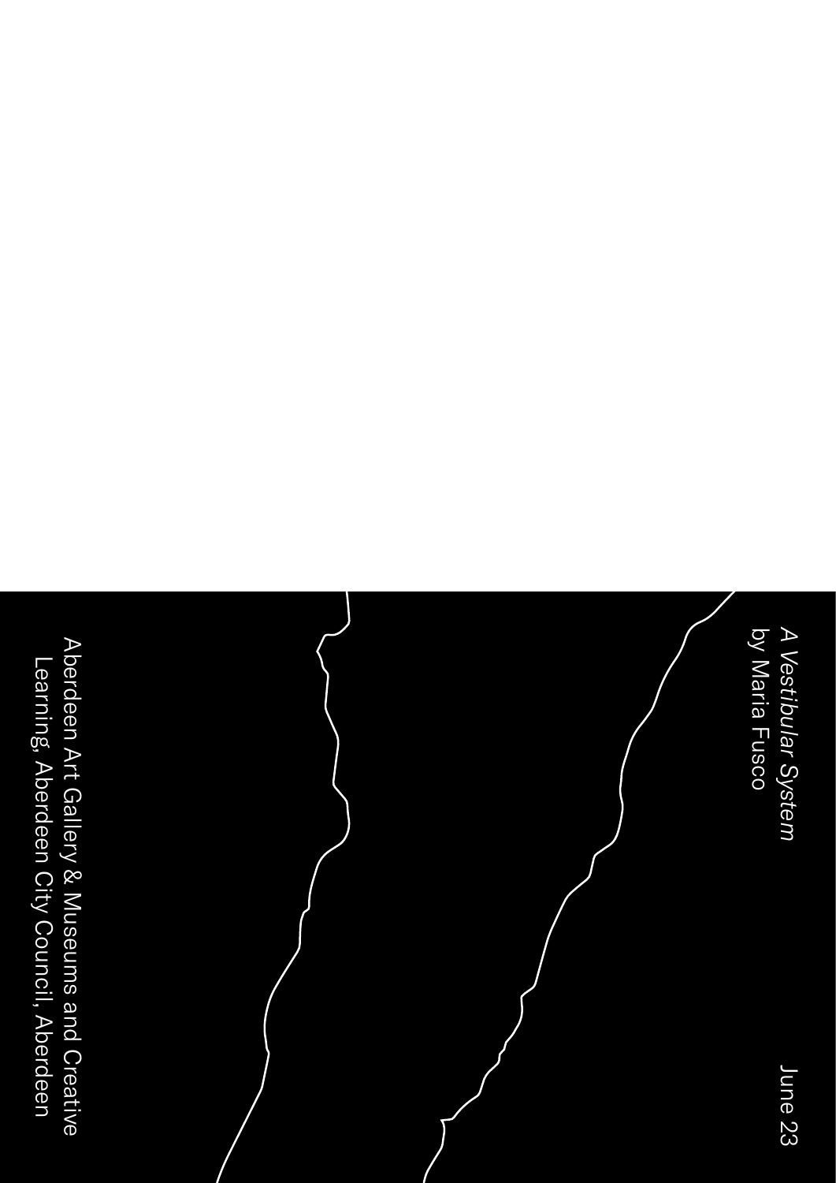*A Vestibular System*
by Maria Fusco

June 23

Aberdeen Art Gallery & Museums and Creative Learning, Aberdeen City Council, Aberdeen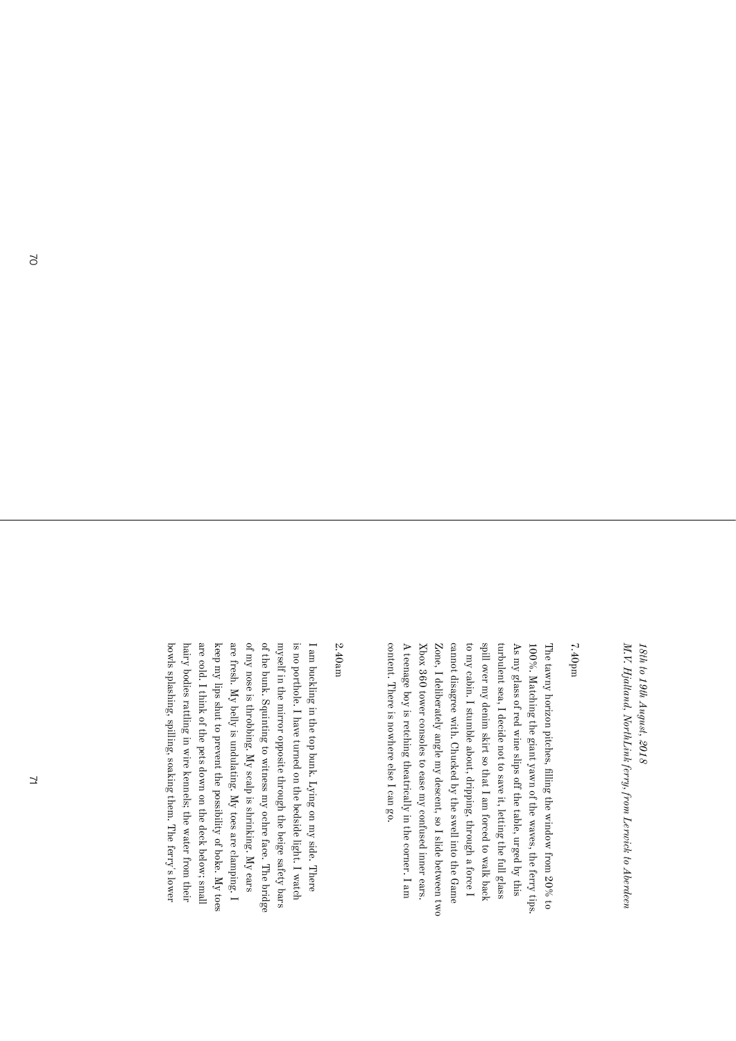*18th to 19th August, 2018*
*M.V. Hjaltland, NorthLink ferry, from Lerwick to Aberdeen*

7.40pm

The tawny horizon pitches, filling the window from 20% to 100%. Matching the giant yawn of the waves, the ferry tips. As my glass of red wine slips off the table, urged by this turbulent sea, I decide not to save it, letting the full glass spill over my denim skirt so that I am forced to walk back to my cabin. I stumble about, dripping, through a force I cannot disagree with. Chucked by the swell into the Game Zone, I deliberately angle my descent, so I slide between two Xbox 360 tower consoles to ease my confused inner ears. A teenage boy is retching theatrically in the corner. I am content. There is nowhere else I can go.

2.40am

I am buckling in the top bunk. Lying on my side. There is no porthole. I have turned on the bedside light. I watch myself in the mirror opposite through the beige safety bars of the bunk. Squinting to witness my ochre face. The bridge of my nose is throbbing. My scalp is shrinking. My ears are fresh. My belly is undulating. My toes are clamping. I keep my lips shut to prevent the possibility of boke. My toes are cold. I think of the pets down on the deck below; small hairy bodies rattling in wire kennels; the water from their bowls splashing, spilling, soaking them. The ferry's lower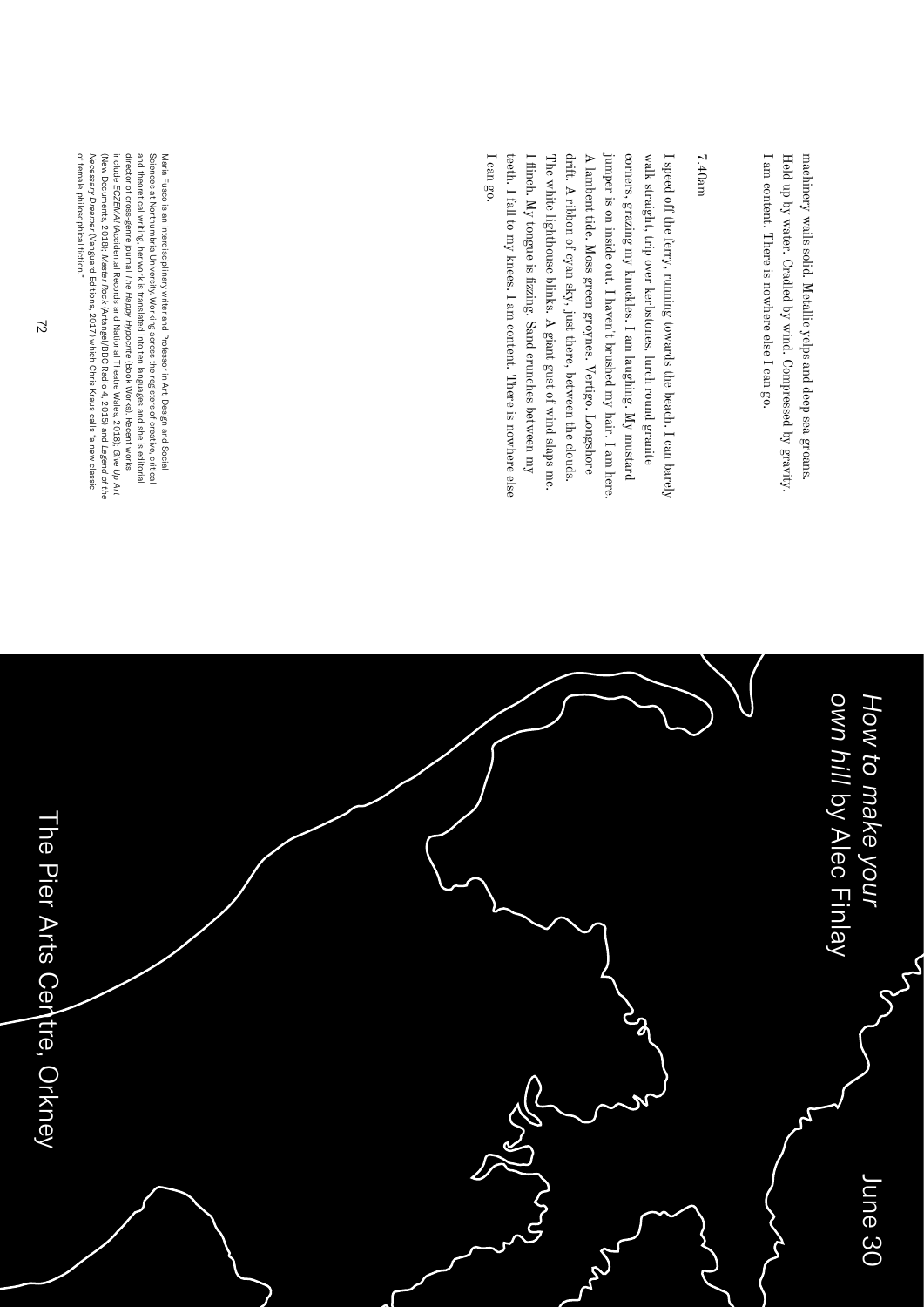machinery wails solid. Metallic yelps and deep sea groans. Held up by water. Cradled by wind. Compressed by gravity. I am content. There is nowhere else I can go.

## 7.40am

I speed off the ferry, running towards the beach. I can barely walk straight, trip over kerbstones, lurch round granite corners, grazing my knuckles. I am laughing. My mustard jumper is on inside out. I haven't brushed my hair. I am here. A lambent tide. Moss green groynes. Vertigo. Longshore drift. A ribbon of cyan sky, just there, between the clouds. The white lighthouse blinks. A giant gust of wind slaps me. I flinch. My tongue is fizzing. Sand crunches between my teeth. I fall to my knees. I am content. There is nowhere else I can go.

Maria Fusco is an interdisciplinary writer and Professor in Art, Design and Social Sciences at Northumbria University. Working across the registers of creative, critical and theoretical writing, her work is translated into ten languages and she is editorial director of cross-genre journal *The Happy Hypocrite* (Book Works). Recent works include *ECZEMA!* (Accidental Records and National Theatre Wales, 2018); *Give Up Art* (New Documents, 2018); *Master Rock* (Artangel/BBC Radio 4, 2015) and *Legend of the Necessary Dreamer* (Vanguard Editions, 2017) which Chris Kraus calls "a new classic of female philosophical fiction."

# *How to make your own hill* by Alec Finlay

June 30

The Pier Arts Centre, Orkney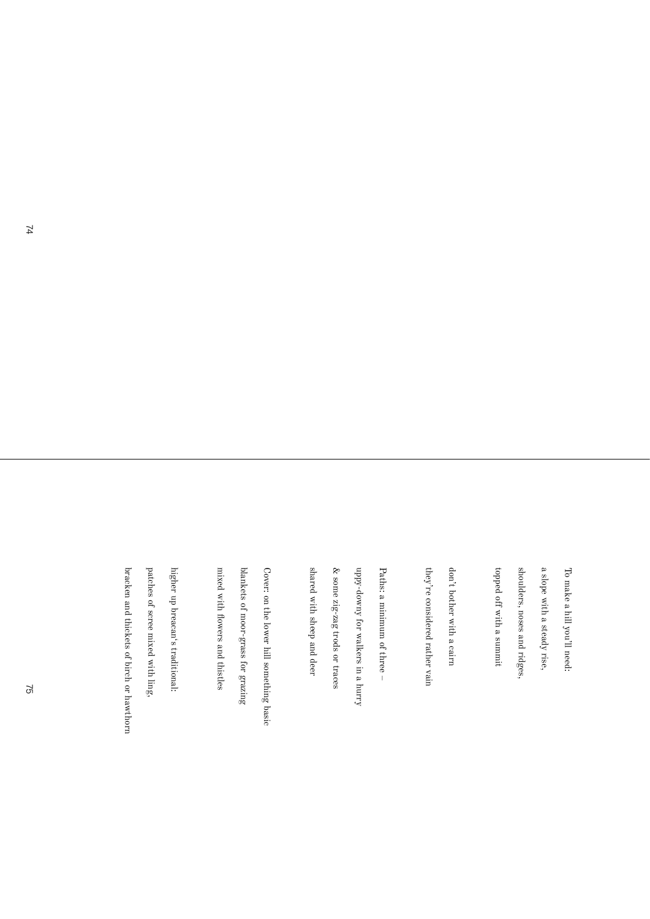To make a hill you'll need:
a slope with a steady rise,
shoulders, noses and ridges,
topped off with a summit

don't bother with a cairn
they're considered rather vain

Paths: a minimum of three –
uppy-downy for walkers in a hurry
& some zig-zag trods or traces
shared with sheep and deer

Cover: on the lower hill something basic
blankets of moor-grass for grazing
mixed with flowers and thistles

higher up breacan's traditional:
patches of scree mixed with ling,
bracken and thickets of birch or hawthorn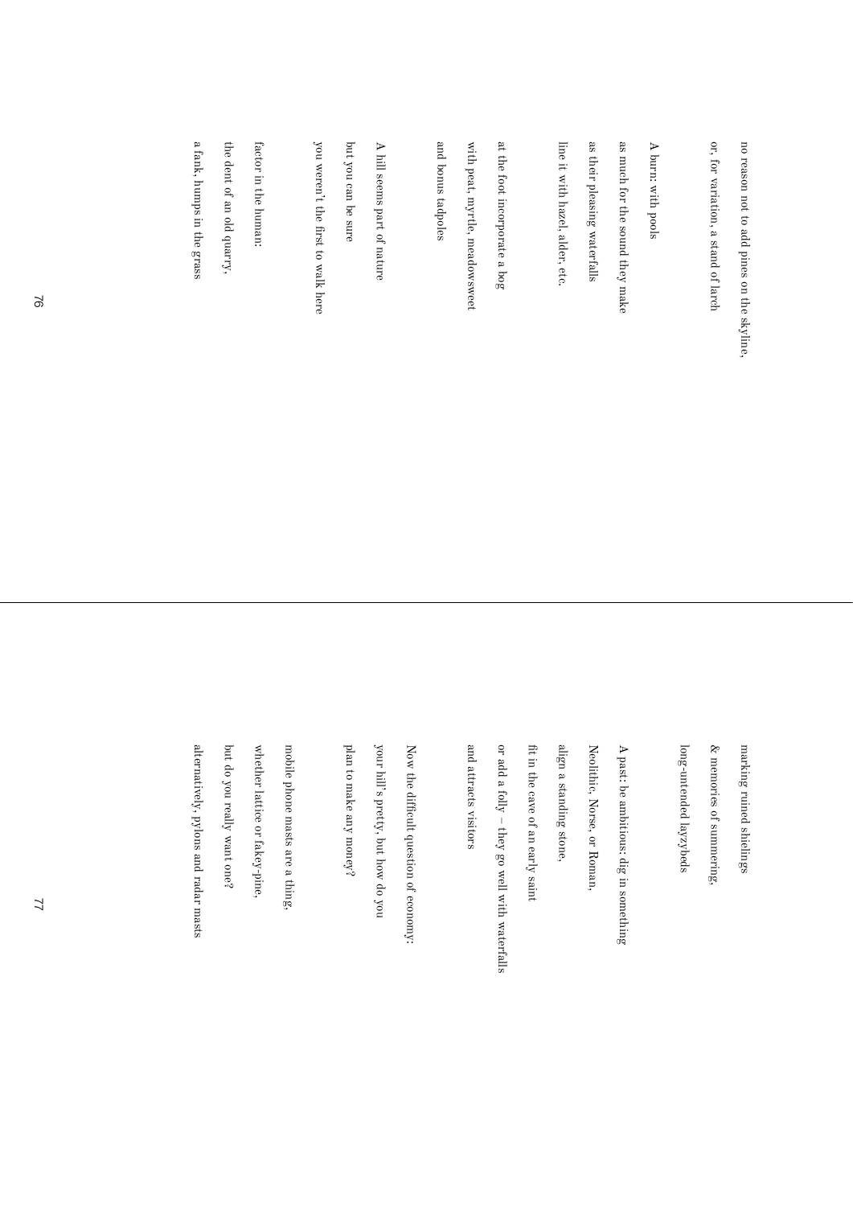no reason not to add pines on the skyline,

or, for variation, a stand of larch

A burn: with pools

as much for the sound they make

as their pleasing waterfalls

line it with hazel, alder, etc.

at the foot incorporate a bog

with peat, myrtle, meadowsweet

and bonus tadpoles

A hill seems part of nature

but you can be sure

you weren't the first to walk here

factor in the human:

the dent of an old quarry,

a fank, humps in the grass

marking ruined shielings

& memories of summering,

long-untended lazybeds

A past: be ambitious: dig in something

Neolithic, Norse, or Roman,

align a standing stone,

fit in the cave of an early saint

or add a folly – they go well with waterfalls

and attracts visitors

Now the difficult question of economy:

your hill's pretty, but how do you

plan to make any money?

mobile phone masts are a thing,

whether lattice or fakey-pine,

but do you really want one?

alternatively, pylons and radar masts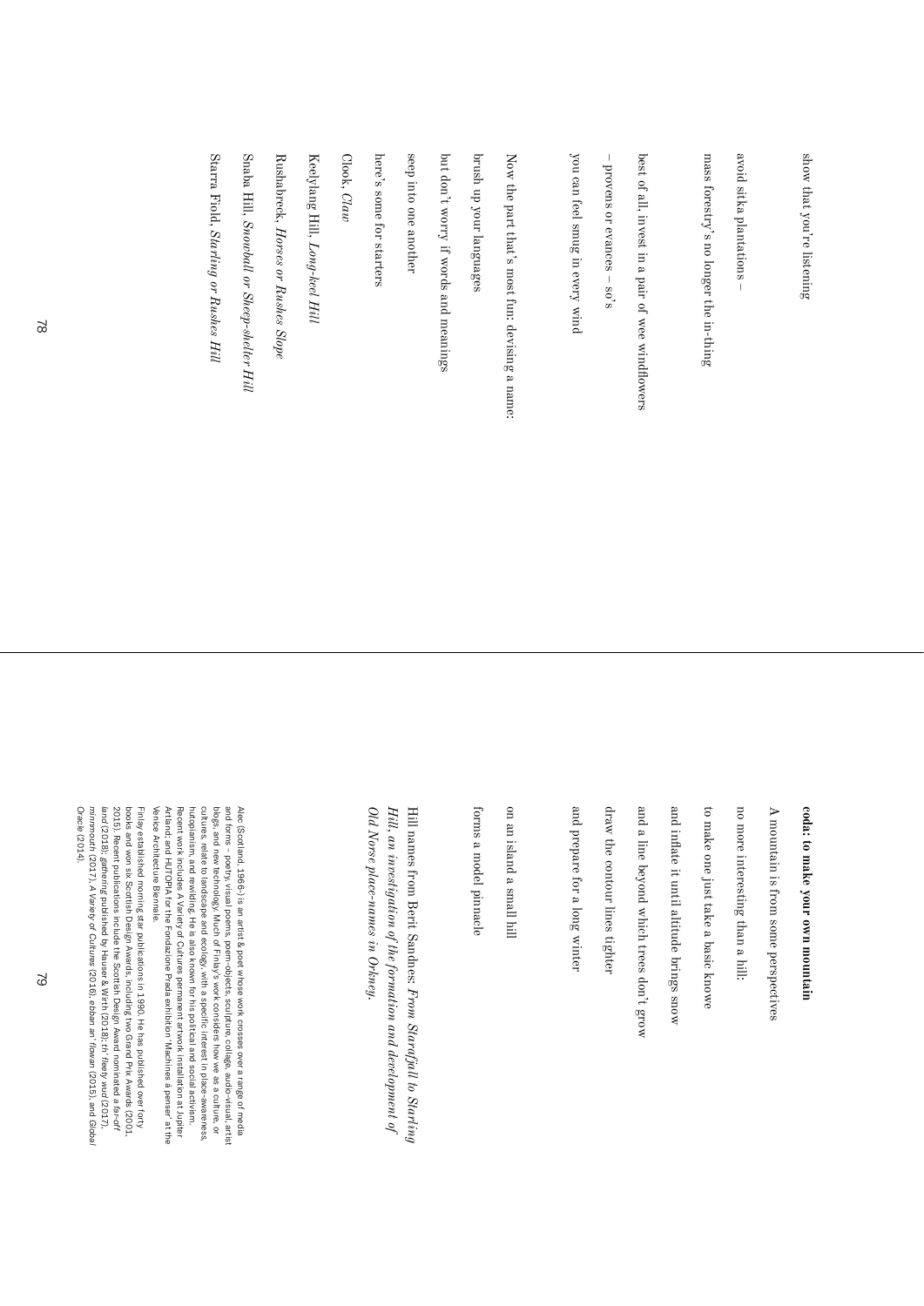show that you're listening

avoid sitka plantations –

mass forestry's no longer the in-thing

best of all, invest in a pair of wee windflowers

– provens or evances – so's

you can feel smug in every wind

Now the part that's most fun: devising a name:

brush up your languages

but don't worry if words and meanings

seep into one another

here's some for starters

Clook, *Claw*

Keelylang Hill, *Long-keel Hill*

Rushabreck, *Horses or Rushes Slope*

Snaba Hill, *Snowball or Sheep-shelter Hill*

Starra Fiold, *Starling or Rushes Hill*

**coda: to make your own mountain**

A mountain is from some perspectives

no more interesting than a hill:

to make one just take a basic knowe

and inflate it until altitude brings snow

and a line beyond which trees don't grow

draw the contour lines tighter

and prepare for a long winter

on an island a small hill

forms a model pinnacle

Hill names from Berit Sandnes: *From Starafjall to Starling Hill, an investigation of the formation and development of Old Norse place-names in Orkney.*

Alec (Scotland, 1966-) is an artist & poet whose work crosses over a range of media and forms – poetry, visual poems, poem-objects, sculpture, collage, audio-visual, artist blogs, and new technology. Much of Finlay's work considers how we as a culture, or cultures, relate to landscape and ecology, with a specific interest in place-awareness, hutopianism, and rewilding. He is also known for his political and social activism. Recent work includes A Variety of Cultures permanent artwork installation at Jupiter Artland; and HUTOPIA for the Fondazione Prada exhibition 'Machines à penser' at the Venice Architecture Biennale.

Finlay established morning star publications in 1990. He has published over forty books and won six Scottish Design Awards, including two Grand Prix Awards (2001, 2015). Recent publications include the Scottish Design Award nominated *a far-off land* (2018); *gathering* published by Hauser & Wirth (2018); *th' fleety wud* (2017), *minnmouth* (2017), *A Variety of Cultures* (2016), *ebban an' flowan* (2015), and *Global Oracle* (2014).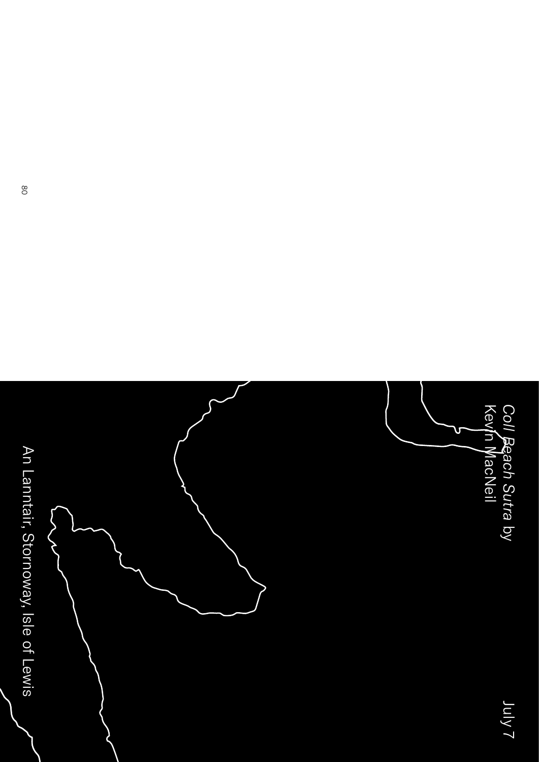*Coll Beach Sutra* by
Kevin MacNeil

July 7

An Lanntair, Stornoway, Isle of Lewis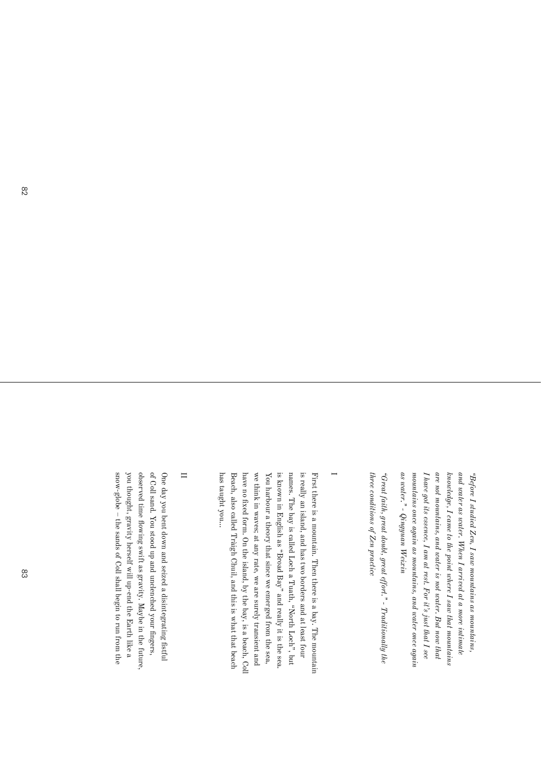*"Before I studied Zen, I saw mountains as mountains, and water as water. When I arrived at a more intimate knowledge, I came to the point where I saw that mountains are not mountains, and water is not water. But now that I have got its essence, I am at rest. For it's just that I see mountains once again as mountains, and water once again as water." - Qingyuan Weixin*

*"Great faith, great doubt, great effort." - Traditionally the three conditions of Zen practice*

## I

First there is a mountain. Then there is a bay. The mountain is really an island, and has two borders and at least four names. The bay is called Loch a Tuath, "North Loch", but is known in English as "Broad Bay" and really it is the sea. You harbour a theory that since we emerged from the sea, we think in waves; at any rate, we are surely transient and have no fixed form. On the island, by the bay, is a beach, Coll Beach, also called Tràigh Chuil, and this is what that beach has taught you...

## II

One day you bent down and seized a disintegrating fistful of Coll sand. You stood up and unclenched your fingers, observed time flowing swift as gravity. Maybe in the future, you thought, gravity herself will up-end the Earth like a snow-globe – the sands of Coll shall begin to run from the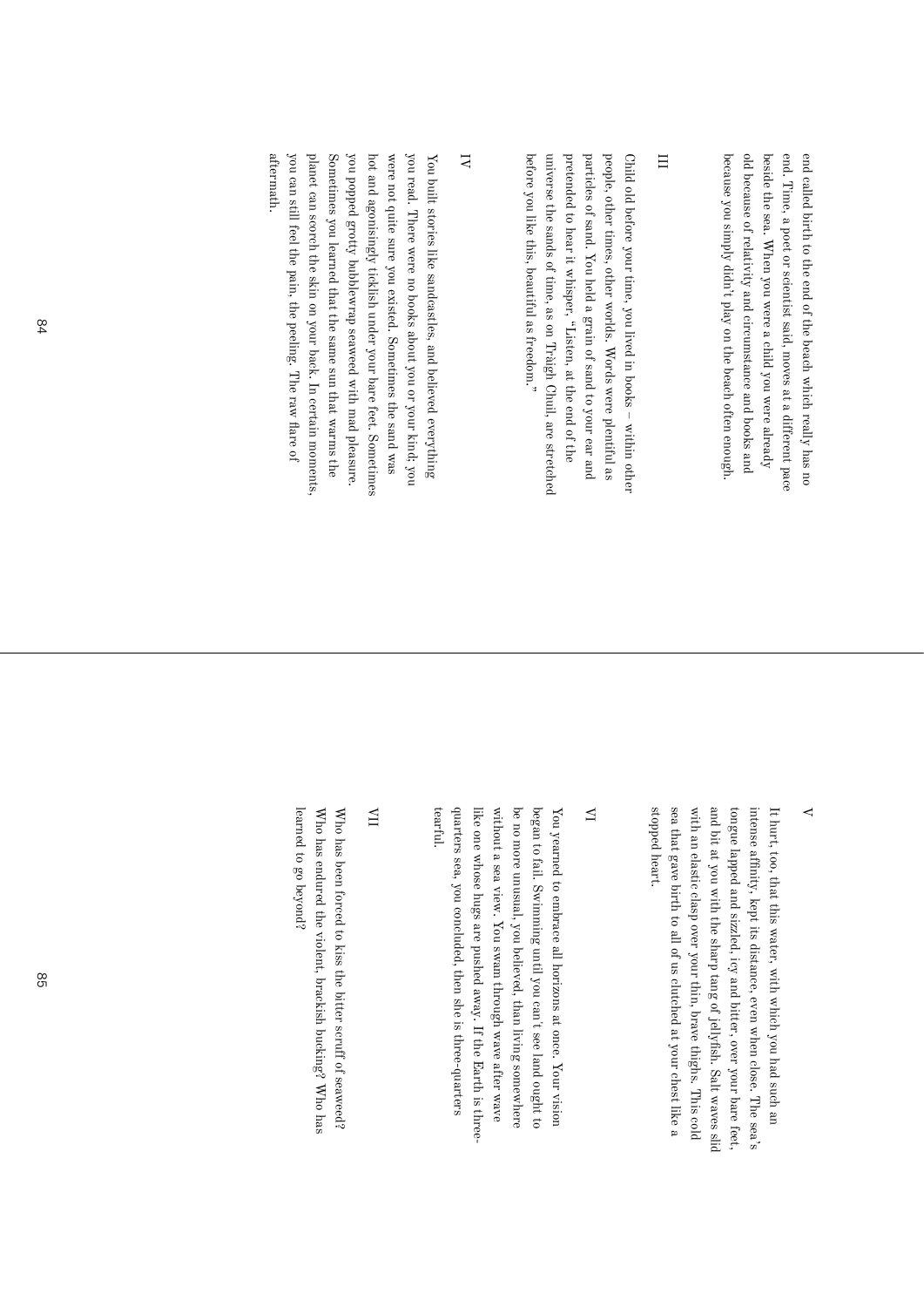end called birth to the end of the beach which really has no end. Time, a poet or scientist said, moves at a different pace beside the sea. When you were a child you were already old because of relativity and circumstance and books and because you simply didn't play on the beach often enough.

## III

Child old before your time, you lived in books – within other people, other times, other worlds. Words were plentiful as particles of sand. You held a grain of sand to your ear and pretended to hear it whisper, "Listen, at the end of the universe the sands of time, as on Tràigh Chuil, are stretched before you like this, beautiful as freedom."

## IV

You built stories like sandcastles, and believed everything you read. There were no books about you or your kind; you were not quite sure you existed. Sometimes the sand was hot and agonisingly ticklish under your bare feet. Sometimes you popped grotty bubblewrap seaweed with mad pleasure. Sometimes you learned that the same sun that warms the planet can scorch the skin on your back. In certain moments, you can still feel the pain, the peeling. The raw flare of aftermath.

## V

It hurt, too, that this water, with which you had such an intense affinity, kept its distance, even when close. The sea's tongue lapped and sizzled, icy and bitter, over your bare feet, and bit at you with the sharp tang of jellyfish. Salt waves slid with an elastic clasp over your thin, brave thighs. This cold sea that gave birth to all of us clutched at your chest like a stopped heart.

## VI

You yearned to embrace all horizons at once. Your vision began to fail. Swimming until you can't see land ought to be no more unusual, you believed, than living somewhere without a sea view. You swam through wave after wave like one whose hugs are pushed away. If the Earth is three-quarters sea, you concluded, then she is three-quarters tearful.

## VII

Who has been forced to kiss the bitter scruff of seaweed? Who has endured the violent, brackish bucking? Who has learned to go beyond?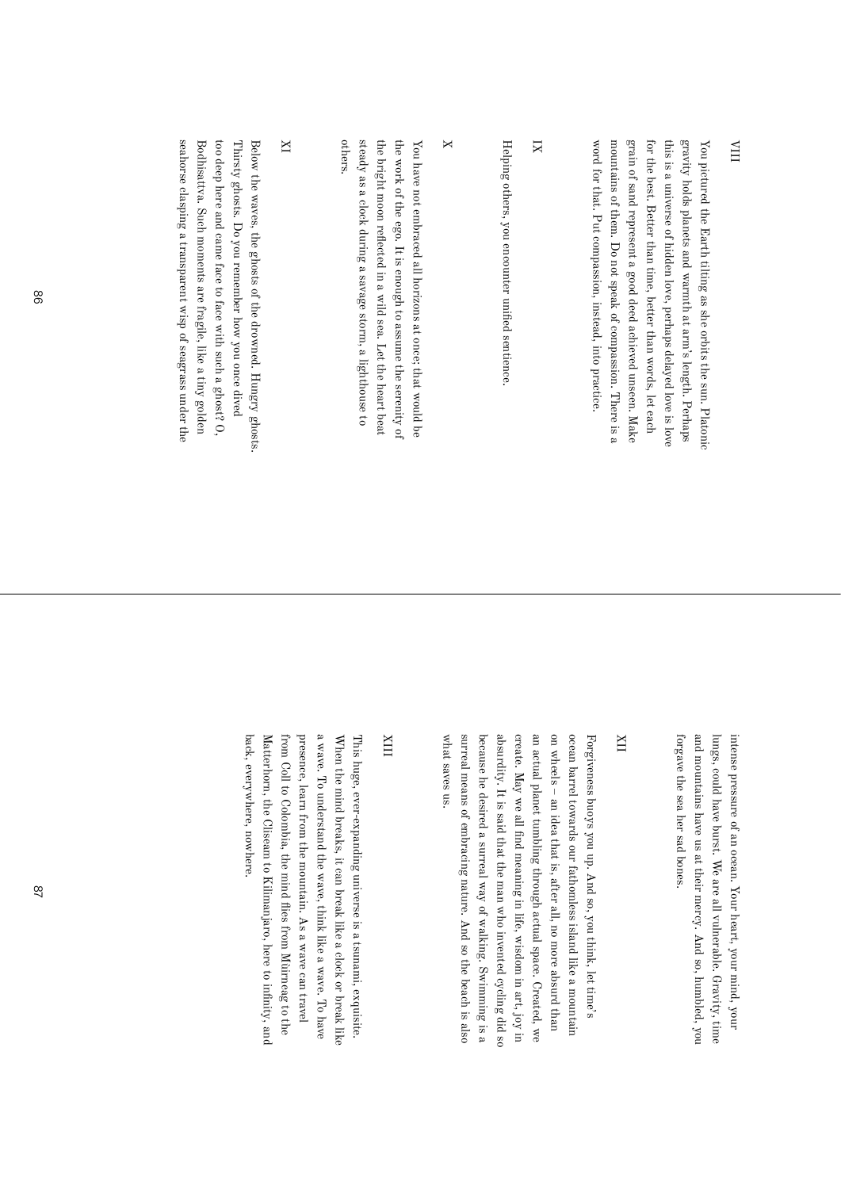## VIII

You pictured the Earth tilting as she orbits the sun. Platonic gravity holds planets and warmth at arm's length. Perhaps this is a universe of hidden love, perhaps delayed love is love for the best. Better than time, better than words, let each grain of sand represent a good deed achieved unseen. Make mountains of them. Do not speak of compassion. There is a word for that. Put compassion, instead, into practice.

## IX

Helping others, you encounter unified sentience.

## X

You have not embraced all horizons at once; that would be the work of the ego. It is enough to assume the serenity of the bright moon reflected in a wild sea. Let the heart beat steady as a clock during a savage storm, a lighthouse to others.

## XI

Below the waves, the ghosts of the drowned. Hungry ghosts. Thirsty ghosts. Do you remember how you once dived too deep here and came face to face with such a ghost? O, Bodhisattva. Such moments are fragile, like a tiny golden seahorse clasping a transparent wisp of seagrass under the intense pressure of an ocean. Your heart, your mind, your lungs, could have burst. We are all vulnerable. Gravity, time and mountains have us at their mercy. And so, humbled, you forgave the sea her sad bones.

## XII

Forgiveness buoys you up. And so, you think, let time's ocean barrel towards our fathomless island like a mountain on wheels – an idea that is, after all, no more absurd than an actual planet tumbling through actual space. Created, we create. May we all find meaning in life, wisdom in art, joy in absurdity. It is said that the man who invented cycling did so because he desired a surreal way of walking. Swimming is a surreal means of embracing nature. And so the beach is also what saves us.

## XIII

This huge, ever-expanding universe is a tsunami, exquisite. When the mind breaks, it can break like a clock or break like a wave. To understand the wave, think like a wave. To have presence, learn from the mountain. As a wave can travel from Coll to Colombia, the mind flies from Mùirneag to the Matterhorn, the Cliseam to Kilimanjaro, here to infinity, and back, everywhere, nowhere.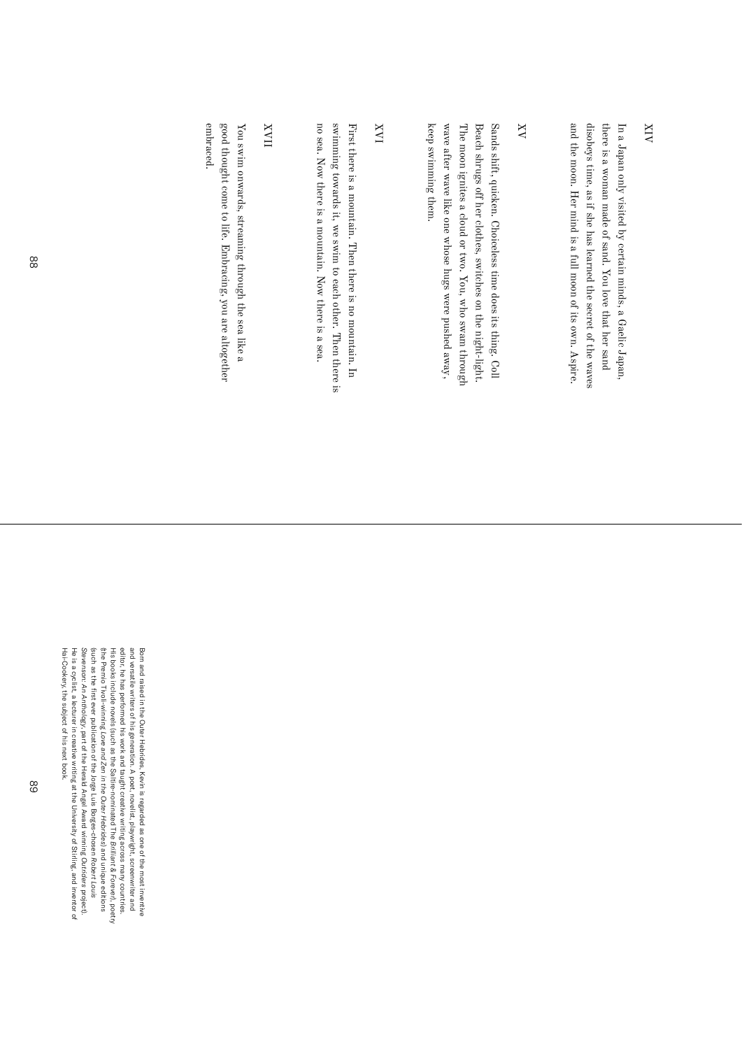## XIV

In a Japan only visited by certain minds, a Gaelic Japan, there is a woman made of sand. You love that her sand disobeys time, as if she has learned the secret of the waves and the moon. Her mind is a full moon of its own. Aspire.

## XV

Sands shift, quicken. Choiceless time does its thing. Coll Beach shrugs off her clothes, switches on the night-light. The moon ignites a cloud or two. You, who swam through wave after wave like one whose hugs were pushed away, keep swimming them.

## XVI

First there is a mountain. Then there is no mountain. In swimming towards it, we swim to each other. Then there is no sea. Now there is a mountain. Now there is a sea.

## XVII

You swim onwards, streaming through the sea like a good thought come to life. Embracing, you are altogether embraced.

Born and raised in the Outer Hebrides, Kevin is regarded as one of the most inventive and versatile writers of his generation. A poet, novelist, playwright, screenwriter and editor, he has performed his work and taught creative writing across many countries. His books include novels (such as the Saltire-nominated *The Brilliant & Forever*), poetry (the Premio Tirolì-winning *Love and Zen in the Outer Hebrides*) and unique editions (such as the first ever publication of the Jorge Luis Borges-chosen *Robert Louis Stevenson: An Anthology*, part of the Herald Angel Award winning *Outriders* project). He is a cyclist, a lecturer in creative writing at the University of Stirling, and inventor of Hai-Cookery, the subject of his next book.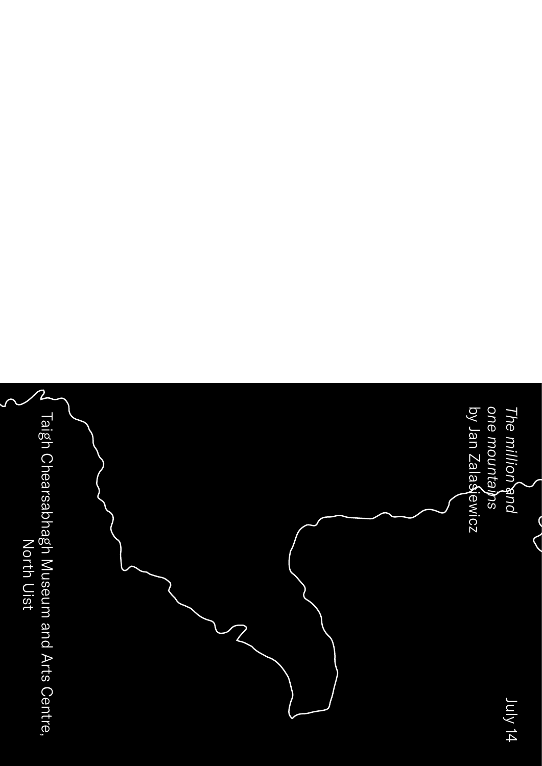*The million and one mountains*
by Jan Zalasiewicz

July 14

Taigh Chearsabhagh Museum and Arts Centre,
North Uist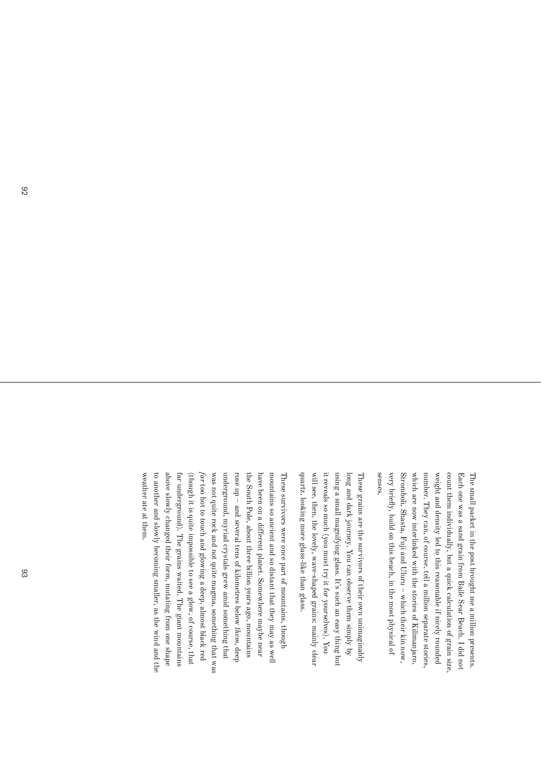The small packet in the post brought me a million presents. Each one was a sand grain from Baile Sear Beach. I did not count them individually, but a quick calculation of grain size, weight and density led to this reasonable if nicely rounded number. They can, of course, tell a million separate stories, which are now interlinked with the stories of Kilimanjaro, Stromboli, Shasta, Fuji and Uluru – which their kin now, very briefly, build on this beach, in the most physical of senses.

These grains are the survivors of their own unimaginably long and dark journey. You can observe them simply by using a small magnifying glass. It's such an easy thing but it reveals so much (you must try it for yourselves). You will see, then, the lovely, wave-shaped grains: mainly clear quartz, looking more glass-like than glass.

These survivors were once part of mountains, though mountains so ancient and so distant that they may as well have been on a different planet. Somewhere maybe near the South Pole, about three billion years ago, mountains rose up – and several tens of kilometres below *them*, deep underground, myriad crystals grew amid something that was not quite rock and not quite magma, something that was *far* too hot to touch and glowing a deep, almost black red (though it is quite impossible to see a glow, of course, that far underground). The grains waited. The giant mountains above slowly changed their form, mutating from one shape to another and slowly becoming smaller, as the wind and the weather ate at them.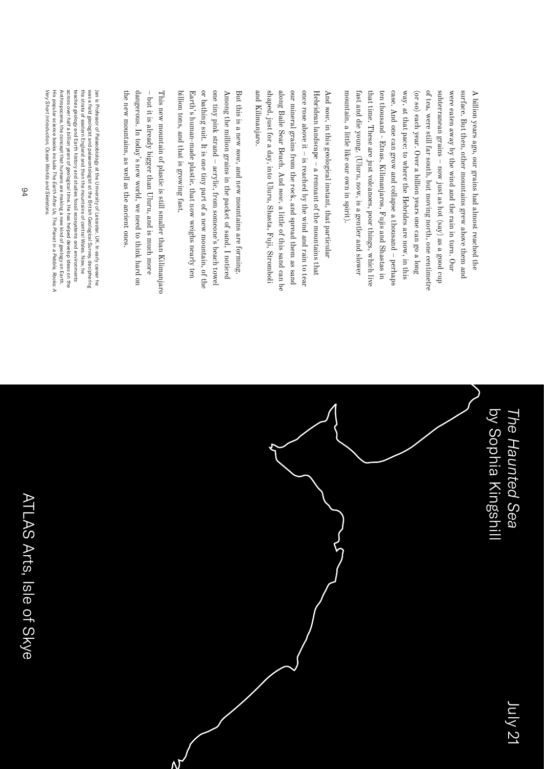A billion years ago, our grains had almost reached the surface. But then, other mountains grew above them and were eaten away by the wind and the rain in turn. Our subterranean grains – now just as hot (say) as a good cup of tea, were still far south, but moving north, one centimetre (or so) each year. Over a billion years one can go a long way, at that pace: to where the Hebrides are now, in this case. And one can grow and collapse a thousand – perhaps ten thousand - Etnas, Kilimanjaros, Fujis and Shastas in that time. These are just volcanoes, poor things, which live fast and die young. (Uluru, now, is a gentler and slower mountain, a little like our own in spirit).

And *now*, in this geological instant, that particular Hebridean landscape – a remnant of the mountains that once rose above it – is reached by the wind and rain to tear our mineral grains from the rock, and spread them as sand along Baile Sear Beach. And *now*, a little of this sand can be shaped, just for a day, into Uluru, Shasta, Fuji, Stromboli and Kilimanjaro.

But this is a new *now*, and new mountains are forming. Among the million grains in the packet of sand, I noticed one tiny pink strand – acrylic, from someone's beach towel or bathing suit. It is one tiny part of a new mountain, of the Earth's human-made plastic, that now weighs nearly ten billion tons, and that is growing fast.

This new mountain of plastic is still smaller than Kilimanjaro – but it is already bigger than Uluru, and is much more dangerous. In today's new world, we need to think hard on the new mountains, as well as the ancient ones.

Jan is Professor of Palaeobiology at the University of Leicester, UK. In early career he was a field geologist and palaeontologist at the British Geological Survey, deciphering the strata of eastern England and then the mountains of central Wales. Now, he teaches geology and Earth history and studies fossil ecosystems and environments across over half a billion years of geological time. He has helped develop ideas on the Anthropocene, the concept that humans are making a new kind of geology on Earth. His popular science books include *The Earth After Us*, *The Planet in a Pebble*, *Rocks: A Very Short Introduction*, *Ocean Worlds* and *Skeletons*.

July 21

*The Haunted Sea*
by Sophia Kingshill

ATLAS Arts, Isle of Skye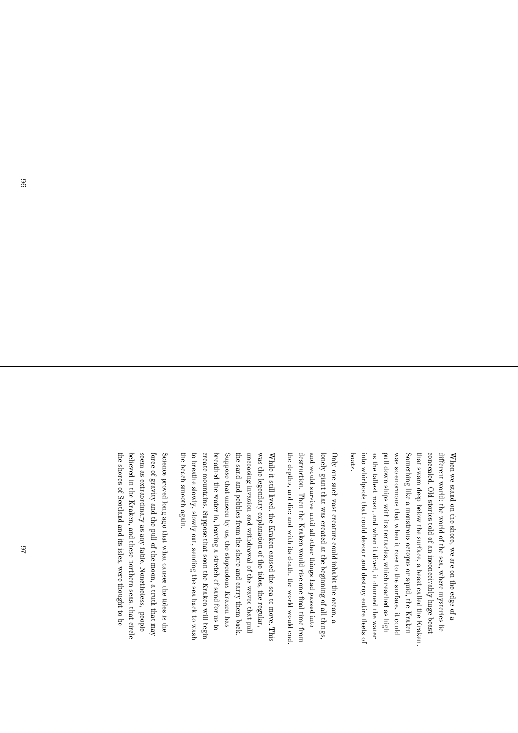When we stand on the shore, we are on the edge of a different world: the world of the sea, where mysteries lie concealed. Old stories told of an inconceivably huge beast that swam deep below the surface, a beast called the Kraken. Something like a monstrous octopus or squid, the Kraken was so enormous that when it rose to the surface, it could pull down ships with its tentacles, which reached as high as the tallest mast, and when it dived, it churned the water into whirlpools that could devour and destroy entire fleets of boats.

Only one such vast creature could inhabit the ocean, a lonely giant that was created at the beginning of all things, and would survive until all other things had passed into destruction. Then the Kraken would rise one final time from the depths, and die; and with its death, the world would end.

While it still lived, the Kraken caused the sea to move. This was the legendary explanation of the tides, the regular, unceasing invasion and withdrawal of the waves that pull the sand and pebbles from the shore and carry them back. Suppose that unseen by us, the stupendous Kraken has breathed the water in, leaving a stretch of sand for us to create mountains. Suppose that soon the Kraken will begin to breathe slowly, slowly out, sending the sea back to wash the beach smooth again.

Science proved long ago that what causes the tides is the force of gravity and the pull of the moon, a truth that may seem as extraordinary as any fable. Nonetheless, people believed in the Kraken, and these northern seas, that circle the shores of Scotland and its isles, were thought to be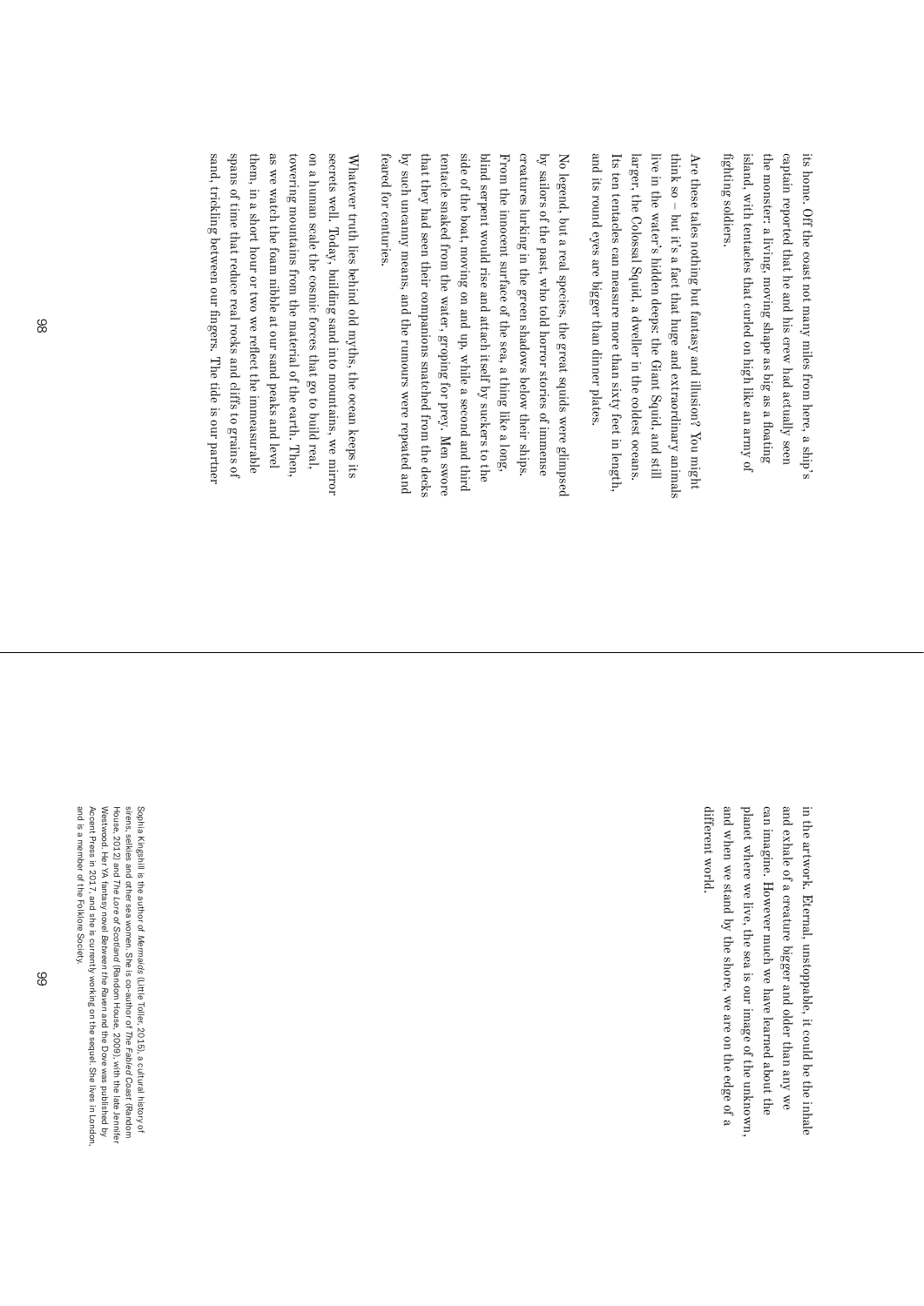its home. Off the coast not many miles from here, a ship's captain reported that he and his crew had actually seen the monster: a living, moving shape as big as a floating island, with tentacles that curled on high like an army of fighting soldiers.

Are these tales nothing but fantasy and illusion? You might think so – but it's a fact that huge and extraordinary animals live in the water's hidden deeps: the Giant Squid, and still larger, the Colossal Squid, a dweller in the coldest oceans. Its ten tentacles can measure more than sixty feet in length, and its round eyes are bigger than dinner plates.

No legend, but a real species, the great squids were glimpsed by sailors of the past, who told horror stories of immense creatures lurking in the green shadows below their ships. From the innocent surface of the sea, a thing like a long, blind serpent would rise and attach itself by suckers to the side of the boat, moving on and up, while a second and third tentacle snaked from the water, groping for prey. Men swore that they had seen their companions snatched from the decks by such uncanny means, and the rumours were repeated and feared for centuries.

Whatever truth lies behind old myths, the ocean keeps its secrets well. Today, building sand into mountains, we mirror on a human scale the cosmic forces that go to build real, towering mountains from the material of the earth. Then, as we watch the foam nibble at our sand peaks and level them, in a short hour or two we reflect the immeasurable spans of time that reduce real rocks and cliffs to grains of sand, trickling between our fingers. The tide is our partner in the artwork. Eternal, unstoppable, it could be the inhale and exhale of a creature bigger and older than any we can imagine. However much we have learned about the planet where we live, the sea is our image of the unknown, and when we stand by the shore, we are on the edge of a different world.

Sophia Kingshill is the author of *Mermaids* (Little Toller, 2015), a cultural history of sirens, selkies and other sea women. She is co-author of *The Fabled Coast* (Random House, 2012) and *The Lore of Scotland* (Random House, 2009), with the late Jennifer Westwood. Her YA fantasy novel *Between the Raven and the Dove* was published by Accent Press in 2017, and she is currently working on the sequel. She lives in London, and is a member of the Folklore Society.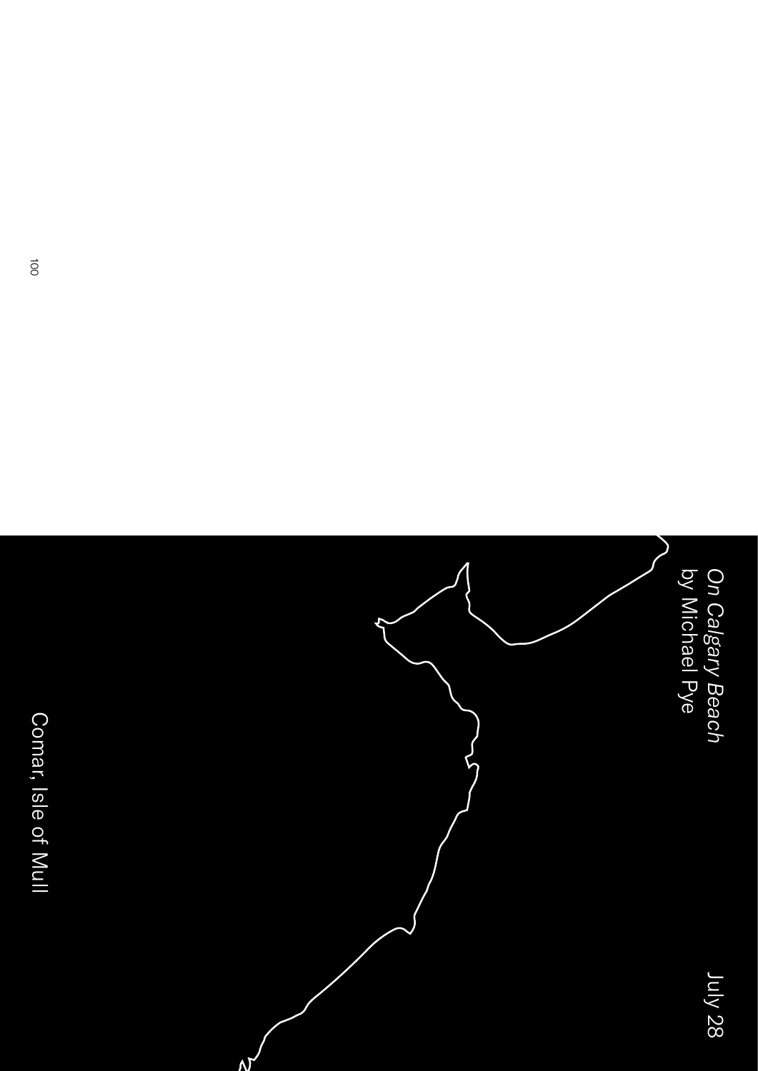*On Calgary Beach*
by Michael Pye

July 28

Comar, Isle of Mull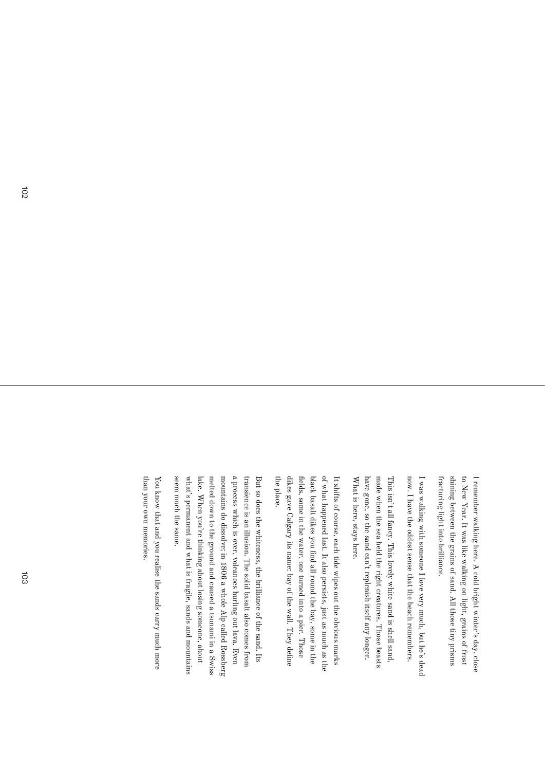I remember walking here. A cold bright winter's day, close to New Year. It was like walking on light, grains of frost shining between the grains of sand. All those tiny prisms fracturing light into brilliance.

I was walking with someone I love very much, but he's dead now. I have the oddest sense that the beach remembers.

This isn't all fancy. This lovely white sand is shell sand, made when the sea held the right creatures. Those beasts have gone, so the sand can't replenish itself any longer. What is here, stays here.

It shifts of course, each tide wipes out the obvious marks of what happened last. It also persists, just as much as the black basalt dikes you find all round the bay, some in the fields, some in the water, one turned into a pier. Those dikes gave Calgary its name: bay of the wall. They define the place.

But so does the whiteness, the brilliance of the sand. Its transience is an illusion. The solid basalt also comes from a process which is over, volcanoes hurling out lava. Even mountains do dissolve; in 1806 a whole Alp called Rossberg melted down to the ground and caused a tsunami in a Swiss lake. When you're thinking about losing someone, about what's permanent and what is fragile, sands and mountains seem much the same.

You know that and you realise the sands carry much more than your own memories.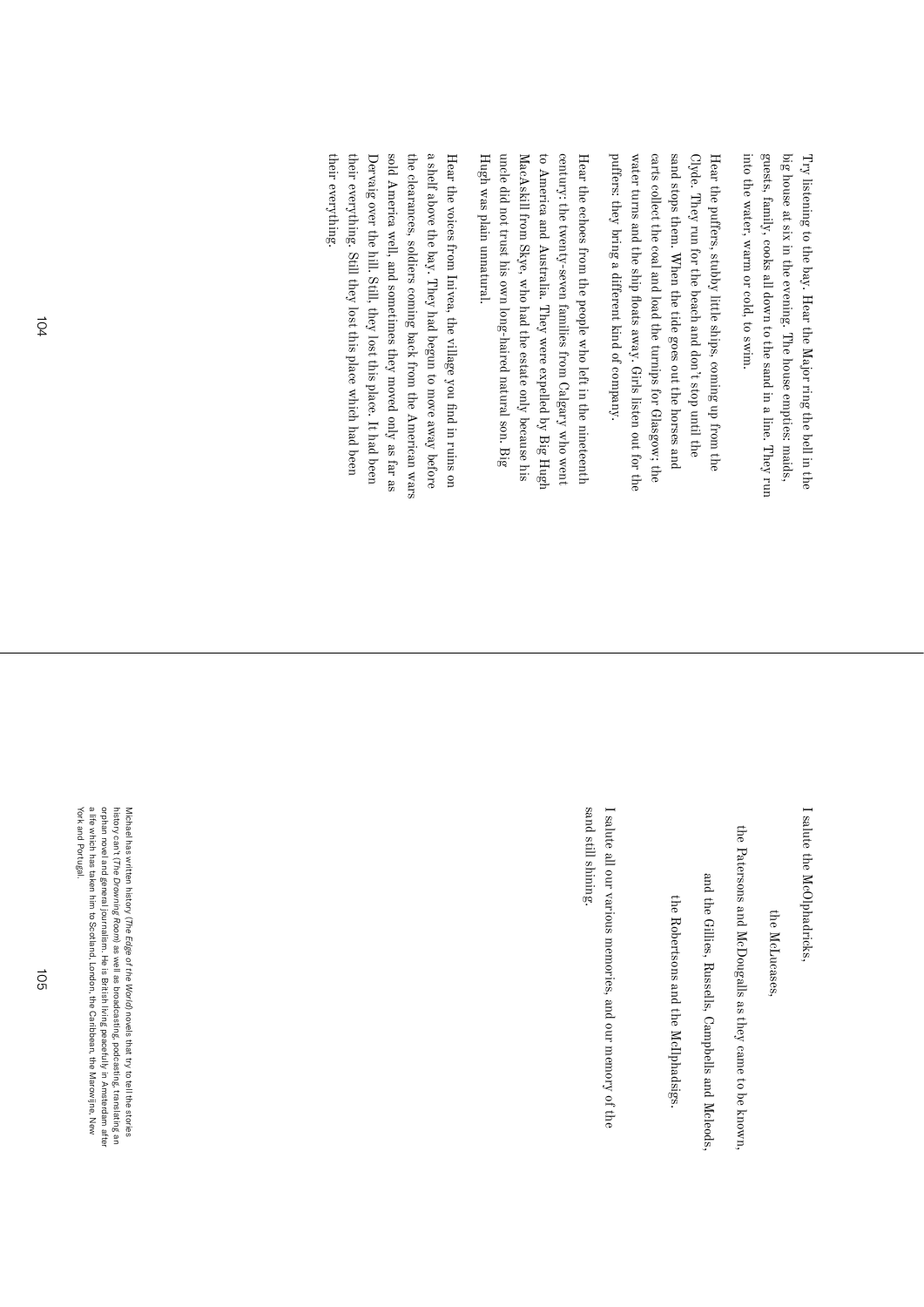Try listening to the bay. Hear the Major ring the bell in the big house at six in the evening. The house empties: maids, guests, family, cooks all down to the sand in a line. They run into the water, warm or cold, to swim.

Hear the puffers, stubby little ships, coming up from the Clyde. They run for the beach and don't stop until the sand stops them. When the tide goes out the horses and carts collect the coal and load the turnips for Glasgow; the water turns and the ship floats away. Girls listen out for the puffers: they bring a different kind of company.

Hear the echoes from the people who left in the nineteenth century: the twenty-seven families from Calgary who went to America and Australia. They were expelled by Big Hugh MacAskill from Skye, who had the estate only because his uncle did not trust his own long-haired natural son. Big Hugh was plain unnatural.

Hear the voices from Inivea, the village you find in ruins on a shelf above the bay. They had begun to move away before the clearances, soldiers coming back from the American wars sold America well, and sometimes they moved only as far as Dervaig over the hill. Still, they lost this place. It had been their everything. Still they lost this place which had been their everything.

I salute the McOlphadricks,

the McLucases,

the Patersons and McDougalls as they came to be known,

and the Gillies, Russells, Campbells and Mcleods,

the Robertsons and the McIlphadsigs.

I salute all our various memories, and our memory of the sand still shining.

Michael has written history (*The Edge of the World*) novels that try to tell the stories history can't (*The Drowning Room*) as well as broadcasting, podcasting, translating an orphan novel and general journalism. He is British living peacefully in Amsterdam after a life which has taken him to Scotland, London, the Caribbean, the Marowijne, New York and Portugal.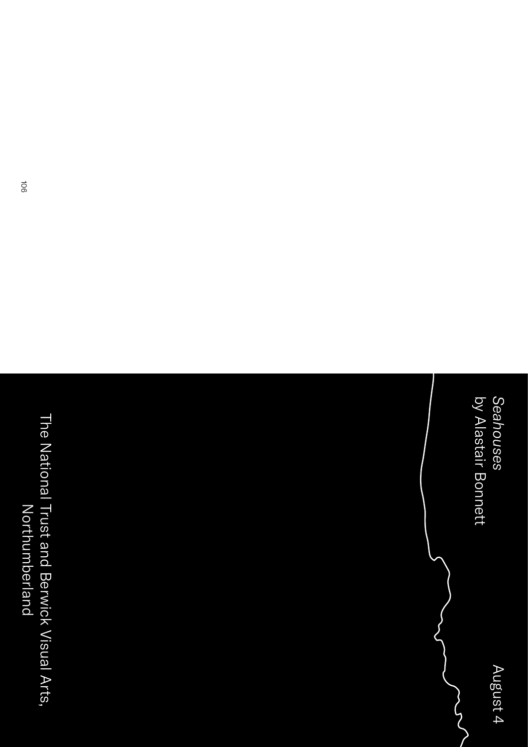*Seahouses*
by Alastair Bonnett

August 4

The National Trust and Berwick Visual Arts, Northumberland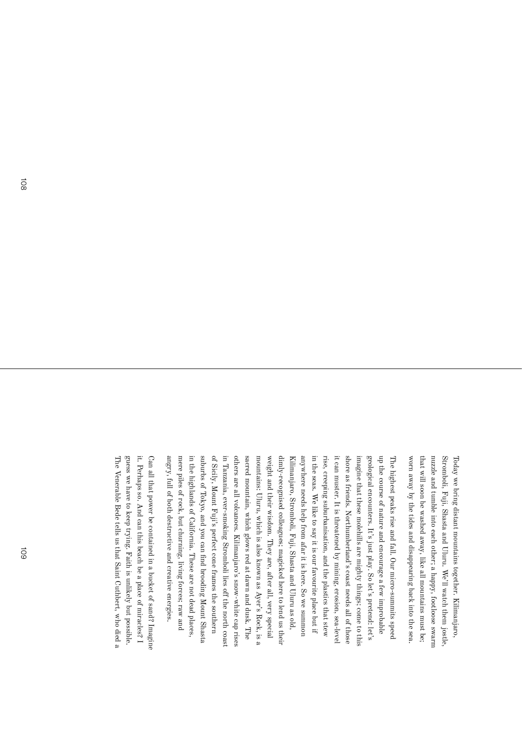Today we bring distant mountains together. Kilimanjaro, Stromboli, Fuji, Shasta and Uluru. We'll watch them jostle, nuzzle and tumble into each other; a happy, footloose swarm that will soon be washed away, like all mountains must be; worn away by the tides and disappearing back into the sea.

The highest peaks rise and fall. Our micro-summits speed up the course of nature and encourage a few improbable geological encounters. It's just play. So let's pretend: let's imagine that these molehills are mighty things; come to this shore as friends. Northumberland's coast needs all of those it can muster. It is threatened by mining, erosion, sea-level rise, creeping suburbanisation, and the plastics that stew in the seas. We like to say it is our favourite place but if anywhere needs help from afar it is here. So we summon Kilimanjaro, Stromboli, Fuji, Shasta and Uluru as old, dimly-recognised colleagues; magicked here to lend us their weight and their wisdom. They are, after all, very special mountains: Uluru, which is also known as Ayer's Rock, is a sacred mountain, which glows red at dawn and dusk. The others are all volcanoes. Kilimanjaro's snow-white cap rises in Tanzania, ever-smoking Stromboli lies off the north coast of Sicily, Mount Fuji's perfect cone frames the southern suburbs of Tokyo, and you can find brooding Mount Shasta in the highlands of California. These are not dead places, mere piles of rock, but churning, living forces; raw and angry, full of both destructive and creative energies.

Can all that power be contained in a bucket of sand? Imagine it. Perhaps so. And can this beach be a place of miracles? I guess we have to keep trying. Faith is unlikely but possible. The Venerable Bede tells us that Saint Cuthbert, who died a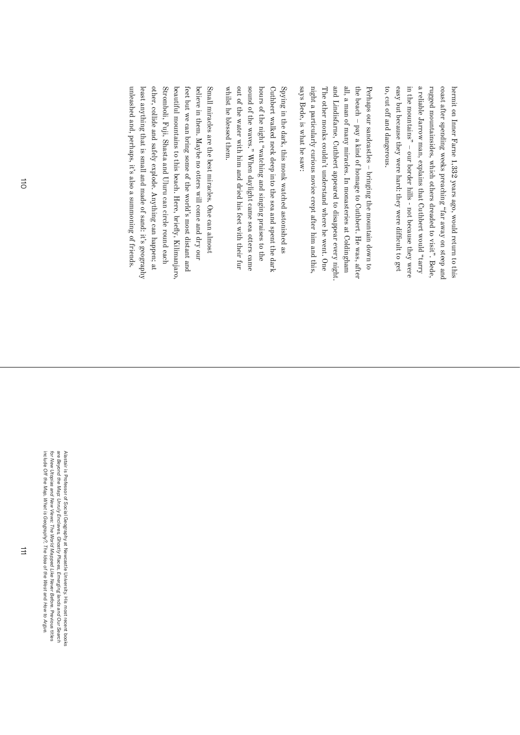hermit on Inner Farne 1,332 years ago, would return to this coast after spending weeks preaching "far away on steep and rugged mountainsides, which others dreaded to visit". Bede, a reliable Jarrow man, explains that Cuthbert would "tarry in the mountains" – our border hills - not because they were easy but because they were hard: they were difficult to get to, cut off and dangerous.

Perhaps our sandcastles – bringing the mountain down to the beach – pay a kind of homage to Cuthbert. He was, after all, a man of many miracles. In monasteries at Coldingham and Lindisfarne, Cuthbert appeared to disappear every night. The other monks couldn't understand where he went. One night a particularly curious novice crept after him and this, says Bede, is what he saw:

Spying in the dark, this monk watched astonished as Cuthbert walked neck deep into the sea and spent the dark hours of the night "watching and singing praises to the sound of the waves." When daylight came sea otters came out of the water with him and dried his feet with their fur whilst he blessed them.

Small miracles are the best miracles. One can almost believe in them. Maybe no otters will come and dry our feet but we can bring some of the world's most distant and beautiful mountains to this beach. Here, briefly, Kilimanjaro, Stromboli, Fuji, Shasta and Uluru can circle round each other, collide and safely explode. Anything can happen: at least anything that is small and made of sand: it's geography unleashed and, perhaps, it's also a summoning of friends.

Alastair is Professor of Social Geography at Newcastle University. His most recent books are *Beyond the Map: Unruly Enclaves, Ghostly Places, Emerging lands and Our Search for New Utopias* and *New Views: The World Mapped Like Never Before*. Previous titles include *Off the Map*, *What is Geography?*, *The Idea of the West* and *How to Argue*.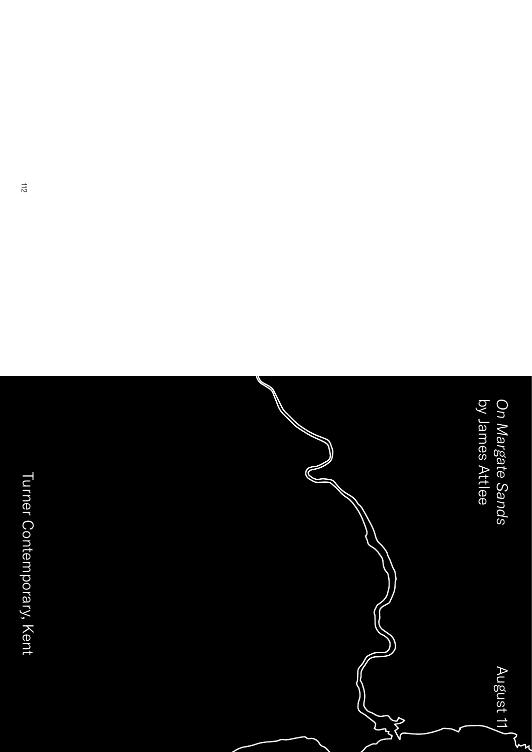*On Margate Sands*
by James Attlee

August 11

Turner Contemporary, Kent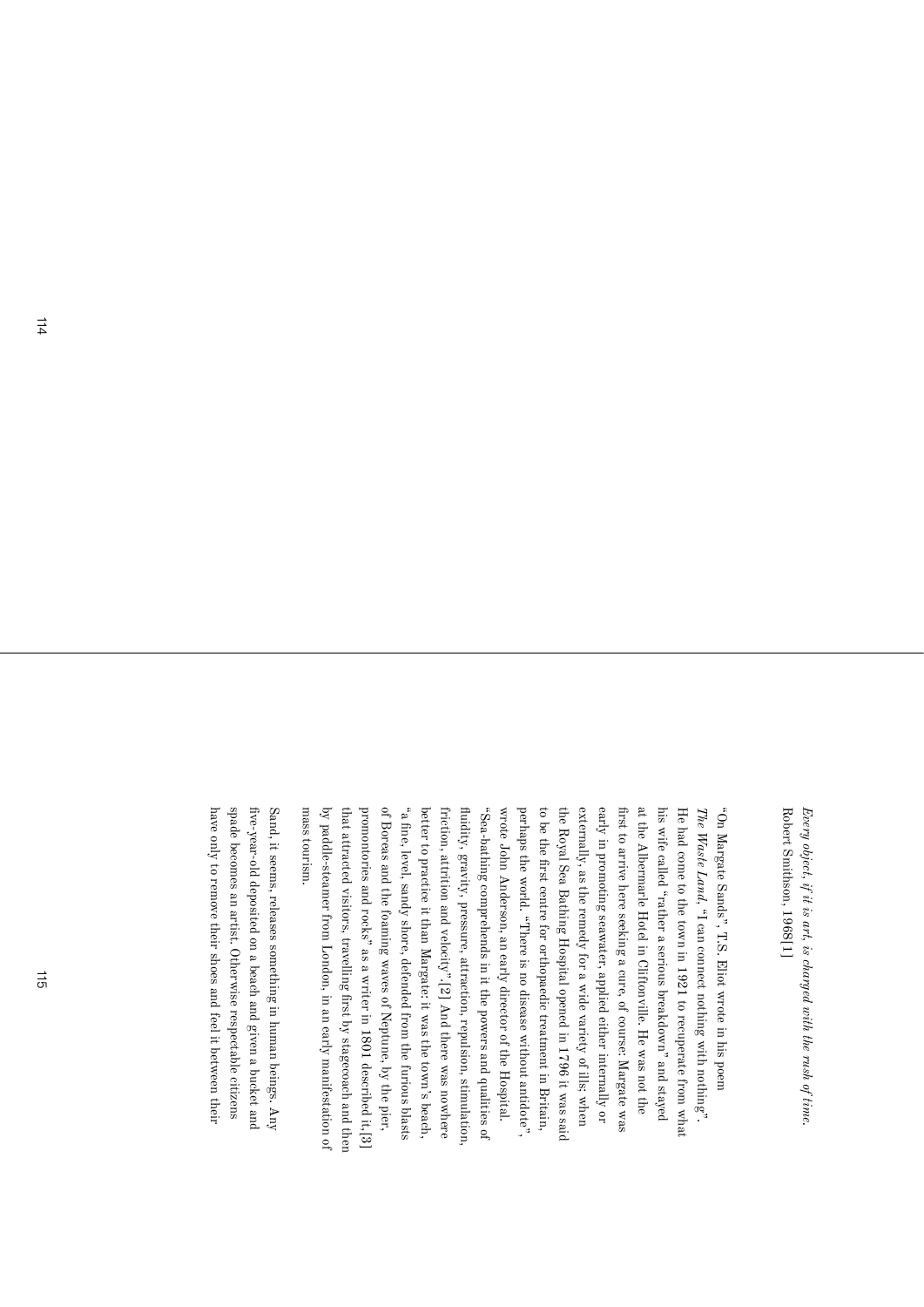*Every object, if it is art, is charged with the rush of time.*
Robert Smithson, 1968[1]

"On Margate Sands", T.S. Eliot wrote in his poem *The Waste Land*, "I can connect nothing with nothing". He had come to the town in 1921 to recuperate from what his wife called "rather a serious breakdown" and stayed at the Albermarle Hotel in Cliftonville. He was not the first to arrive here seeking a cure, of course: Margate was early in promoting seawater, applied either internally or externally, as the remedy for a wide variety of ills; when the Royal Sea Bathing Hospital opened in 1796 it was said to be the first centre for orthopaedic treatment in Britain, perhaps the world. "There is no disease without antidote", wrote John Anderson, an early director of the Hospital. "Sea-bathing comprehends in it the powers and qualities of fluidity, gravity, pressure, attraction, repulsion, stimulation, friction, attrition and velocity".[2] And there was nowhere better to practice it than Margate: it was the town's beach, "a fine, level, sandy shore, defended from the furious blasts of Boreas and the foaming waves of Neptune, by the pier, promontories and rocks" as a writer in 1801 described it,[3] that attracted visitors, travelling first by stagecoach and then by paddle-steamer from London, in an early manifestation of mass tourism.

Sand, it seems, releases something in human beings. Any five-year-old deposited on a beach and given a bucket and spade becomes an artist. Otherwise respectable citizens have only to remove their shoes and feel it between their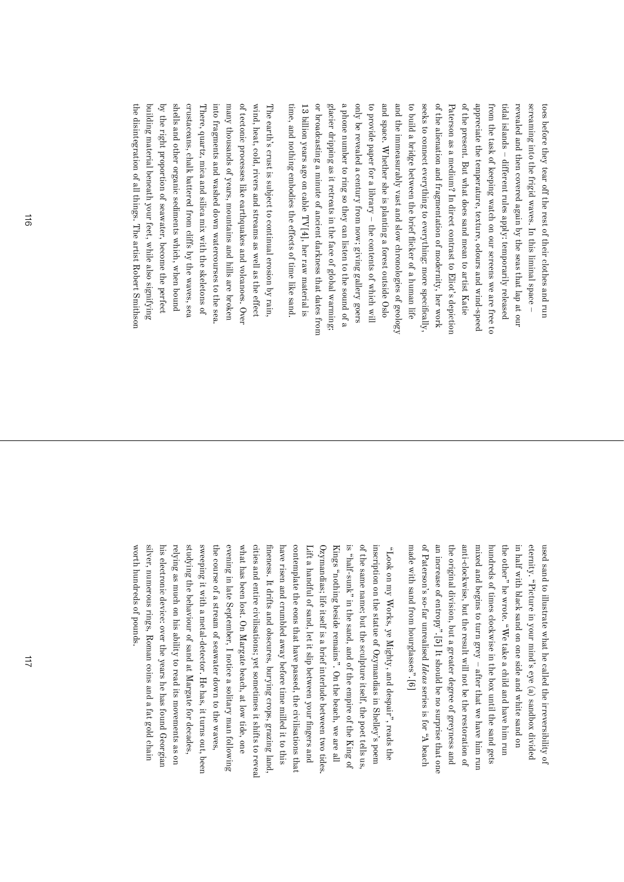toes before they tear off the rest of their clothes and run screaming into the frigid waves. In this liminal space – revealed and then covered again by the seas that lap at our tidal islands – different rules apply: temporarily released from the task of keeping watch on our screens we are free to appreciate the temperature, texture, odours and wind-speed of the present. But what does sand mean to artist Katie Paterson as a medium? In direct contrast to Eliot's depiction of the alienation and fragmentation of modernity, her work seeks to connect everything to everything: more specifically, to build a bridge between the brief flicker of a human life and the immeasurably vast and slow chronologies of geology and space. Whether she is planting a forest outside Oslo to provide paper for a library – the contents of which will only be revealed a century from now; giving gallery goers a phone number to ring so they can listen to the sound of a glacier dripping as it retreats in the face of global warming; or broadcasting a minute of ancient darkness that dates from 13 billion years ago on cable TV[4], her raw material is time, and nothing embodies the effects of time like sand.

The earth's crust is subject to continual erosion by rain, wind, heat, cold, rivers and streams as well as the effect of tectonic processes like earthquakes and volcanoes. Over many thousands of years, mountains and hills are broken into fragments and washed down watercourses to the sea. There, quartz, mica and silica mix with the skeletons of crustaceans, chalk battered from cliffs by the waves, sea shells and other organic sediments which, when bound by the right proportion of seawater, become the perfect building material beneath your feet, while also signifying the disintegration of all things. The artist Robert Smithson used sand to illustrate what he called the irreversibility of eternity. "Picture in your mind's eye (a) sandbox divided in half with black sand on one side and white sand on the other" he wrote. "We take a child and have him run hundreds of times clockwise in the box until the sand gets mixed and begins to turn grey – after that we have him run anti-clockwise, but the result will not be the restoration of the original division, but a greater degree of greyness and an increase of entropy".[5] It should be no surprise that one of Paterson's so-far unrealised *Ideas* series is for "A beach made with sand from hourglasses".[6]

"Look on my Works, ye Mighty, and despair", reads the inscription on the statue of Ozymandias in Shelley's poem of the same name; but the sculpture itself, the poet tells us, is "half-sunk" in the sand, and of the empire of the King of Kings "nothing beside remains". On the beach, we are all Ozymandias; life itself is a brief interlude between two tides. Lift a handful of sand, let it slip between your fingers and contemplate the eons that have passed, the civilisations that have risen and crumbled away before time milled it to this fineness. It drifts and obscures, burying crops, grazing land, cities and entire civilisations; yet sometimes it shifts to reveal what has been lost. On Margate beach, at low tide, one evening in late September, I notice a solitary man following the course of a stream of seawater down to the waves, sweeping it with a metal-detector. He has, it turns out, been studying the behaviour of sand at Margate for decades, relying as much on his ability to read its movements as on his electronic device: over the years he has found Georgian silver, numerous rings, Roman coins and a fat gold chain worth hundreds of pounds.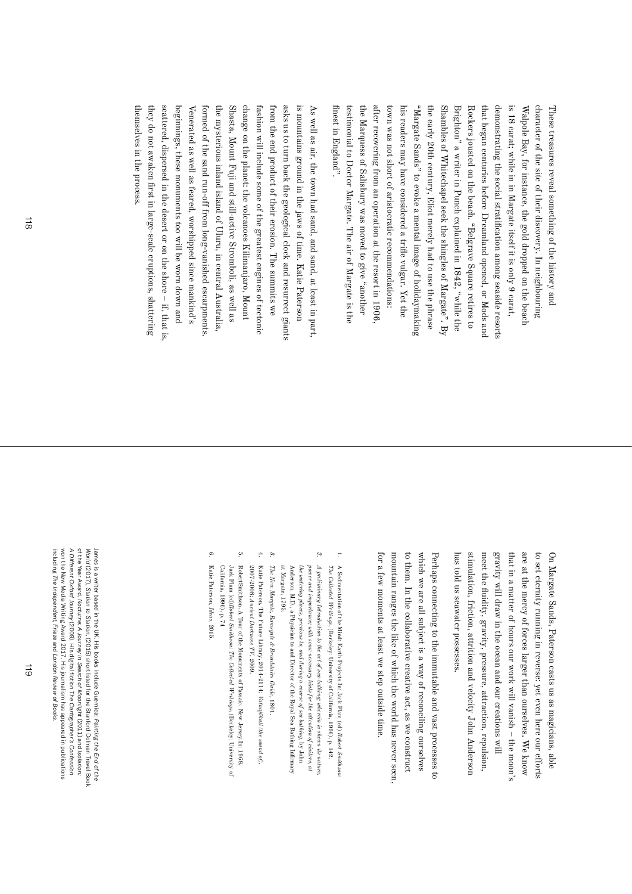These treasures reveal something of the history and character of the site of their discovery. In neighbouring Walpole Bay, for instance, the gold dropped on the beach is 18 carat; while in in Margate itself it is only 9 carat, demonstrating the social stratification among seaside resorts that began centuries before Dreamland opened, or Mods and Rockers jousted on the beach. "Belgrave Square retires to Brighton" a writer in Punch explained in 1842, "while the Shambles of Whitechapel seek the shingles of Margate". By the early 20th century, Eliot merely had to use the phrase "Margate Sands" to evoke a mental image of holidaymaking his readers may have considered a trifle vulgar. Yet the town was not short of aristocratic recommendations: after recovering from an operation at the resort in 1906, the Marquess of Salisbury was moved to give "another testimonial to Doctor Margate. The air of Margate is the finest in England".

As well as air, the town had sand, and sand, at least in part, is mountains ground in the jaws of time. Katie Paterson asks us to turn back the geological clock and resurrect giants from the end product of their erosion. The summits we fashion will include some of the greatest engines of tectonic change on the planet: the volcanoes Kilimanjaro, Mount Shasta, Mount Fuji and still-active Stromboli, as well as the mysterious inland island of Uluru, in central Australia, formed of the sand run-off from long-vanished escarpments. Venerated as well as feared, worshipped since mankind's beginnings, these monuments too will be worn down and scattered, dispersed in the desert or on the shore – if, that is, they do not awaken first in large-scale eruptions, shattering themselves in the process.

On Margate Sands, Paterson casts us as magicians, able to set eternity running in reverse; yet even here our efforts are at the mercy of forces larger than ourselves. We know that in a matter of hours our work will vanish – the moon's gravity will draw in the ocean and our creations will meet the fluidity, gravity, pressure, attraction, repulsion, stimulation, friction, attrition and velocity John Anderson has told us seawater possesses.

Perhaps connecting to the immutable and vast processes to which we are all subject is a way of reconciling ourselves to them. In the collaborative creative act, as we construct mountain ranges the like of which the world has never seen, for a few moments at least we step outside time.

1. A Sedimentation of the Mind: Earth Projects.In: Jack Flam (ed) *Robert Smithson: The Collected Writings*, (Berkeley: University of California, 1996), p. 142.
2. *A preliminary Introduction to the act of sea-bathing; wherein is shewn its nature, power and importance; with some necessary hints for the attention of visitors, at the watering places, previous to, and during a course of sea bathing*, by John Anderson, M.D., a Physician to and Director of the Royal Sea Bathing Infirmary at Margate, 1795.
3. *The New Margate, Ramsgate & Broadstairs Guide*, 1801.
4. Katie Paterson, The Future Library, 2014-2114; *Vatnajökull (the sound of)*, 2007-2008; *Ancient Darkness TV*, 2009.
5. RobertSmithson, A Tour of the Monuments of Passaic, New Jersey,In: 1968. Jack Flam (ed)*Robert Smithson: The Collected Writings*, (Berkeley: University of California, 1996), p. 74
6. Katie Paterson, *Ideas*, 2015.

James is a writer based in the UK. His books include Guernica: *Painting the End of the World* (2017), *Station to Station*, (2015) shortlisted for the Stanford Dolman Travel Book of the Year Award, *Nocturne: A Journey in Search of Moonlight* (2011) and *Isolarion: A Different Oxford Journey* (2009). His digital fiction *The Cartographer's Confession* won the New Media Writing Award 2017. His journalism has appeared in publications including *The Independent, Frieze* and *London Review of Books*.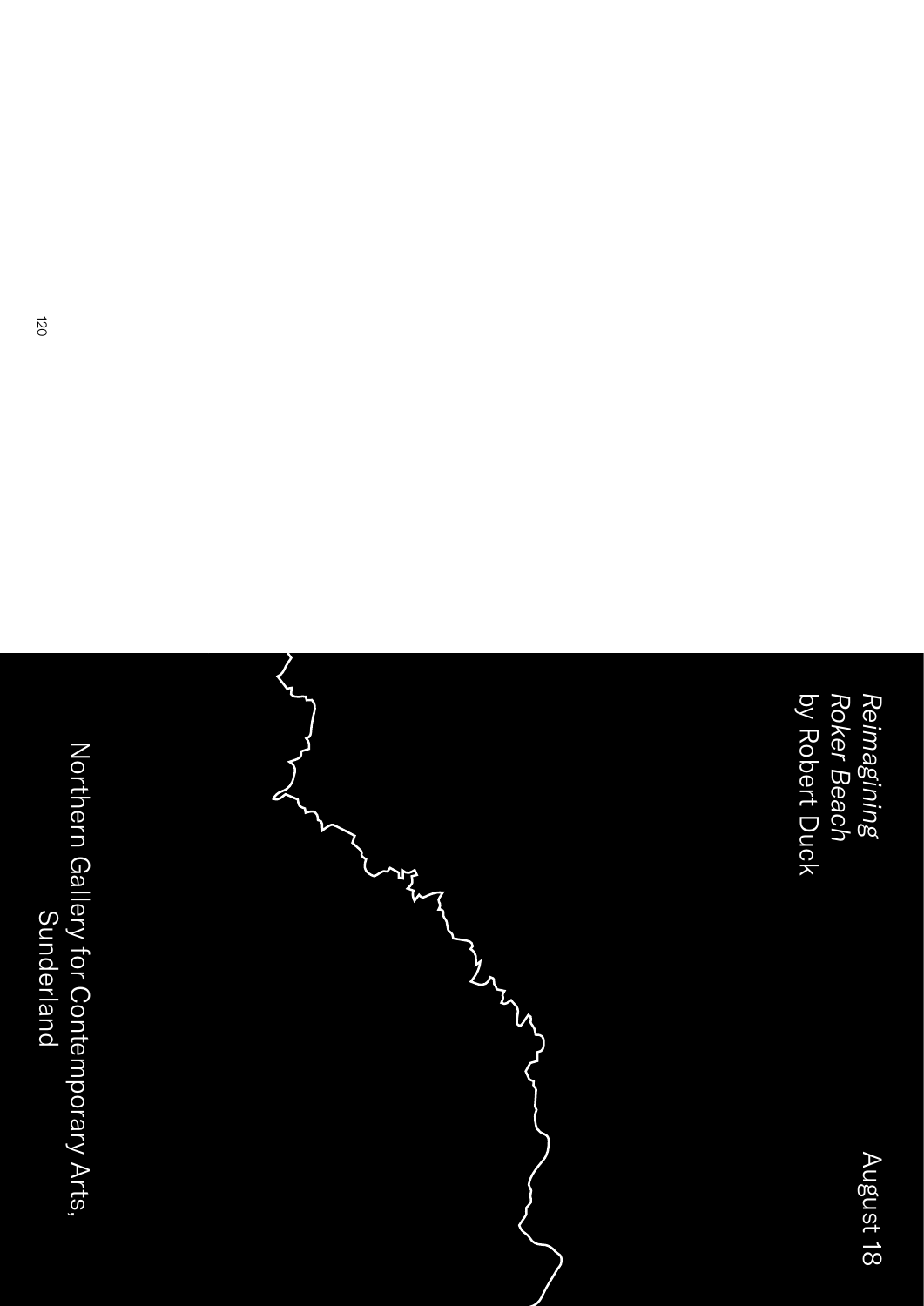*Reimagining Roker Beach*
by Robert Duck

August 18

Northern Gallery for Contemporary Arts, Sunderland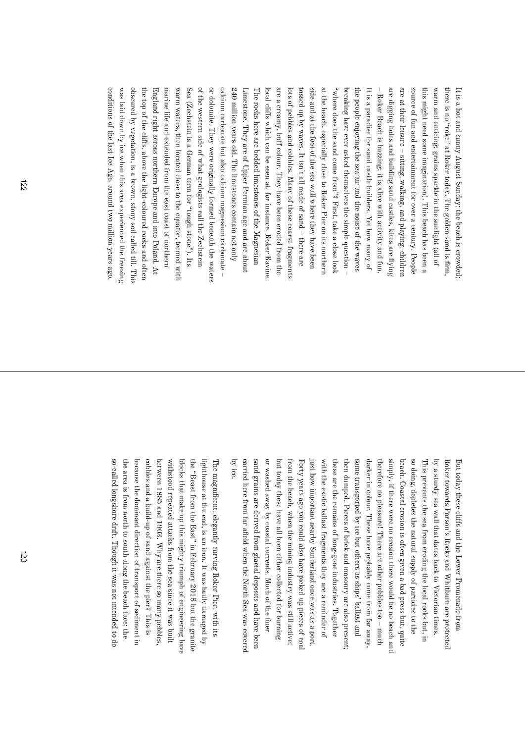It is a hot and sunny August Sunday; the beach is crowded; there is no "roke" at Roker today. The golden sand is firm, warm and enticing; grains sparkle in the sunlight (all of this might need some imagination). This beach has been a source of fun and entertainment for over a century. People are at their leisure – sitting, walking, and playing, children are digging holes and building sand castles, kites are flying – Roker Beach is buzzing; it is alive with activity and fun. It is a paradise for sand castle builders. Yet how many of the people enjoying the sea air and the noise of the waves breaking have ever asked themselves the simple question – "where does the sand come from"? First, take a close look at the beach, especially close to Roker Pier on its northern side and at the foot of the sea wall where they have been tossed up by waves. It isn't all made of sand – there are lots of pebbles and cobbles. Many of these coarse fragments are a creamy, buff colour. They have been eroded from the local cliffs which can be seen at, for instance, Roker Ravine. The rocks here are bedded limestones of the Magnesian Limestone. They are of Upper Permian age and are about 240 million years old. The limestones contain not only calcium carbonate but also calcium magnesium carbonate – or dolomite. They were originally formed beneath the waters of the western side of what geologists call the Zechstein Sea (Zechstein is a German term for "tough stone"). Its warm waters, then located close to the equator, teemed with marine life and extended from the east coast of northern England right across northern Europe and into Poland. At the top of the cliffs, above the light-coloured rocks and often obscured by vegetation, is a brown, stony soil called till. This was laid down by ice when this area experienced the freezing conditions of the last Ice Age, around two million years ago.

But today these cliffs and the Lower Promenade from Roker towards Parson's Rocks and Whitburn are protected by a sturdy sea wall that dates back to Victorian times. This prevents the sea from eroding the local rocks but, in so doing, depletes the natural supply of particles to the beach. Coastal erosion is often given a bad press but, quite simply, if there were no erosion there would be no beach and therefore no pleasure! There are other pebbles too – much darker in colour. These have probably come from far away, some transported by ice but others as ships' ballast and then dumped. Pieces of brick and masonry are also present; these are the remains of long-gone industries. Together with the exotic ballast fragments they are a reminder of just how important nearby Sunderland once was as a port. Forty years ago you could also have picked up pieces of coal from the beach, when the mining industry was still active; but today these have all been either collected for burning or washed away by coastal currents. Much of the finer sand grains are derived from glacial deposits and have been carried here from far afield when the North Sea was covered by ice.

The magnificent, elegantly curving Roker Pier, with its lighthouse at the end, is an icon. It was badly damaged by the "Beast from the East" in February 2018 but the granite blocks that make up this mighty triumph of engineering have withstood repeated attacks from the sea since it was built between 1885 and 1903. Why are there so many pebbles, cobbles and a build-up of sand against the pier? This is because the dominant direction of transport of sediment in the area is from north to south along the beach face; the so-called longshore drift. Though it was not intended to do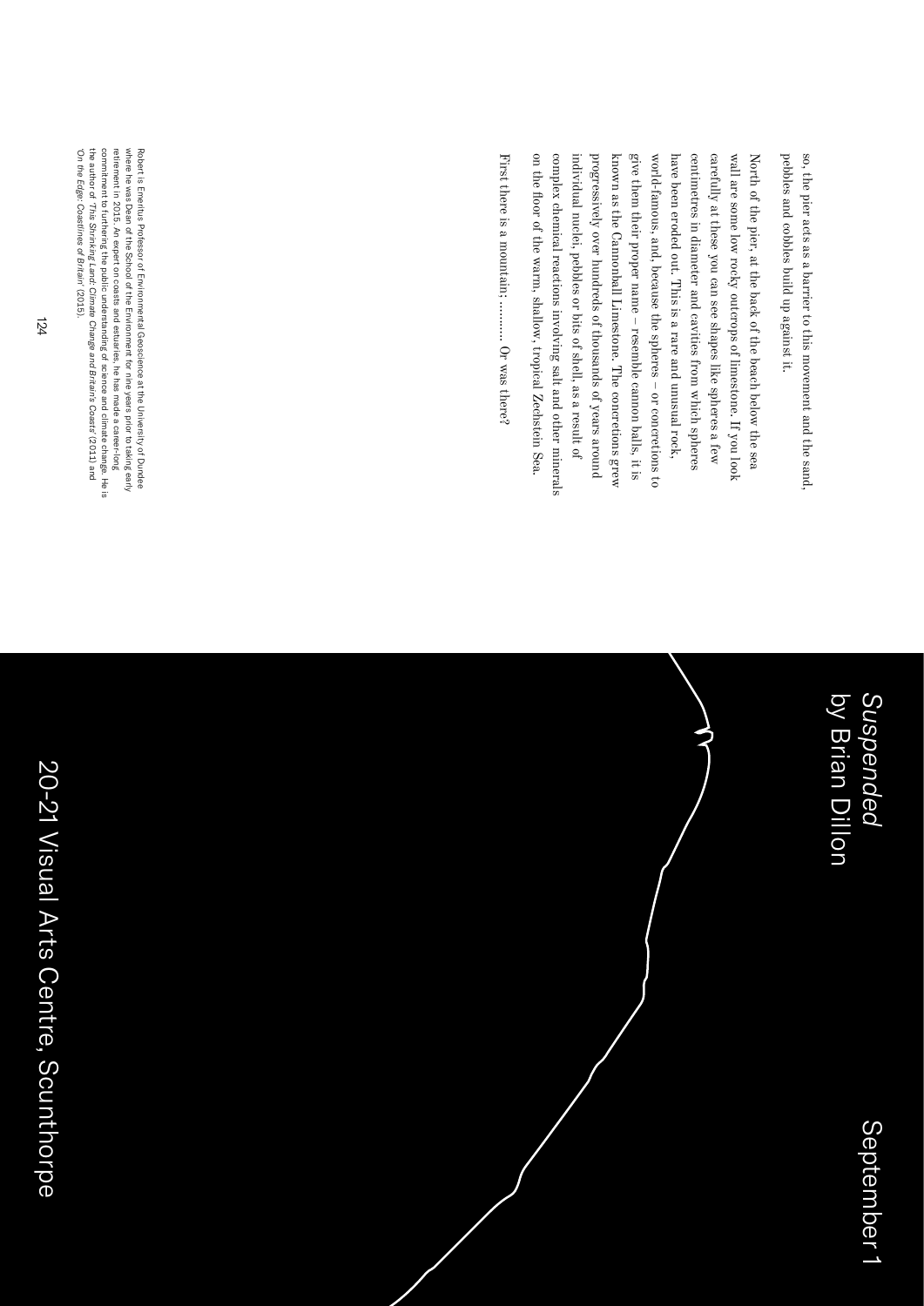so, the pier acts as a barrier to this movement and the sand, pebbles and cobbles build up against it.

North of the pier, at the back of the beach below the sea wall are some low rocky outcrops of limestone. If you look carefully at these you can see shapes like spheres a few centimetres in diameter and cavities from which spheres have been eroded out. This is a rare and unusual rock, world-famous, and, because the spheres – or concretions to give them their proper name – resemble cannon balls, it is known as the Cannonball Limestone. The concretions grew progressively over hundreds of thousands of years around individual nuclei, pebbles or bits of shell, as a result of complex chemical reactions involving salt and other minerals on the floor of the warm, shallow, tropical Zechstein Sea.

First there is a mountain; ......... Or was there?

Robert is Emeritus Professor of Environmental Geoscience at the University of Dundee where he was Dean of the School of the Environment for nine years prior to taking early retirement in 2015. An expert on coasts and estuaries, he has made a career-long commitment to furthering the public understanding of science and climate change. He is the author of '*This Shrinking Land: Climate Change and Britain's Coasts*' (2011) and '*On the Edge: Coastlines of Britain*' (2015).

# *Suspended*
## by Brian Dillon

September 1

20-21 Visual Arts Centre, Scunthorpe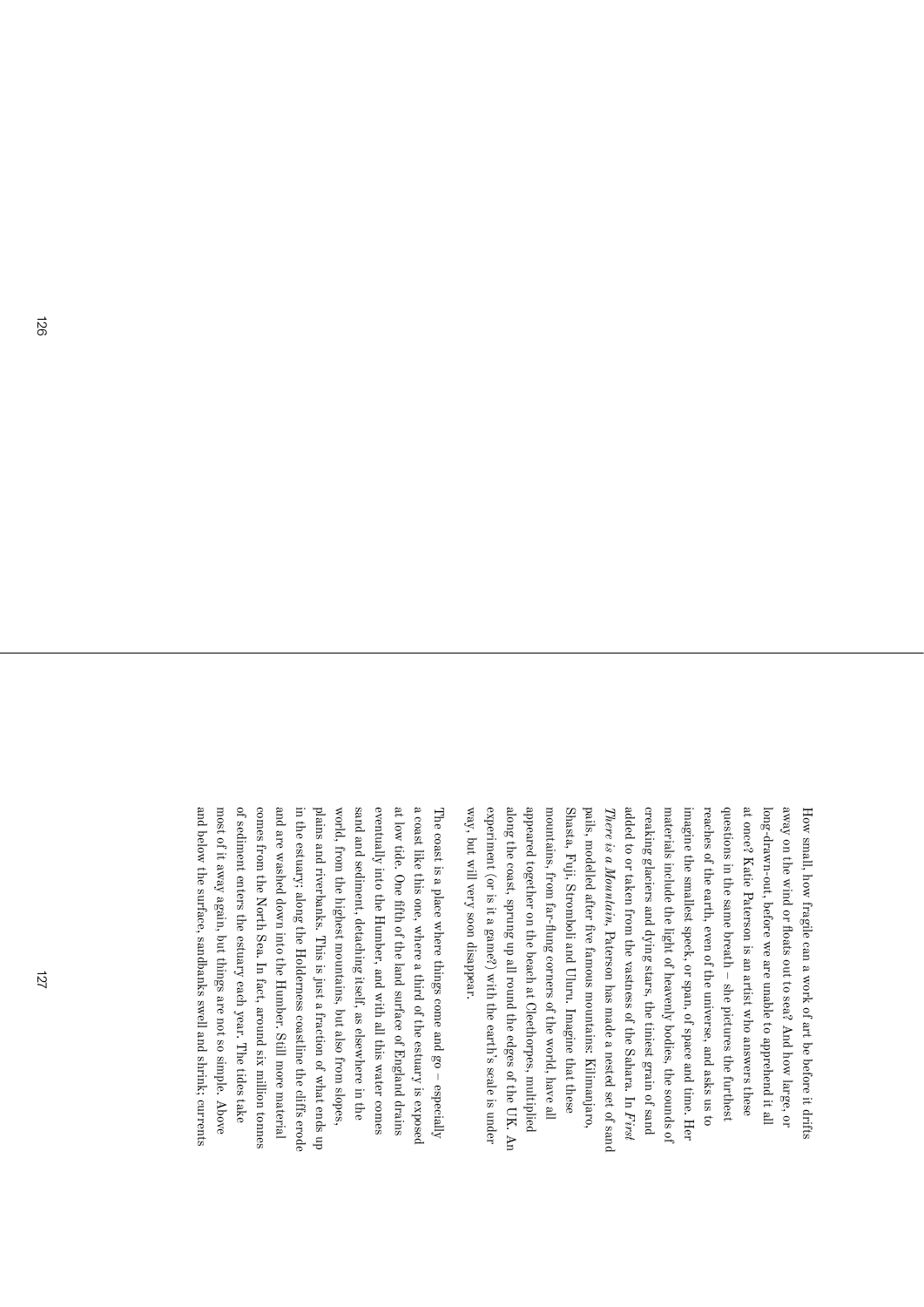How small, how fragile can a work of art be before it drifts away on the wind or floats out to sea? And how large, or long-drawn-out, before we are unable to apprehend it all at once? Katie Paterson is an artist who answers these questions in the same breath – she pictures the furthest reaches of the earth, even of the universe, and asks us to imagine the smallest speck, or span, of space and time. Her materials include the light of heavenly bodies, the sounds of creaking glaciers and dying stars, the tiniest grain of sand added to or taken from the vastness of the Sahara. In *First There is a Mountain*, Paterson has made a nested set of sand pails, modelled after five famous mountains: Kilimanjaro, Shasta, Fuji, Stromboli and Uluru. Imagine that these mountains, from far-flung corners of the world, have all appeared together on the beach at Cleethorpes, multiplied along the coast, sprung up all round the edges of the UK. An experiment (or is it a game?) with the earth's scale is under way, but will very soon disappear.

The coast is a place where things come and go – especially a coast like this one, where a third of the estuary is exposed at low tide. One fifth of the land surface of England drains eventually into the Humber, and with all this water comes sand and sediment, detaching itself, as elsewhere in the world, from the highest mountains, but also from slopes, plains and riverbanks. This is just a fraction of what ends up in the estuary; along the Holderness coastline the cliffs erode and are washed down into the Humber. Still more material comes from the North Sea. In fact, around six million tonnes of sediment enters the estuary each year. The tides take most of it away again, but things are not so simple. Above and below the surface, sandbanks swell and shrink; currents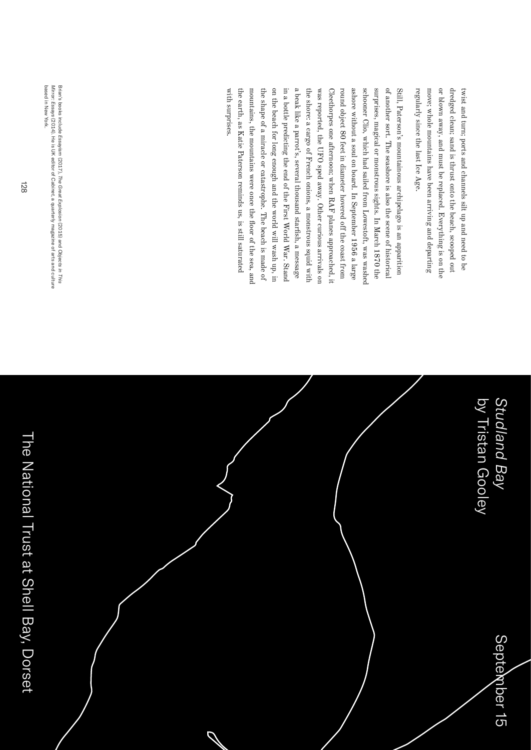twist and turn; ports and channels silt up and need to be dredged clean; sand is thrust onto the beach, scooped out or blown away, and must be replaced. Everything is on the move; whole mountains have been arriving and departing regularly since the last Ice Age.

Still, Paterson's mountainous archipelago is an apparition of another sort. The seashore is also the scene of historical surprises, magical or monstrous sights. In March 1870 the schooner Clio, which had sailed from Lowestoft, was washed ashore without a soul on board. In September 1956 a large round object 80 feet in diameter hovered off the coast from Cleethorpes one afternoon; when RAF planes approached, it was reported, the UFO sped away. Other curious arrivals on the shore: a cargo of French onions, a monstrous squid with a beak like a parrot's, several thousand starfish, a message in a bottle predicting the end of the First World War. Stand on the beach for long enough and the world will wash up, in the shape of a miracle or catastrophe. The beach is made of mountains, the mountains were once the floor of the sea, and the earth, as Katie Paterson reminds us, is still saturated with surprises.

Brian's books include *Essayism* (2017), *The Great Explosion* (2015) and *Objects in This Mirror: Essays* (2014). He is UK editor of *Cabinet*, a quarterly magazine of arts and culture based in New York.

# *Studland Bay* by Tristan Gooley

September 15

The National Trust at Shell Bay, Dorset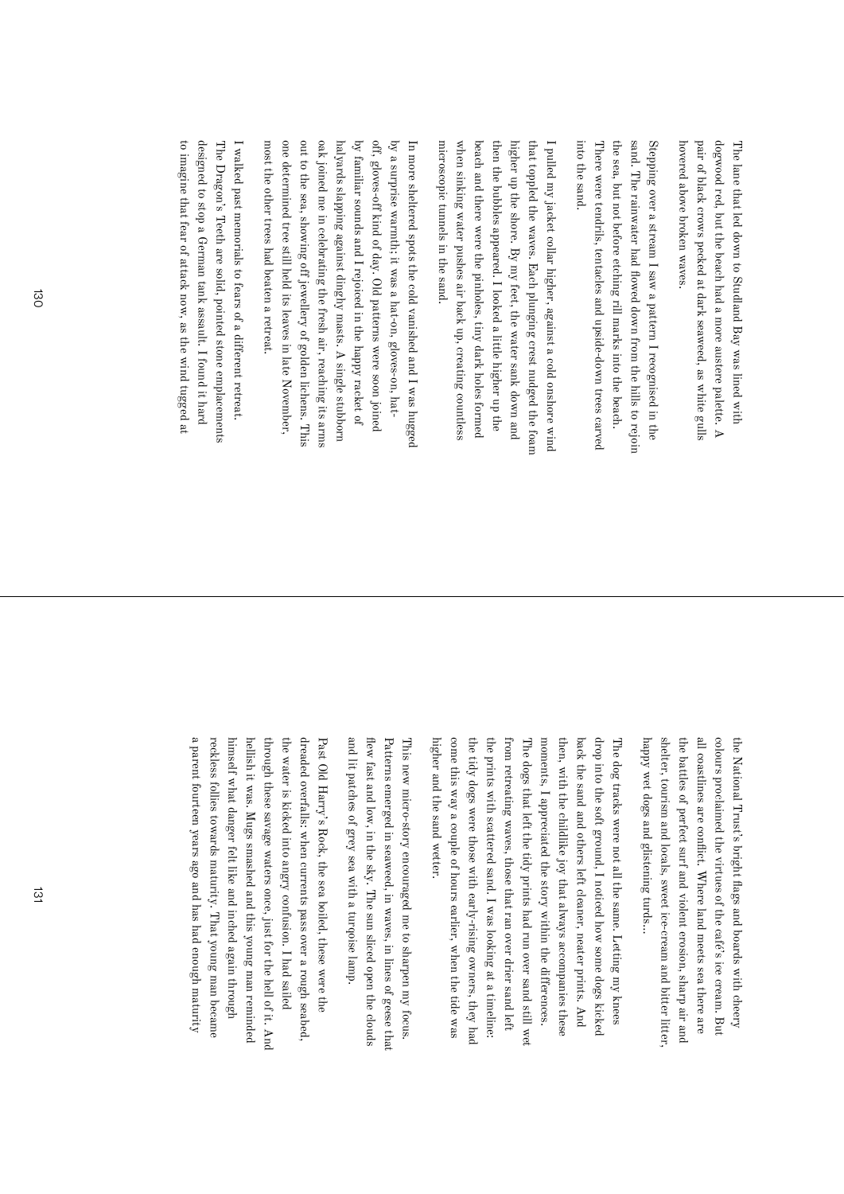The lane that led down to Studland Bay was lined with dogwood red, but the beach had a more austere palette. A pair of black crows pecked at dark seaweed, as white gulls hovered above broken waves.

Stepping over a stream I saw a pattern I recognised in the sand. The rainwater had flowed down from the hills to rejoin the sea, but not before etching rill marks into the beach. There were tendrils, tentacles and upside-down trees carved into the sand.

I pulled my jacket collar higher, against a cold onshore wind that toppled the waves. Each plunging crest nudged the foam higher up the shore. By my feet, the water sank down and then the bubbles appeared. I looked a little higher up the beach and there were the pinholes, tiny dark holes formed when sinking water pushes air back up, creating countless microscopic tunnels in the sand.

In more sheltered spots the cold vanished and I was hugged by a surprise warmth; it was a hat-on, gloves-on, hat-off, gloves-off kind of day. Old patterns were soon joined by familiar sounds and I rejoiced in the happy racket of halyards slapping against dinghy masts. A single stubborn oak joined me in celebrating the fresh air, reaching its arms out to the sea, showing off jewellery of golden lichens. This one determined tree still held its leaves in late November, most the other trees had beaten a retreat.

I walked past memorials to fears of a different retreat. The Dragon's Teeth are solid, pointed stone emplacements designed to stop a German tank assault. I found it hard to imagine that fear of attack now, as the wind tugged at the National Trust's bright flags and boards with cheery colours proclaimed the virtues of the café's ice cream. But all coastlines are conflict. Where land meets sea there are the battles of perfect surf and violent erosion, sharp air and shelter, tourism and locals, sweet ice-cream and bitter litter, happy wet dogs and glistening turds...

The dog tracks were not all the same. Letting my knees drop into the soft ground, I noticed how some dogs kicked back the sand and others left cleaner, neater prints. And then, with the childlike joy that always accompanies these moments, I appreciated the story within the differences. The dogs that left the tidy prints had run over sand still wet from retreating waves, those that ran over drier sand left the prints with scattered sand. I was looking at a timeline: the tidy dogs were those with early-rising owners, they had come this way a couple of hours earlier, when the tide was higher and the sand wetter.

This new micro-story encouraged me to sharpen my focus. Patterns emerged in seaweed, in waves, in lines of geese that flew fast and low, in the sky. The sun sliced open the clouds and lit patches of grey sea with a turquoise lamp.

Past Old Harry's Rock, the sea boiled, these were the dreaded overfalls: when currents pass over a rough seabed, the water is kicked into angry confusion. I had sailed through these savage waters once, just for the hell of it. And hellish it was. Mugs smashed and this young man reminded himself what danger felt like and inched again through reckless follies towards maturity. That young man became a parent fourteen years ago and has had enough maturity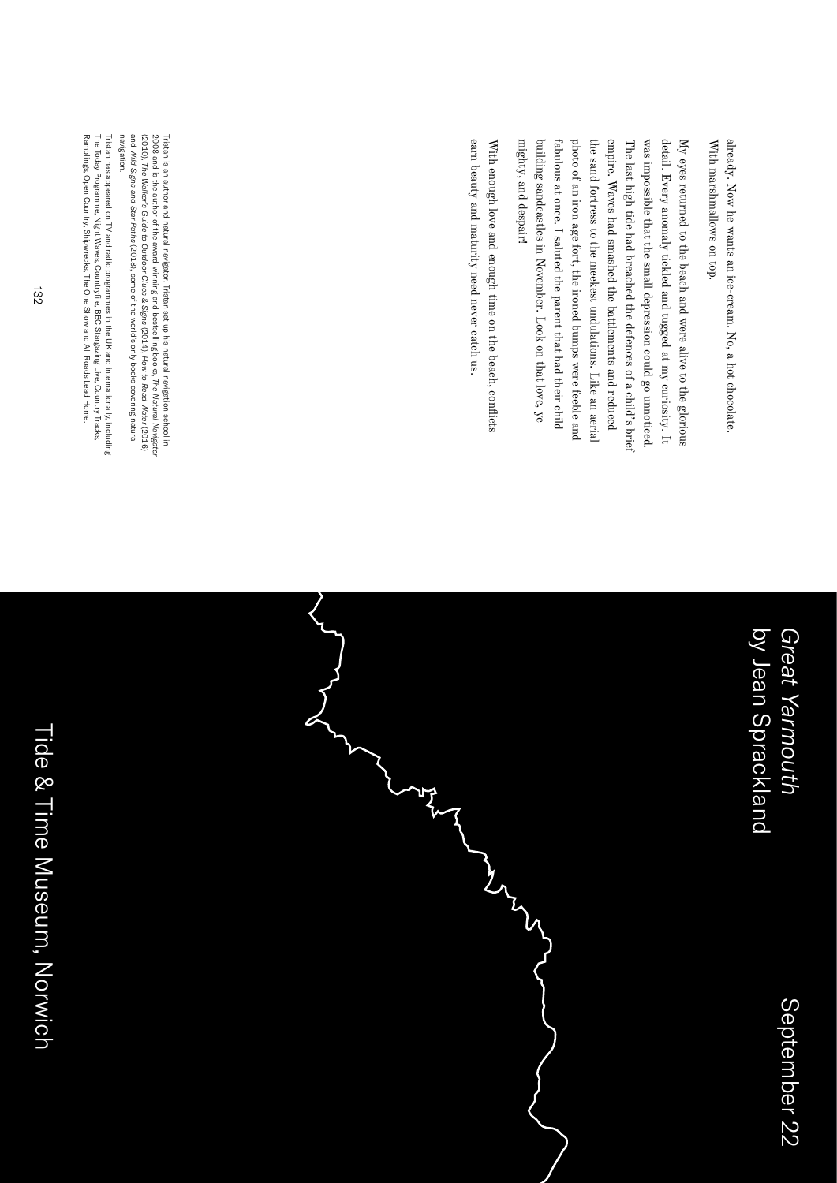already. Now he wants an ice-cream. No, a hot chocolate. With marshmallows on top.

My eyes returned to the beach and were alive to the glorious detail. Every anomaly tickled and tugged at my curiosity. It was impossible that the small depression could go unnoticed. The last high tide had breached the defences of a child's brief empire. Waves had smashed the battlements and reduced the sand fortress to the meekest undulations. Like an aerial photo of an iron age fort, the ironed bumps were feeble and fabulous at once. I saluted the parent that had their child building sandcastles in November. Look on that love, ye mighty, and despair!

With enough love and enough time on the beach, conflicts earn beauty and maturity need never catch us.

Tristan is an author and natural navigator. Tristan set up his natural navigation school in 2008 and is the author of the award-winning and bestselling books, *The Natural Navigator* (2010), *The Walker's Guide to Outdoor Clues & Signs* (2014), *How to Read Water* (2016) and *Wild Signs and Star Paths* (2018), some of the world's only books covering natural navigation.

Tristan has appeared on TV and radio programmes in the UK and internationally, including The Today Programme, Night Waves, Countryfile, BBC Stargazing Live, Country Tracks, Ramblings, Open Country, Shipwrecks, The One Show and All Roads Lead Home.

# *Great Yarmouth*
## by Jean Sprackland

September 22

Tide & Time Museum, Norwich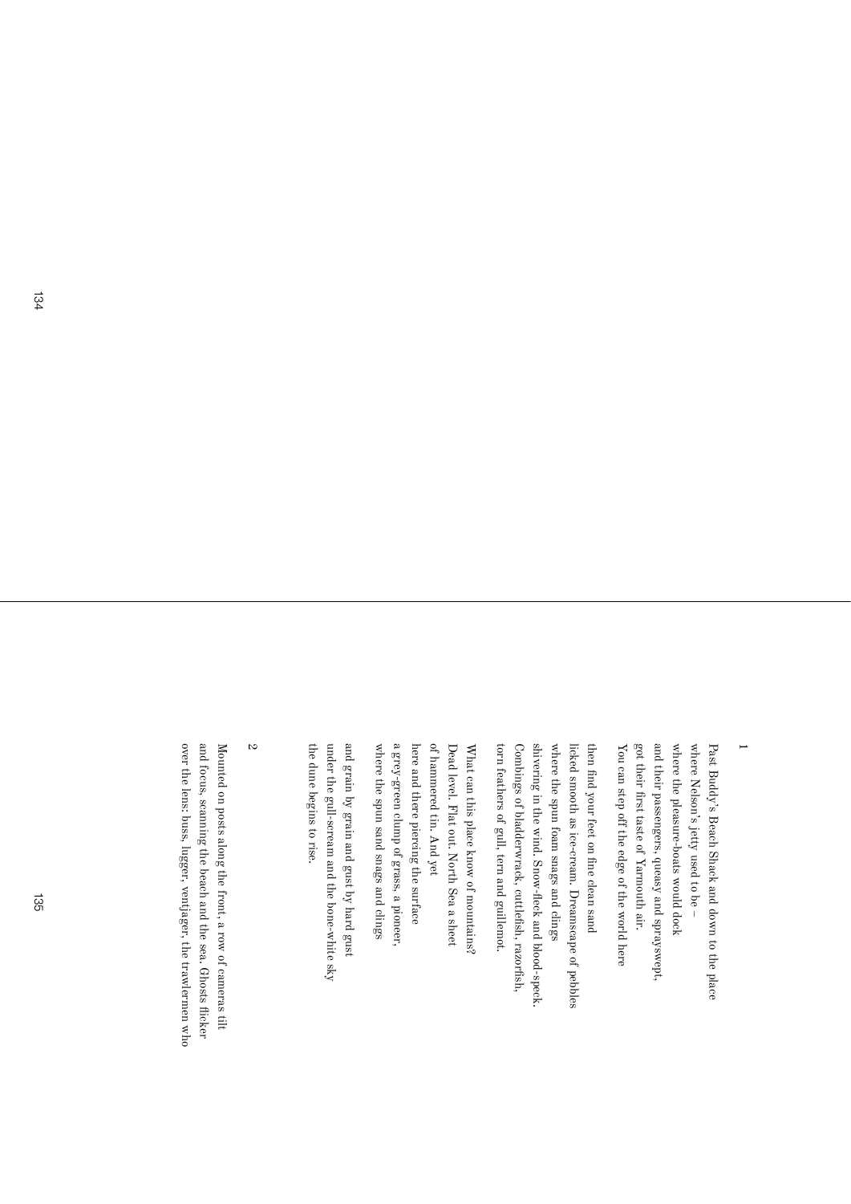1

Past Buddy's Beach Shack and down to the place  
where Nelson's jetty used to be –  
where the pleasure-boats would dock  
and their passengers, queasy and sprayswept,  
got their first taste of Yarmouth air.  
You can step off the edge of the world here

then find your feet on fine clean sand  
licked smooth as ice-cream. Dreamscape of pebbles  
where the spun foam snags and clings  
shivering in the wind. Snow-fleck and blood-speck.  
Combings of bladderwrack, cuttlefish, razorfish,  
torn feathers of gull, tern and guillemot.

What can this place know of mountains?  
Dead level. Flat out. North Sea a sheet  
of hammered tin. And yet  
here and there piercing the surface  
a grey-green clump of grass, a pioneer,  
where the spun sand snags and clings

and grain by grain and gust by hard gust  
under the gull-scream and the bone-white sky  
the dune begins to rise.

2

Mounted on posts along the front, a row of cameras tilt  
and focus, scanning the beach and the sea. Ghosts flicker  
over the lens: buss, lugger, ventjager, the trawlermen who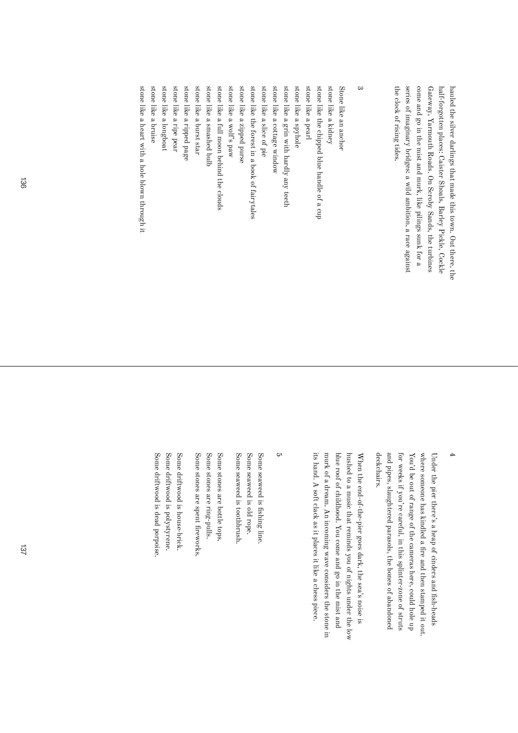hauled the silver darlings that made this town. Out there, the half-forgotten places: Caister Shoals, Barley Pickle, Cockle Gateway, Yarmouth Roads. On Scroby Sands, the turbines come and go in the mist and murk, like pilings sunk for a series of imaginary bridges: a wild ambition, a race against the clock of rising tides.

## 3

Stone like an anchor
stone like a kidney
stone like the chipped blue handle of a cup
stone like a pearl
stone like a spyhole
stone like a grin with hardly any teeth
stone like a cottage window
stone like a slice of pie
stone like the forest in a book of fairytales
stone like a zipped purse
stone like a wolf's paw
stone like a full moon behind the clouds
stone like a smashed bulb
stone like a burst star
stone like a ripped page
stone like a ripe pear
stone like a longboat
stone like a bruise
stone like a heart with a hole blown through it

## 4

Under the pier there's a heap of cinders and fish-heads where someone has kindled a fire and then stamped it out. You'd be out of range of the cameras here, could hole up for weeks if you're careful, in this splinter-zone of struts and pipes, slaughtered parasols, the bones of abandoned deckchairs.

When the end-of-the-pier goes dark, the sea's noise is hushed to a music that reminds you of nights under the low blue roof of childhood. You come and go in the mist and murk of a dream. An incoming wave considers the stone in its hand. A soft clack as it places it like a chess piece.

## 5

Some seaweed is fishing line.
Some seaweed is old rope.
Some seaweed is toothbrush.

Some stones are bottle tops.
Some stones are ring-pulls.
Some stones are spent fireworks.

Some driftwood is house-brick.
Some driftwood is polystyrene.
Some driftwood is dead porpoise.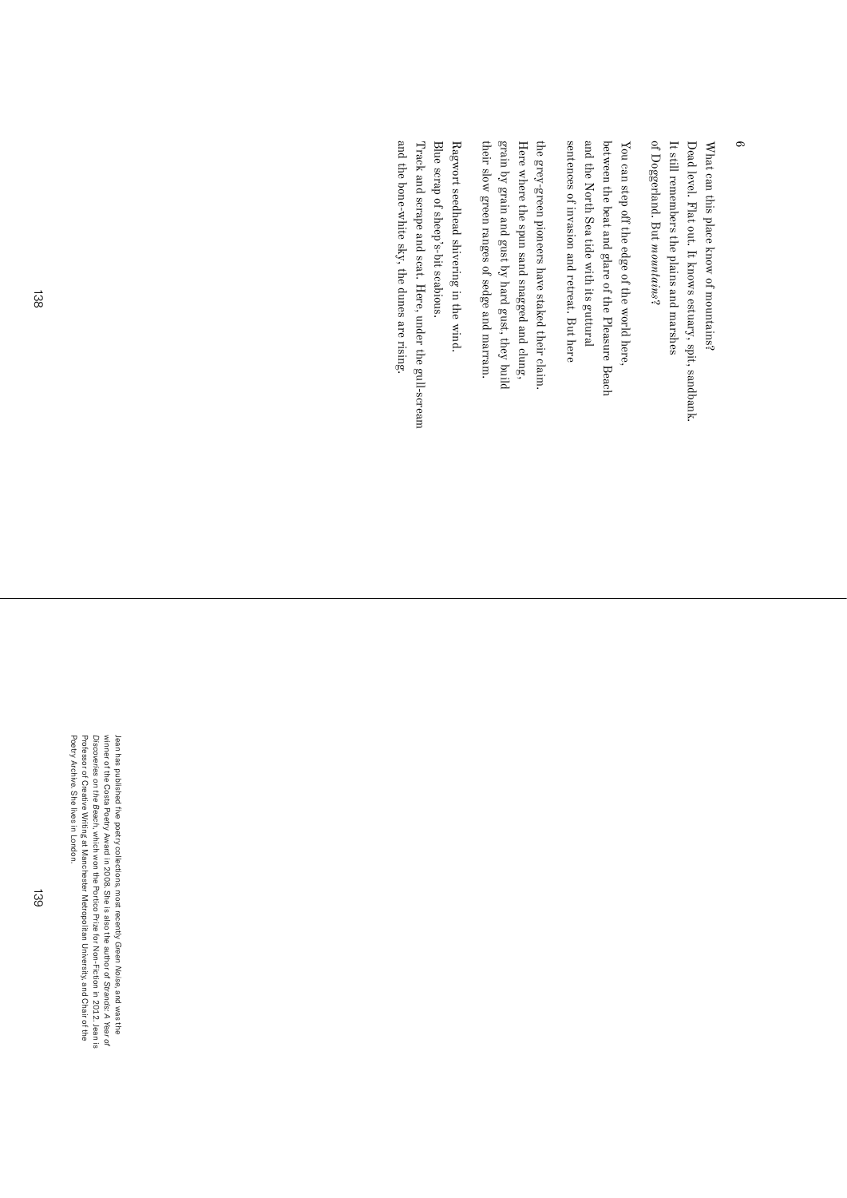## 6

What can this place know of mountains?
Dead level. Flat out. It knows estuary, spit, sandbank.
It still remembers the plains and marshes
of Doggerland. But *mountains*?

You can step off the edge of the world here,
between the beat and glare of the Pleasure Beach
and the North Sea tide with its guttural
sentences of invasion and retreat. But here

the grey-green pioneers have staked their claim.
Here where the spun sand snagged and clung,
grain by grain and gust by hard gust, they build
their slow green ranges of sedge and marram.

Ragwort seedhead shivering in the wind.
Blue scrap of sheep's-bit scabious.
Track and scrape and scat. Here, under the gull-scream
and the bone-white sky, the dunes are rising.

Jean has published five poetry collections, most recently *Green Noise*, and was the winner of the Costa Poetry Award in 2008. She is also the author of *Strands: A Year of Discoveries on the Beach*, which won the Portico Prize for Non-Fiction in 2012. Jean is Professor of Creative Writing at Manchester Metropolitan University, and Chair of the Poetry Archive. She lives in London.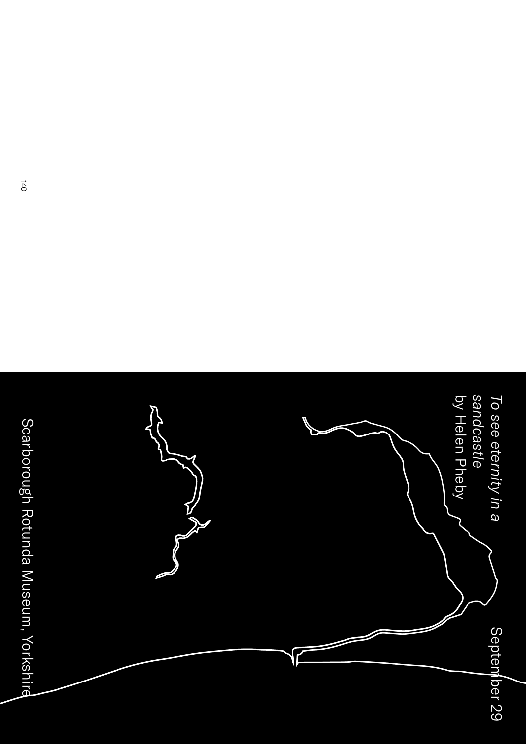*To see eternity in a sandcastle*
by Helen Pheby

September 29

Scarborough Rotunda Museum, Yorkshire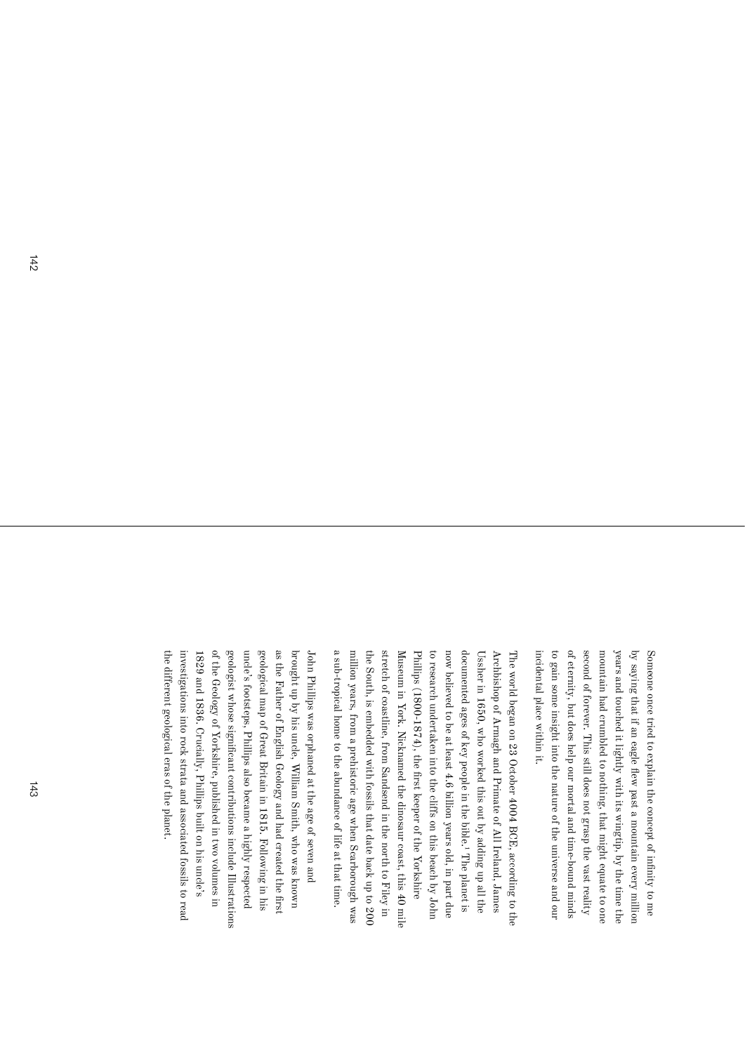Someone once tried to explain the concept of infinity to me by saying that if an eagle flew past a mountain every million years and touched it lightly with its wingtip, by the time the mountain had crumbled to nothing, that might equate to one second of forever. This still does not grasp the vast reality of eternity, but does help our mortal and time-bound minds to gain some insight into the nature of the universe and our incidental place within it.

The world began on 23 October 4004 BCE, according to the Archbishop of Armagh and Primate of All Ireland, James Ussher in 1650, who worked this out by adding up all the documented ages of key people in the bible.[1] The planet is now believed to be at least 4.6 billion years old, in part due to research undertaken into the cliffs on this beach by John Phillips (1800-1874), the first keeper of the Yorkshire Museum in York. Nicknamed the dinosaur coast, this 40 mile stretch of coastline, from Sandsend in the north to Filey in the South, is embedded with fossils that date back up to 200 million years, from a prehistoric age when Scarborough was a sub-tropical home to the abundance of life at that time.

John Phillips was orphaned at the age of seven and brought up by his uncle, William Smith, who was known as the Father of English Geology and had created the first geological map of Great Britain in 1815. Following in his uncle's footsteps, Phillips also became a highly respected geologist whose significant contributions include Illustrations of the Geology of Yorkshire, published in two volumes in 1829 and 1836. Crucially, Phillips built on his uncle's investigations into rock strata and associated fossils to read the different geological eras of the planet.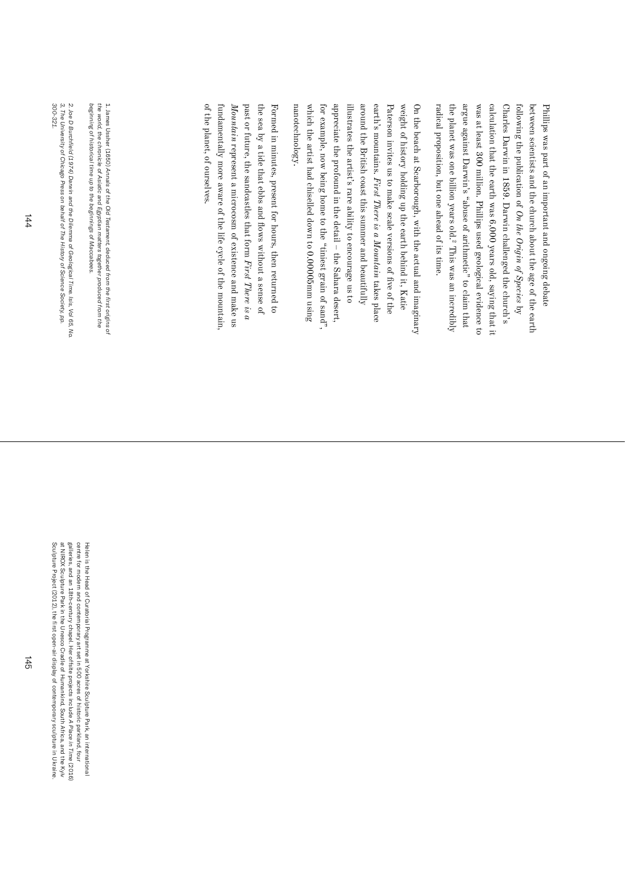Phillips was part of an important and ongoing debate between scientists and the church about the age of the earth following the publication of *On the Origin of Species* by Charles Darwin in 1859. Darwin challenged the church's calculation that the earth was 6,000 years old, saying that it was at least 300 million. Phillips used geological evidence to argue against Darwin's "abuse of arithmetic" to claim that the planet was one billion years old.[2] This was an incredibly radical proposition, but one ahead of its time.

On the beach at Scarborough, with the actual and imaginary weight of history holding up the earth behind it, Katie Paterson invites us to make scale versions of five of the earth's mountains. *First There is a Mountain* takes place around the British coast this summer and beautifully illustrates the artist's rare ability to encourage us to appreciate the profound in the detail – the Sahara desert, for example, now being home to the "tiniest grain of sand", which the artist had chiselled down to 0.00005mm using nanotechnology.

Formed in minutes, present for hours, then returned to the sea by a tide that ebbs and flows without a sense of past or future, the sandcastles that form *First There is a Mountain* represent a microcosm of existence and make us fundamentally more aware of the life cycle of the mountain, of the planet, of ourselves.

1. James Ussher (1650) *Annals of the Old Testament, deduced from the first origins of the world, the chronicle of Asiatic and Egyptian matters together produced from the beginning of historical time up to the beginnings of Maccabees.*

2. Joe D Burchfield (1974) *Darwin and the Dilemma of Geological Time*. Isis, Vol 65, No. 3, The University of Chicago Press on behalf of The History of Science Society, pp. 300-321.

Helen is the Head of Curatorial Programme at Yorkshire Sculpture Park, an international centre for modern and contemporary art set in 500 acres of historic parkland, four galleries, and an 18th-century chapel. Her offsite projects include *A Place in Time* (2016) at NIROX Sculpture Park in the Unesco Cradle of Humankind, South Africa, and the Kyiv Sculpture Project (2012), the first open-air display of contemporary sculpture in Ukraine.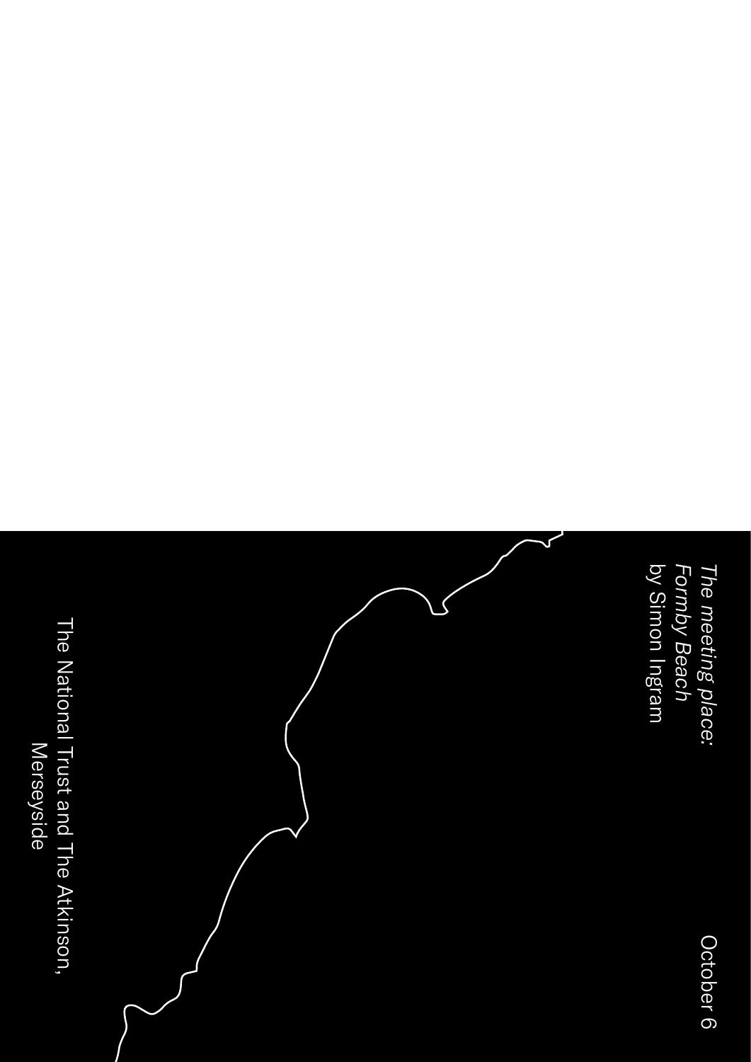*The meeting place: Formby Beach*
by Simon Ingram

October 6

The National Trust and The Atkinson, Merseyside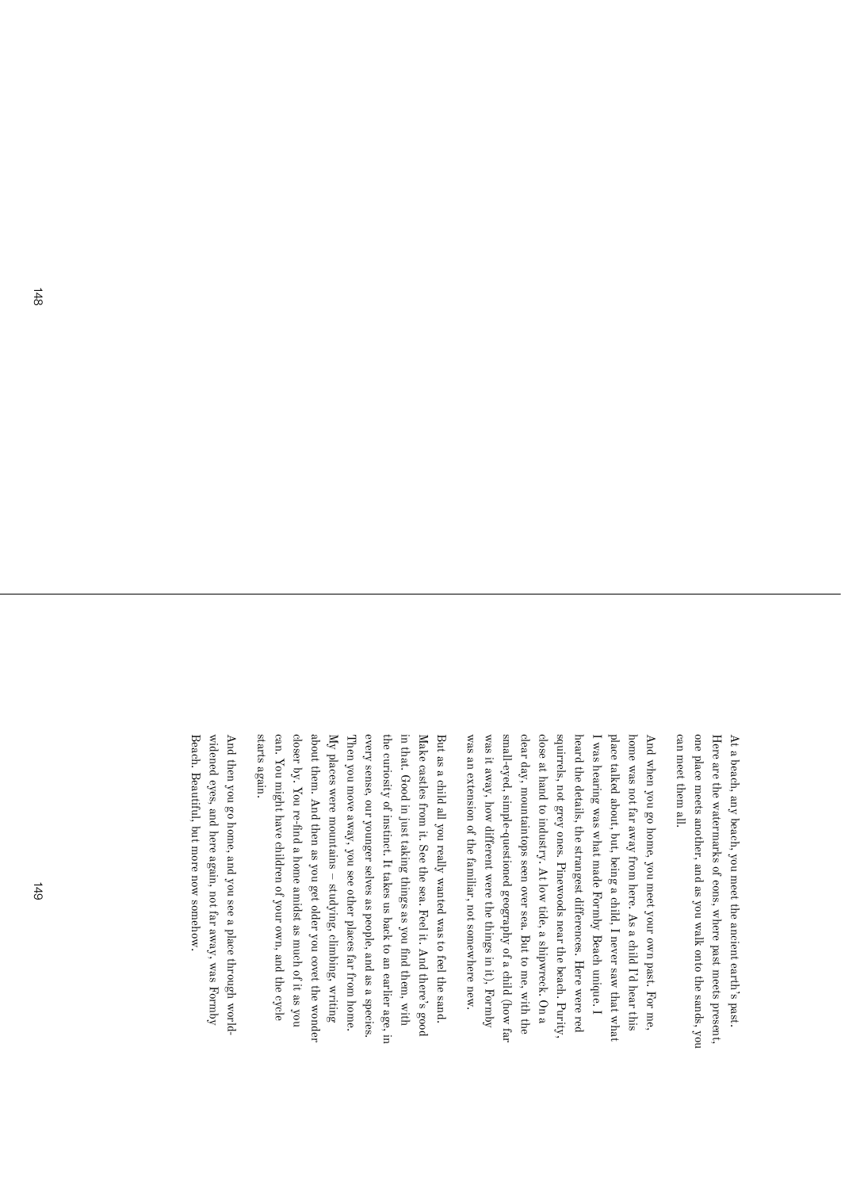At a beach, any beach, you meet the ancient earth's past. Here are the watermarks of eons, where past meets present, one place meets another, and as you walk onto the sands, you can meet them all.

And when you go home, you meet your own past. For me, home was not far away from here. As a child I'd hear this place talked about, but, being a child, I never saw that what I was hearing was what made Formby Beach unique. I heard the details, the strangest differences. Here were red squirrels, not grey ones. Pinewoods near the beach. Purity, close at hand to industry. At low tide, a shipwreck. On a clear day, mountaintops seen over sea. But to me, with the small-eyed, simple-questioned geography of a child (how far was it away, how different were the things in it), Formby was an extension of the familiar, not somewhere new.

But as a child all you really wanted was to feel the sand. Make castles from it. See the sea. Feel it. And there's good in that. Good in just taking things as you find them, with the curiosity of instinct. It takes us back to an earlier age, in every sense, our younger selves as people, and as a species. Then you move away, you see other places far from home. My places were mountains – studying, climbing, writing about them. And then as you get older you covet the wonder closer by. You re-find a home amidst as much of it as you can. You might have children of your own, and the cycle starts again.

And then you go home, and you see a place through world-widened eyes, and here again, not far away, was Formby Beach. Beautiful, but more now somehow.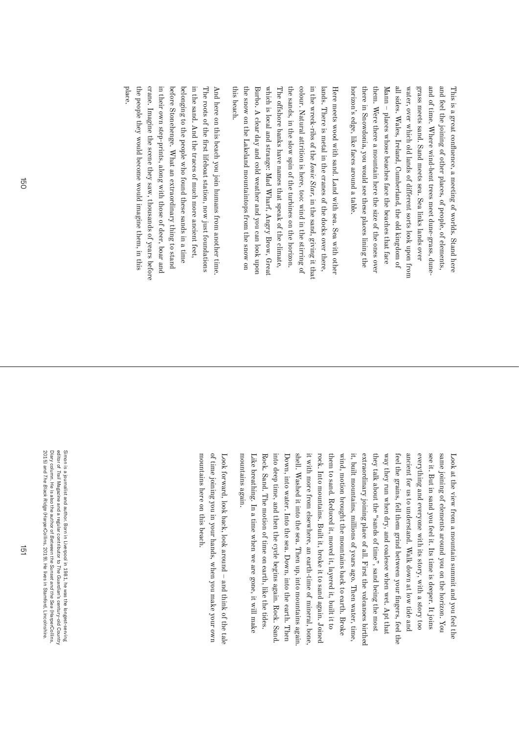This is a great confluence, a meeting of worlds. Stand here and feel the joining of other places, of people, of elements, and of time. Where wind-bent trees meet dune-grass, dune-grass meets sand. Sand meets sea. Sea links lands over water, over which old lands of different sorts look upon from all sides. Wales, Ireland, Cumberland, the old kingdom of Mann – places whose beaches face the beaches that face them. Were there a mountain here the size of the ones over there in Snowdonia, you would see these places lining the horizon's edge, like faces around a table.

Here meets wood with sand. Land with sea. Sea with other lands. There is metal in the cranes of the docks over there, in the wreck-ribs of the *Ionic Star*, in the sand, giving it that colour. Natural attrition is here, too: wind in the stirring of the sands, in the slow spin of the turbines on the horizon. The offshore banks have names that speak of the climate, which is local and strange: Mad Wharf, Angry Brow, Great Burbo. A clear day and cold weather and you can look upon the snow on the Lakeland mountaintops from the snow on this beach.

And here on this beach you join humans from another time. The roots of the first lifeboat station, now just foundations in the sand. And the traces of much more ancient feet, belonging to the people who found these sands in a time before Stonehenge. What an extraordinary thing to stand in their own step-prints, along with those of deer, boar and crane. Imagine the scene they saw, thousands of years before the people they would become would imagine them, in this place.

Look at the view from a mountain summit and you feel the same joining of elements around you on the horizon. You see it. But in sand you feel it. Its time is deeper. It joins everything and everyone with its story, with a story too ancient for us to understand. Walk down at low tide and feel the grains, feel them grind between your fingers, feel the way they run when dry, and coalesce when wet. Apt that they talk about the "sands of time", sand being the most extraordinary joining place of all. First the volcanoes birthed it, built mountains, millions of years ago. Then water, time, wind, motion brought the mountains back to earth. Broke them to sand. Reduced it, moved it, layered it, built it to rock. Into mountains. Built it, broke it to sand again. Joined it with more from elsewhere, an earth-time of mineral, bone, shell. Washed it into the sea. Then up, into mountains again. Down, into water. Into the sea. Down, into the earth. Then into deep time, and then the cycle begins again. Rock. Sand. Rock. Sand. The motion of time on earth, like the tides. Like breathing. In a time when we are gone, it will make mountains again.

Look forward, look back, look around – and think of the tale of time joining you in your hands, when you make your own mountains here on this beach.

Simon is a journalist and author. Born in Liverpool in 1981, he was the longest-serving editor of *Trail* Magazine and a regular contributor to *The Guardian*'s century-old Country Diary column. He is also the author of *Between the Sunset and the Sea* (HarperCollins, 2015) and *The Black Ridge* (HarperCollins, 2019). He lives in Stamford, Lincolnshire.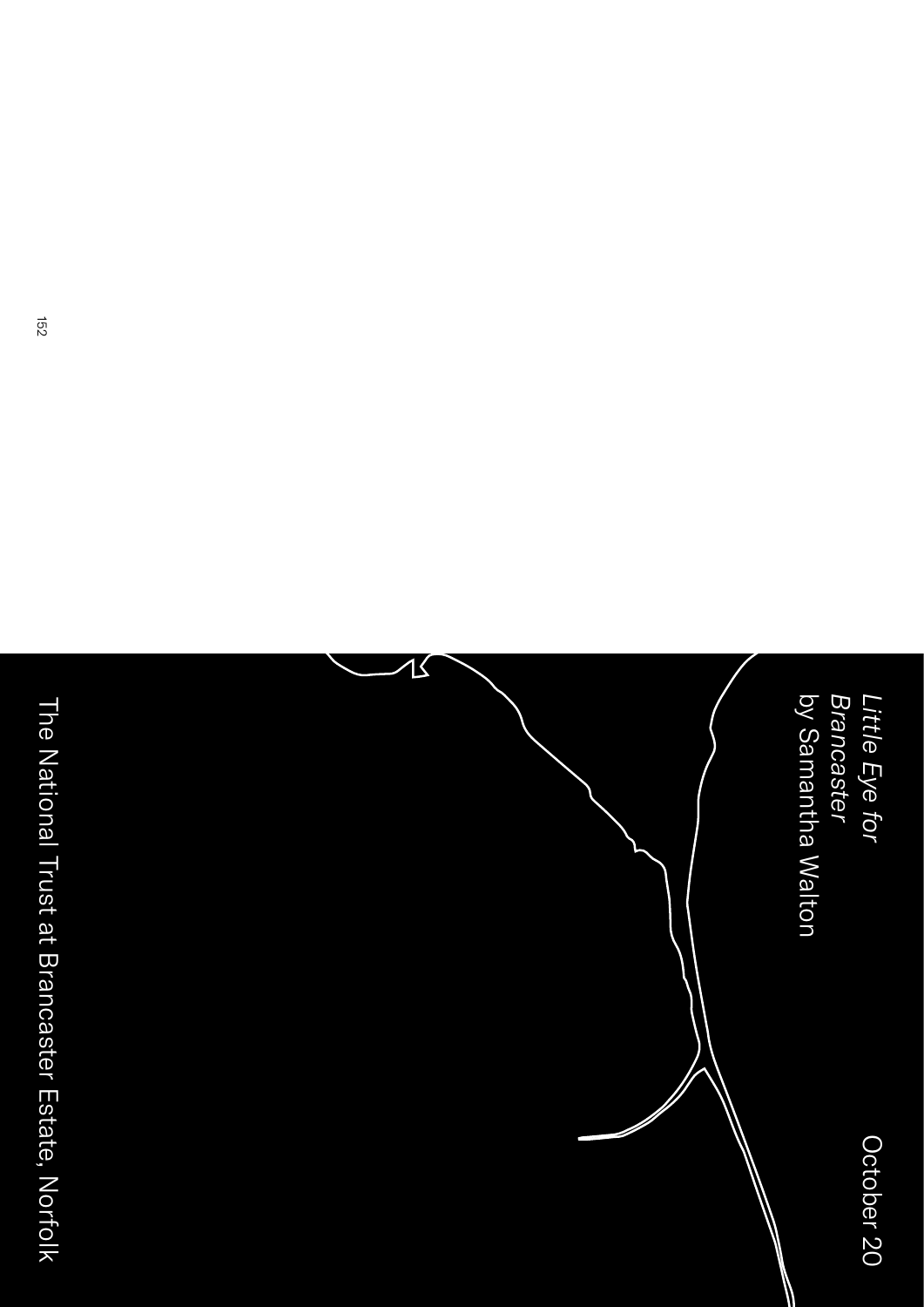*Little Eye for Brancaster*
by Samantha Walton

October 20

The National Trust at Brancaster Estate, Norfolk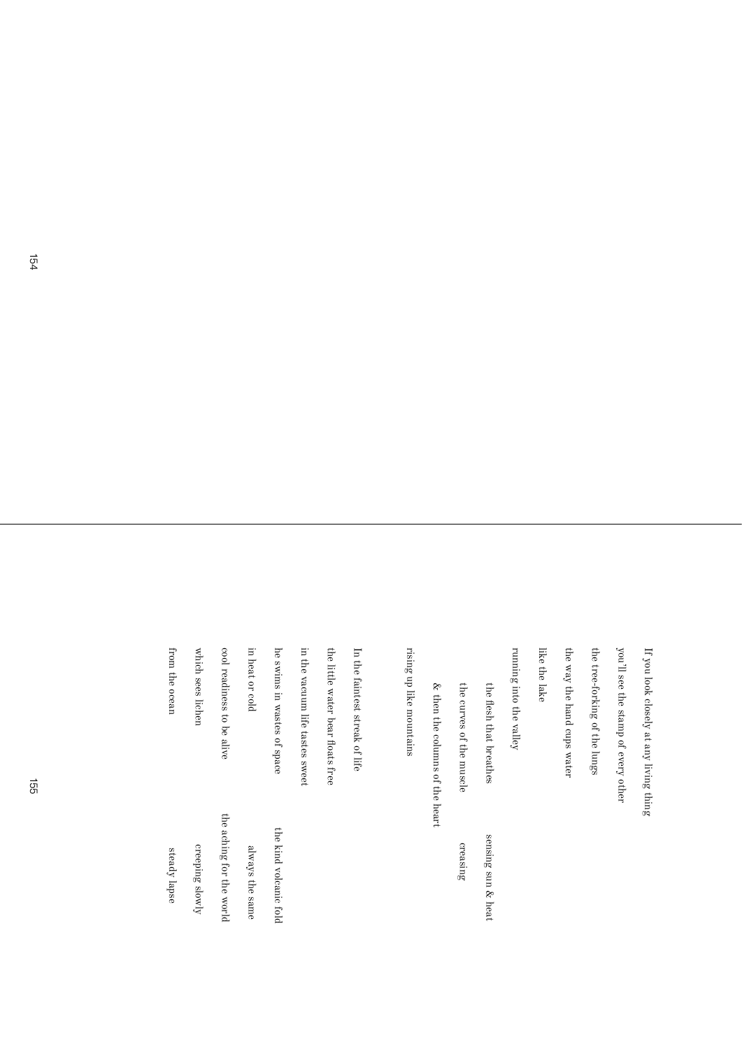If you look closely at any living thing
you'll see the stamp of every other
the tree-forking of the lungs
the way the hand cups water
like the lake
running into the valley
    the flesh that breathes          sensing sun & heat
    the curves of the muscle          creasing
    & then the columns of the heart
rising up like mountains

In the faintest streak of life
the little water bear floats free
in the vacuum life tastes sweet
he swims in wastes of space          the kind volcanic fold
in heat or cold          always the same
cool readiness to be alive          the aching for the world
which sees lichen          creeping slowly
from the ocean          steady lapse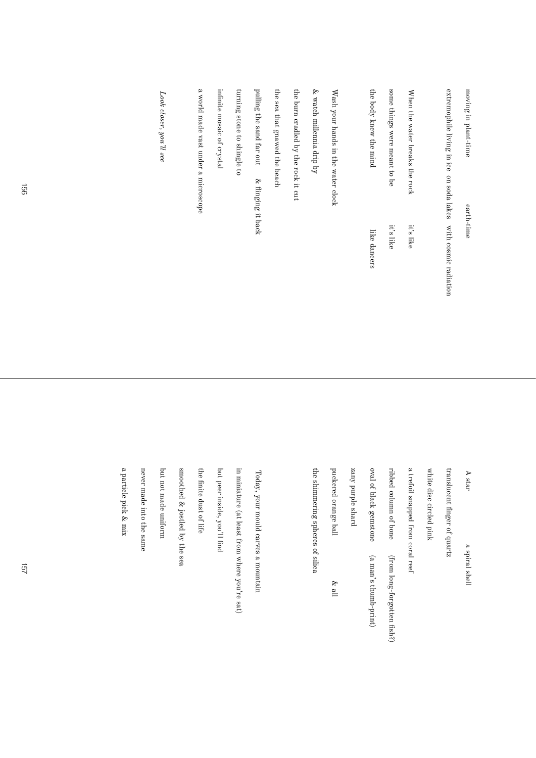moving in plant-time          earth-time

extremophile living in ice  on soda lakes   with cosmic radiation

When the water breaks the rock          it's like

some things were meant to be          it's like

the body knew the mind          like dancers

Wash your hands in the water clock

& watch millennia drip by

the burn cradled by the rock it cut

the sea that gnawed the beach

pulling the sand far out     & flinging it back

turning stone to shingle to

infinite mosaic of crystal

a world made vast under a microscope

*Look closer, you'll see*

A star          a spiral shell

translucent finger of quartz

white disc circled pink

a trefoil snapped from coral reef

ribbed column of bone     (from long-forgotten fish?)

oval of black gemstone     (a man's thumb-print)

zany purple shard

puckered orange ball          & all

the shimmering spheres of silica

Today, your mould carves a mountain

in miniature (at least from where you're sat)

but peer inside, you'll find

the finite dust of life

smoothed & jostled by the sea

but not made uniform

never made into the same

a particle pick & mix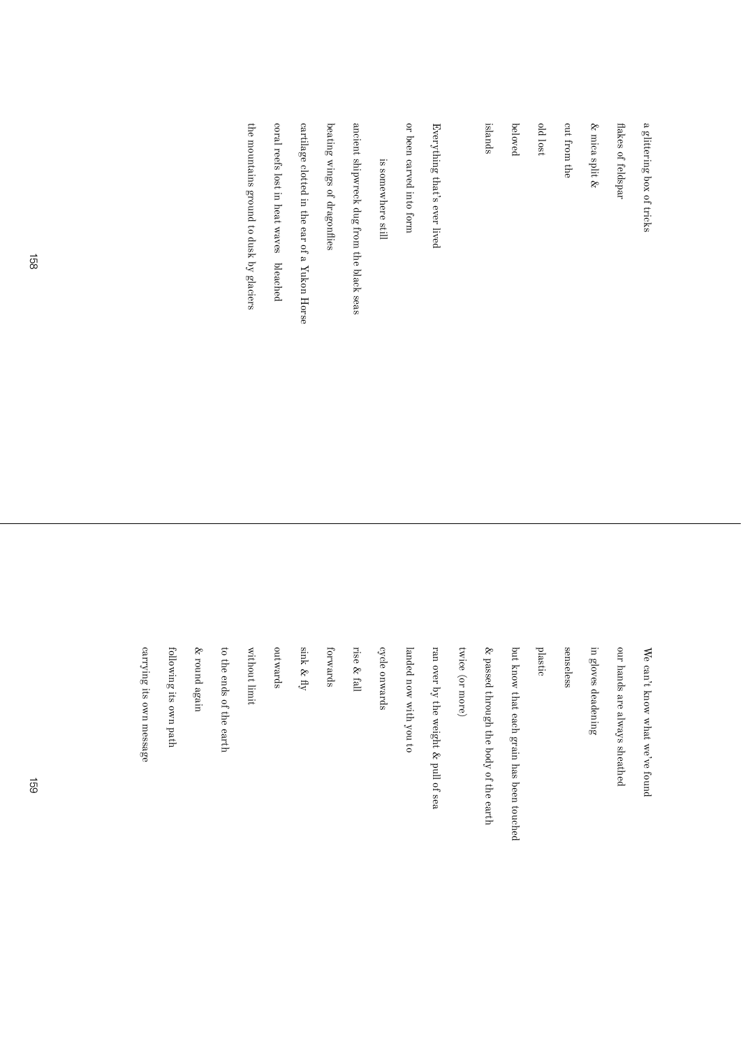a glittering box of tricks

flakes of feldspar

& mica split &

cut from the

old lost

beloved

islands

Everything that's ever lived

or been carved into form

        is somewhere still

ancient shipwreck dug from the black seas

beating wings of dragonflies

cartilage clotted in the ear of a Yukon Horse

coral reefs lost in heat waves   bleached

the mountains ground to dusk by glaciers

We can't know what we've found

our hands are always sheathed

in gloves deadening

senseless

plastic

but know that each grain has been touched

& passed through the body of the earth

twice (or more)

ran over by the weight & pull of sea

landed now with you to

cycle onwards

rise & fall

forwards

sink & fly

outwards

without limit

to the ends of the earth

& round again

following its own path

carrying its own message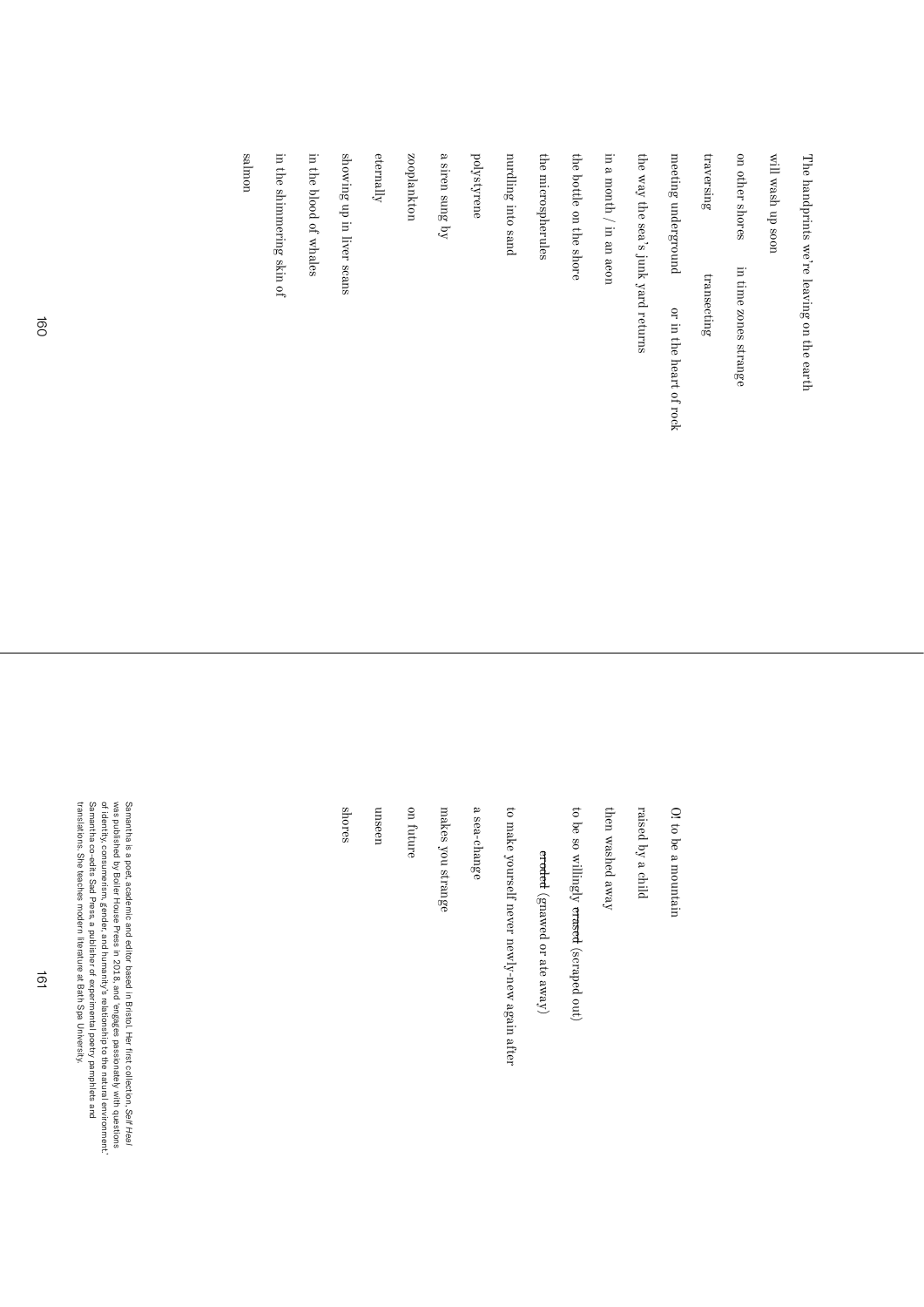The handprints we're leaving on the earth

will wash up soon

on other shores     in time zones strange

traversing          transecting

meeting underground     or in the heart of rock

the way the sea's junk yard returns

in a month / in an aeon

the bottle on the shore

the microspherules

nurdling into sand

polystyrene

a siren sung by

zooplankton

eternally

showing up in liver scans

in the blood of whales

in the shimmering skin of

salmon

O! to be a mountain

raised by a child

then washed away

to be so willingly ~~erased~~ (scraped out)

~~eroded~~ (gnawed or ate away)

to make yourself never newly-new again after

a sea-change

makes you strange

on future

unseen

shores

Samantha is a poet, academic and editor based in Bristol. Her first collection, *Self Heal* was published by Boiler House Press in 2018, and 'engages passionately with questions of identity, consumerism, gender, and humanity's relationship to the natural environment.' Samantha co-edits Sad Press, a publisher of experimental poetry pamphlets and translations. She teaches modern literature at Bath Spa University.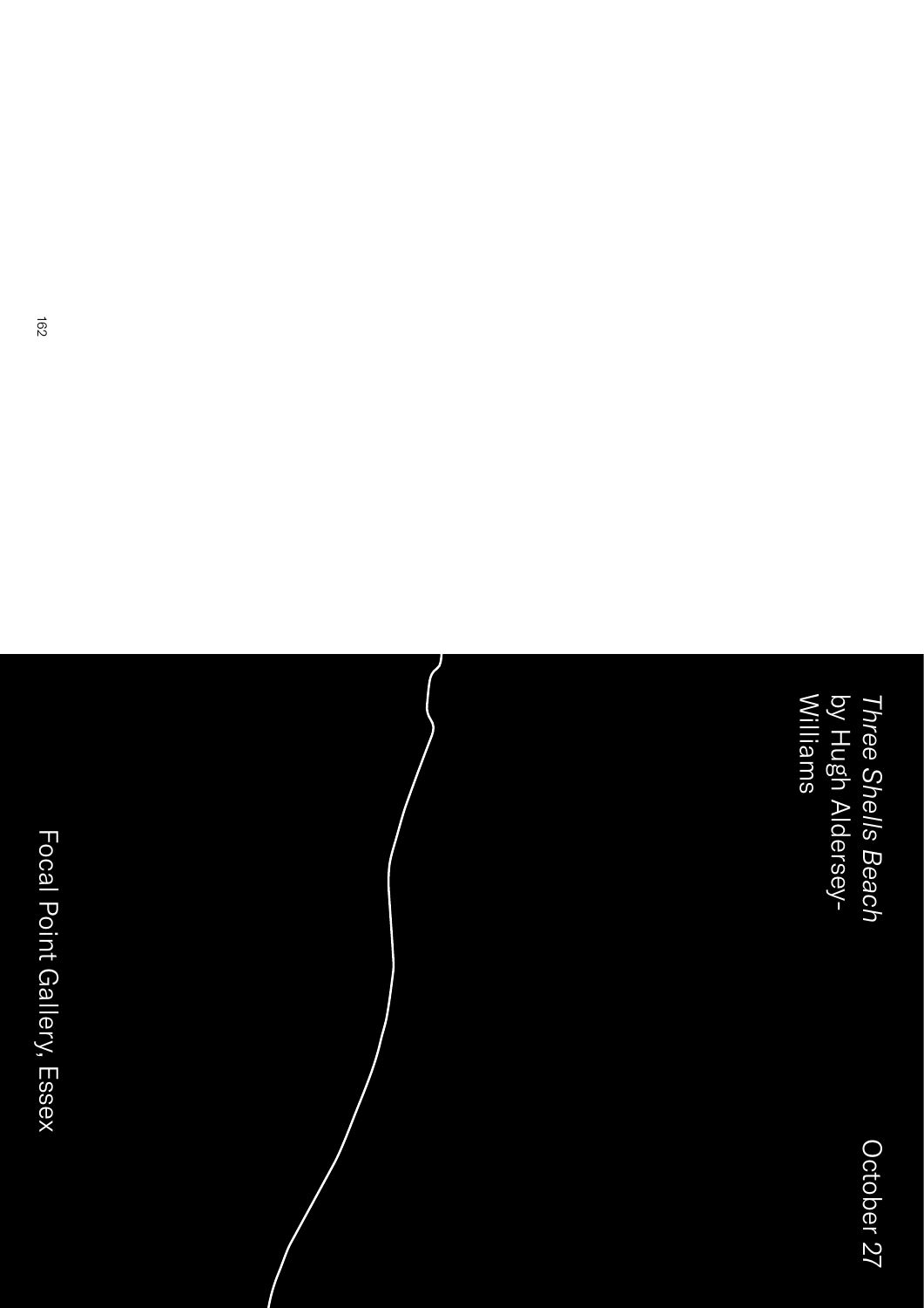*Three Shells Beach* by Hugh Aldersey-Williams

October 27

Focal Point Gallery, Essex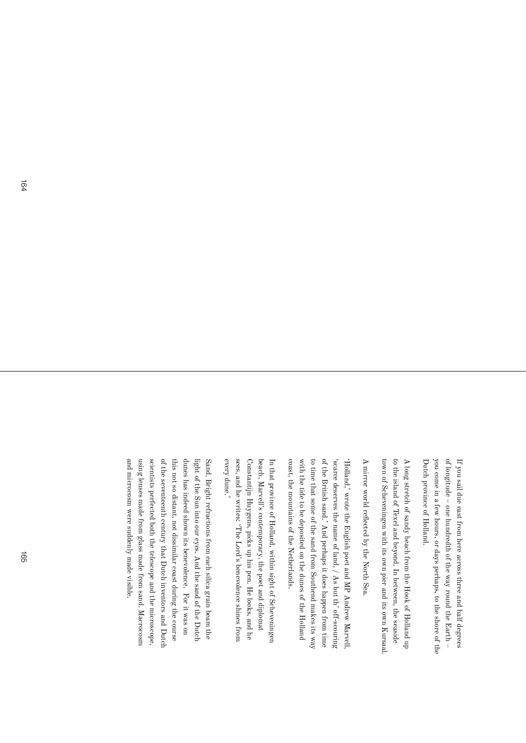If you sail due east from here across three and half degrees of longitude – one hundredth of the way round the Earth – you come in a few hours, or days perhaps, to the shore of the Dutch province of Holland.

A long stretch of sandy beach from the Hook of Holland up to the island of Texel and beyond. In between, the seaside town of Scheveningen with its own pier and its own Kursaal.

A mirror world reflected by the North Sea.

'Holland,' wrote the English poet and MP Andrew Marvell, 'scarce deserves the name of land, / As but th' off-scouring of the British sand.' And perhaps it does happen from time to time that some of the sand from Southend makes its way with the tide to be deposited on the dunes of the Holland coast, the mountains of the Netherlands.

In that province of Holland, within sight of Scheveningen beach, Marvell's contemporary, the poet and diplomat Constantijn Huygens, picks up his pen. He looks, and he sees, and he writes: 'The Lord's benevolence shines from every dune.'

Sand. Bright refractions from each silica grain beam the light of the Sun into our eyes. And the sand of the Dutch dunes has indeed shown its benevolence. For it was on this not so distant, not dissimilar coast during the course of the seventeenth century that Dutch inventors and Dutch scientists perfected both the telescope and the microscope, using lenses made from glass made from sand. Macrocosm and microcosm were suddenly made visible.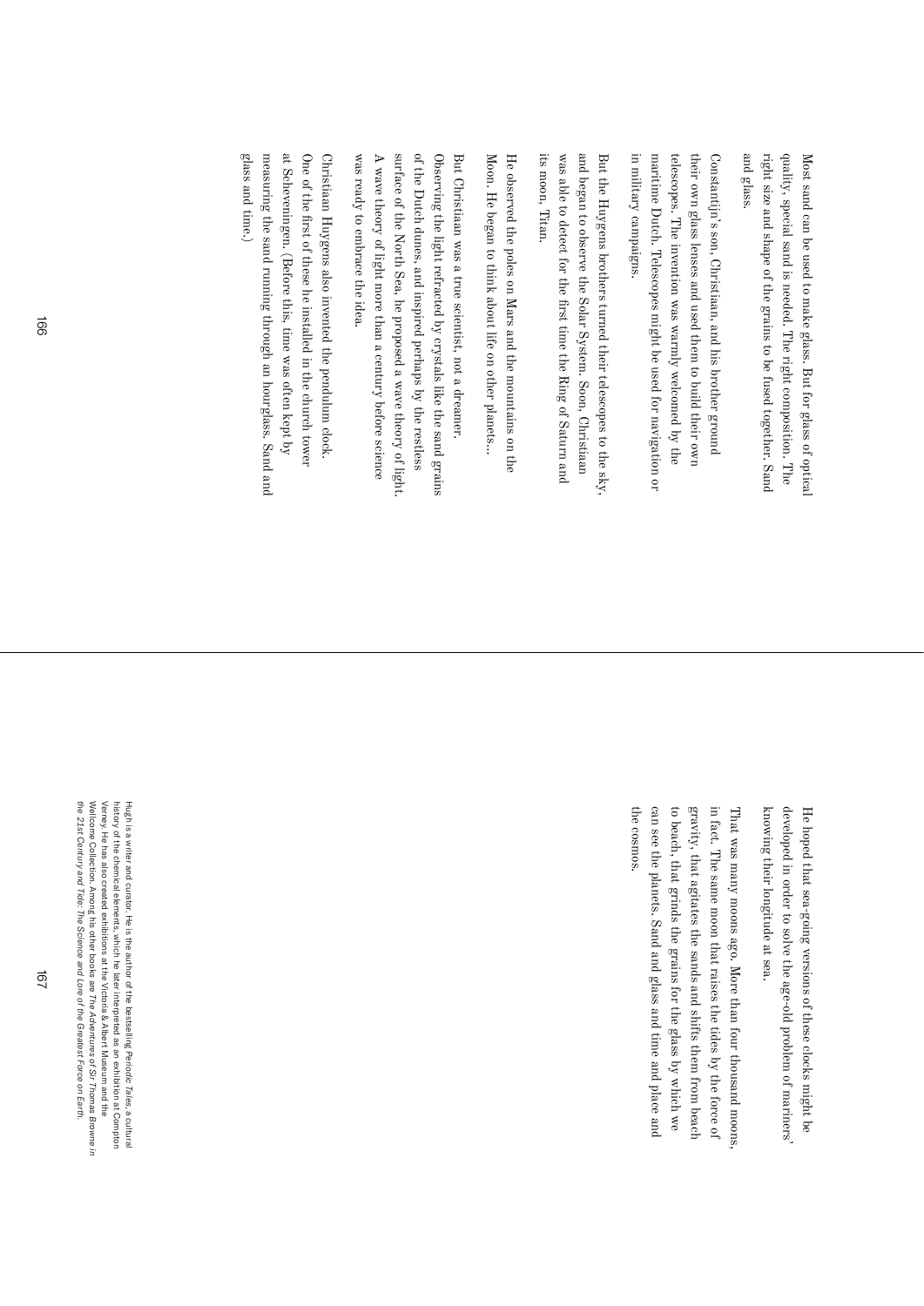Most sand can be used to make glass. But for glass of optical quality, special sand is needed. The right composition. The right size and shape of the grains to be fused together. Sand and glass.

Constantijn's son, Christiaan, and his brother ground their own glass lenses and used them to build their own telescopes. The invention was warmly welcomed by the maritime Dutch. Telescopes might be used for navigation or in military campaigns.

But the Huygens brothers turned their telescopes to the sky, and began to observe the Solar System. Soon, Christiaan was able to detect for the first time the Ring of Saturn and its moon, Titan.

He observed the poles on Mars and the mountains on the Moon. He began to think about life on other planets…

But Christiaan was a true scientist, not a dreamer. Observing the light refracted by crystals like the sand grains of the Dutch dunes, and inspired perhaps by the restless surface of the North Sea, he proposed a wave theory of light. A wave theory of light more than a century before science was ready to embrace the idea.

Christiaan Huygens also invented the pendulum clock. One of the first of these he installed in the church tower at Scheveningen. (Before this, time was often kept by measuring the sand running through an hourglass. Sand and glass and time.)

He hoped that sea-going versions of these clocks might be developed in order to solve the age-old problem of mariners' knowing their longitude at sea.

That was many moons ago. More than four thousand moons, in fact. The same moon that raises the tides by the force of gravity, that agitates the sands and shifts them from beach to beach, that grinds the grains for the glass by which we can see the planets. Sand and glass and time and place and the cosmos.

Hugh is a writer and curator. He is the author of the bestselling *Periodic Tales*, a cultural history of the chemical elements, which he later interpreted as an exhibition at Compton Verney. He has also created exhibitions at the Victoria & Albert Museum and the Wellcome Collection. Among his other books are *The Adventures of Sir Thomas Browne in the 21st Century* and *Tide: The Science and Lore of the Greatest Force on Earth*.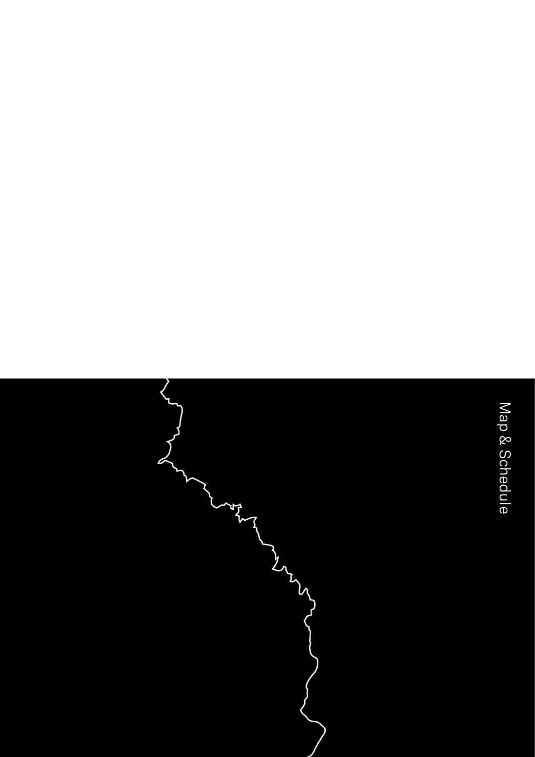# Map & Schedule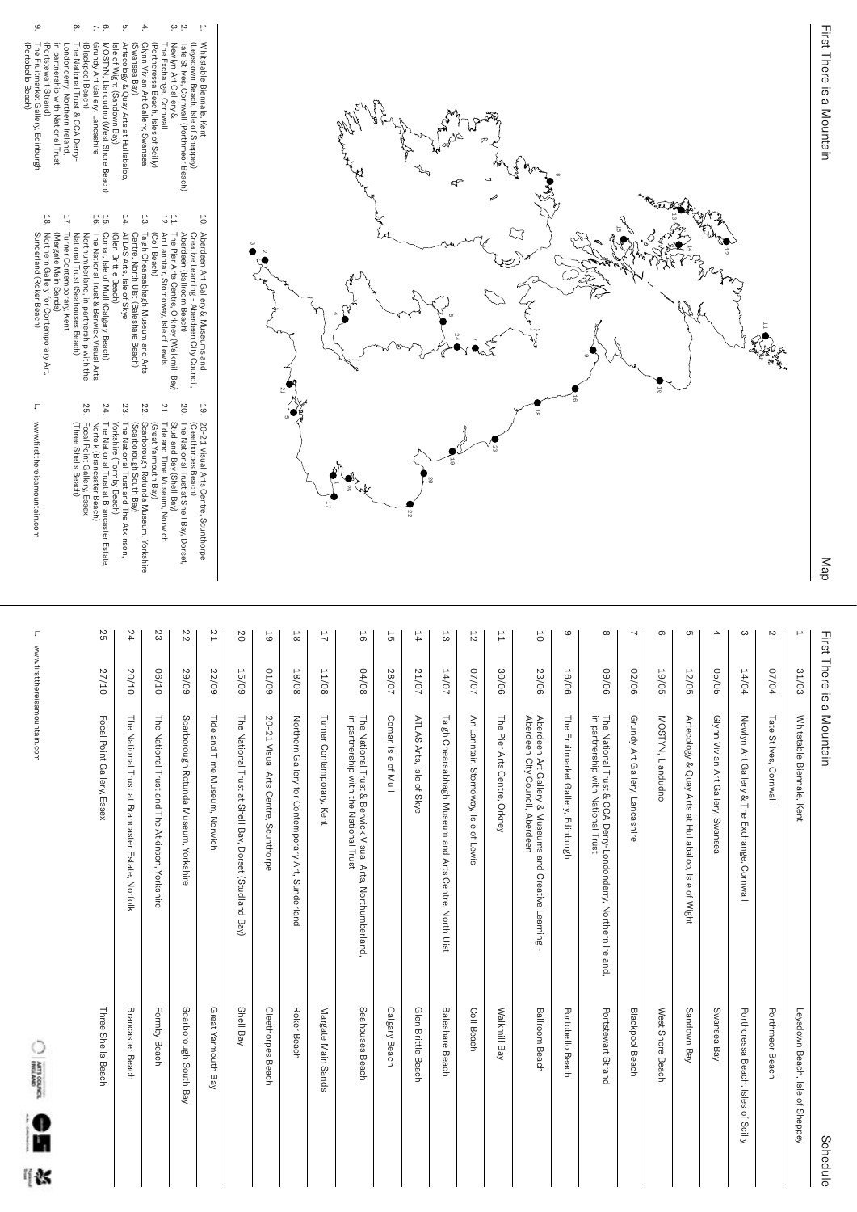# First There is a Mountain

## Map

1. Whitstable Biennale, Kent (Leysdown Beach, Isle of Sheppey)
2. Tate St Ives, Cornwall (Porthmeor Beach)
3. Newlyn Art Gallery & The Exchange, Cornwall (Porthcressa Beach, Isles of Scilly)
4. Glynn Vivian Art Gallery, Swansea (Swansea Bay)
5. Artecology & Quay Arts at Hullabaloo, Isle of Wight (Sandown Bay)
6. MOSTYN, Llandudno (West Shore Beach)
7. Grundy Art Gallery, Lancashire (Blackpool Beach)
8. The National Trust & CCA Derry-Londonderry, Northern Ireland, in partnership with National Trust (Portstewart Strand)
9. The Fruitmarket Gallery, Edinburgh (Portobello Beach)
10. Aberdeen Art Gallery & Museums and Creative Learning - Aberdeen City Council, Aberdeen (Ballroom Beach)
11. The Pier Arts Centre, Orkney (Walkmill Bay)
12. An Lanntair, Stornoway, Isle of Lewis (Coll Beach)
13. Taigh Chearsabhagh Museum and Arts Centre, North Uist (Baleshare Beach)
14. ATLAS Arts, Isle of Skye (Glen Brittle Beach)
15. Comar, Isle of Mull (Calgary Beach)
16. The National Trust & Berwick Visual Arts, Northumberland, in partnership with the National Trust (Seahouses Beach)
17. Turner Contemporary, Kent (Margate Main Sands)
18. Northern Gallery for Contemporary Art, Sunderland (Roker Beach)
19. 20-21 Visual Arts Centre, Scunthorpe (Cleethorpes Beach)
20. The National Trust at Shell Bay, Dorset, Studland Bay (Shell Bay)
21. Tide and Time Museum, Norwich (Great Yarmouth Bay)
22. Scarborough Rotunda Museum, Yorkshire (Scarborough South Bay)
23. The National Trust and The Atkinson, Yorkshire (Formby Beach)
24. The National Trust at Brancaster Estate, Norfolk (Brancaster Beach)
25. Focal Point Gallery, Essex (Three Shells Beach)

www.firsthereisamountain.com

# First There is a Mountain

## Schedule

| | | | |
|---|---|---|---|
| 1 | 31/03 | Whitstable Biennale, Kent | Leysdown Beach, Isle of Sheppey |
| 2 | 07/04 | Tate St Ives, Cornwall | Porthmeor Beach |
| 3 | 14/04 | Newlyn Art Gallery & The Exchange, Cornwall | Porthcressa Beach, Isles of Scilly |
| 4 | 05/05 | Glynn Vivian Art Gallery, Swansea | Swansea Bay |
| 5 | 12/05 | Artecology & Quay Arts at Hullabaloo, Isle of Wight | Sandown Bay |
| 6 | 19/05 | MOSTYN, Llandudno | West Shore Beach |
| 7 | 02/06 | Grundy Art Gallery, Lancashire | Blackpool Beach |
| 8 | 09/06 | The National Trust & CCA Derry-Londonderry, Northern Ireland, in partnership with National Trust | Portstewart Strand |
| 9 | 16/06 | The Fruitmarket Gallery, Edinburgh | Portobello Beach |
| 10 | 23/06 | Aberdeen Art Gallery & Museums and Creative Learning - Aberdeen City Council, Aberdeen | Ballroom Beach |
| 11 | 30/06 | The Pier Arts Centre, Orkney | Walkmill Bay |
| 12 | 07/07 | An Lanntair, Stornoway, Isle of Lewis | Coll Beach |
| 13 | 14/07 | Taigh Chearsabhagh Museum and Arts Centre, North Uist | Baleshare Beach |
| 14 | 21/07 | ATLAS Arts, Isle of Skye | Glen Brittle Beach |
| 15 | 28/07 | Comar, Isle of Mull | Calgary Beach |
| 16 | 04/08 | The National Trust & Berwick Visual Arts, Northumberland, in partnership with the National Trust | Seahouses Beach |
| 17 | 11/08 | Turner Contemporary, Kent | Margate Main Sands |
| 18 | 18/08 | Northern Gallery for Contemporary Art, Sunderland | Roker Beach |
| 19 | 01/09 | 20-21 Visual Arts Centre, Scunthorpe | Cleethorpes Beach |
| 20 | 15/09 | The National Trust at Shell Bay, Dorset (Studland Bay) | Shell Bay |
| 21 | 22/09 | Tide and Time Museum, Norwich | Great Yarmouth Bay |
| 22 | 29/09 | Scarborough Rotunda Museum, Yorkshire | Scarborough South Bay |
| 23 | 06/10 | The National Trust and The Atkinson, Yorkshire | Formby Beach |
| 24 | 20/10 | The National Trust at Brancaster Estate, Norfolk | Brancaster Beach |
| 25 | 27/10 | Focal Point Gallery, Essex | Three Shells Beach |

www.firsthereisamountain.com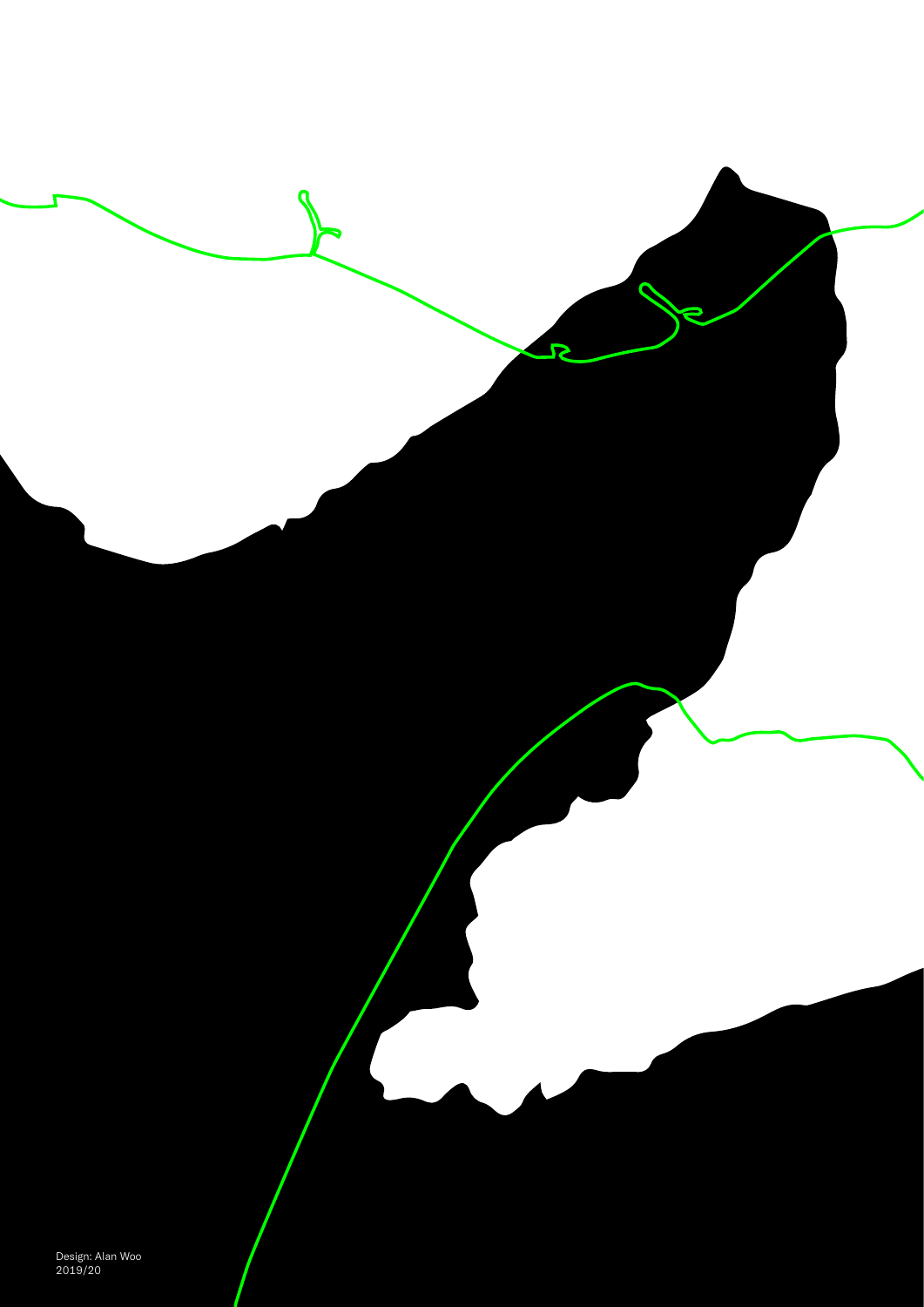Design: Alan Woo
2019/20